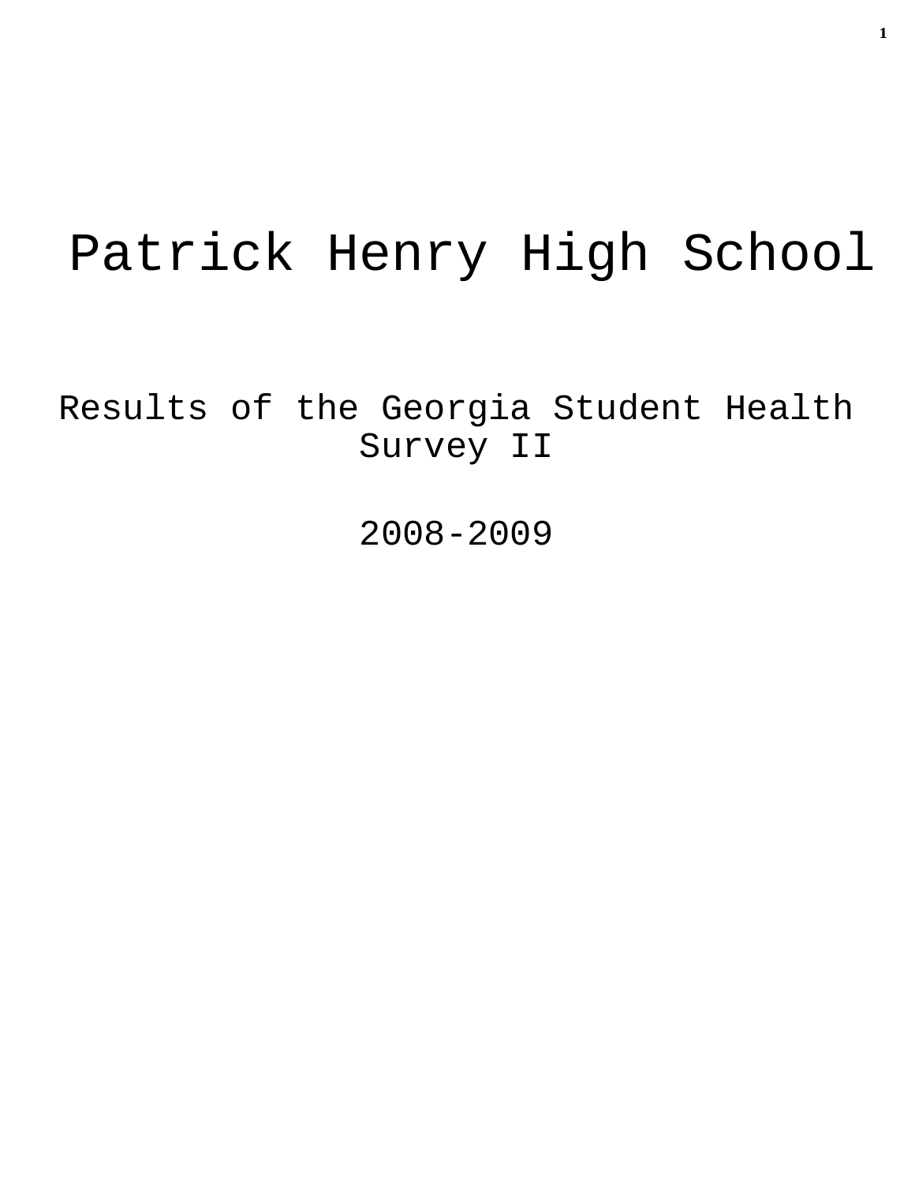# Patrick Henry High School

## Results of the Georgia Student Health Survey II

## 2008-2009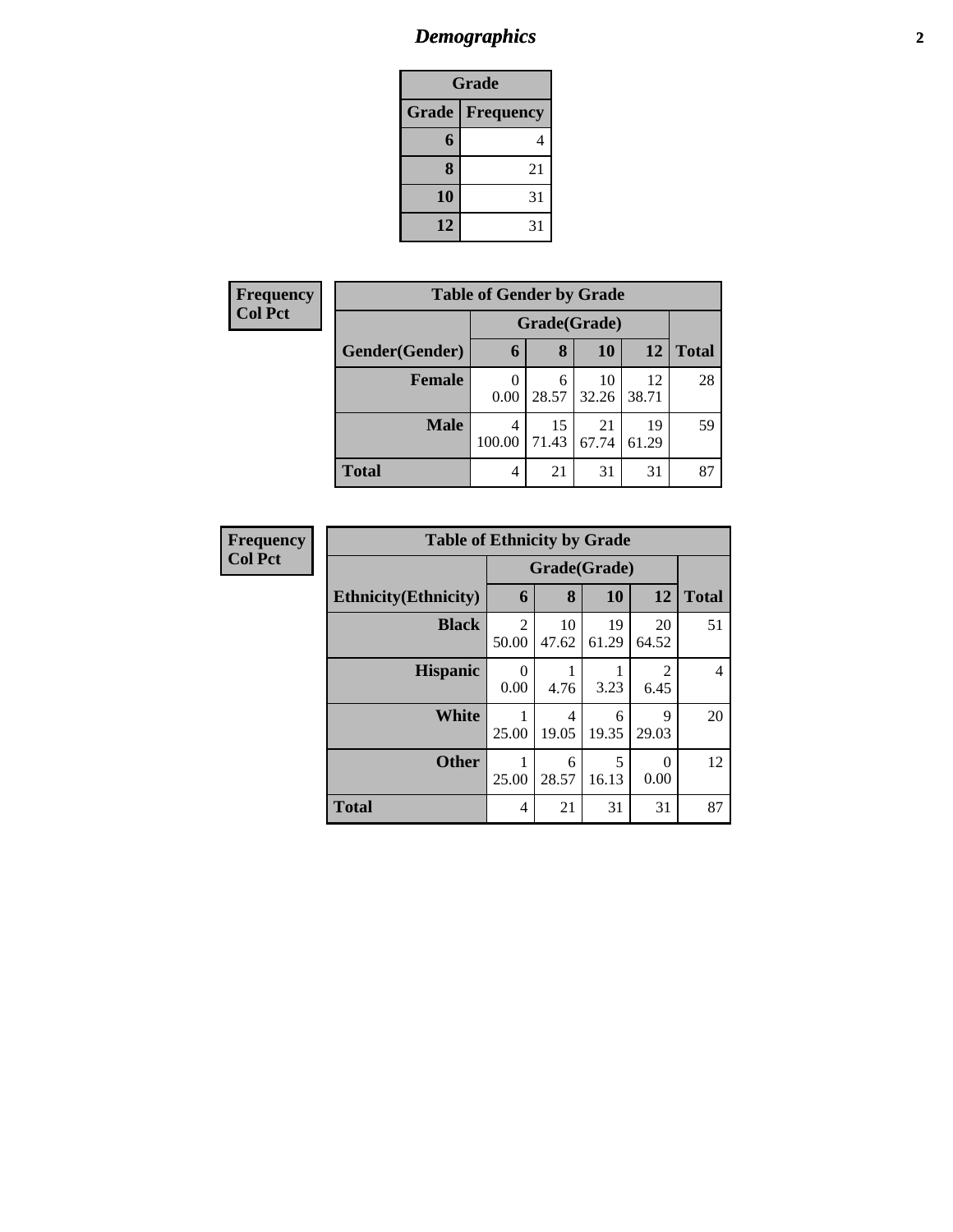# *Demographics*

| Grade | |
|---|---|
| **Grade** | **Frequency** |
| **6** | 4 |
| **8** | 21 |
| **10** | 31 |
| **12** | 31 |

**Frequency**
**Col Pct**

| Table of Gender by Grade | | | | | |
|---|---|---|---|---|---|
| | Grade(Grade) | | | | |
| **Gender(Gender)** | **6** | **8** | **10** | **12** | **Total** |
| **Female** | 0<br>0.00 | 6<br>28.57 | 10<br>32.26 | 12<br>38.71 | 28 |
| **Male** | 4<br>100.00 | 15<br>71.43 | 21<br>67.74 | 19<br>61.29 | 59 |
| **Total** | 4 | 21 | 31 | 31 | 87 |

**Frequency**
**Col Pct**

| Table of Ethnicity by Grade | | | | | |
|---|---|---|---|---|---|
| | Grade(Grade) | | | | |
| **Ethnicity(Ethnicity)** | **6** | **8** | **10** | **12** | **Total** |
| **Black** | 2<br>50.00 | 10<br>47.62 | 19<br>61.29 | 20<br>64.52 | 51 |
| **Hispanic** | 0<br>0.00 | 1<br>4.76 | 1<br>3.23 | 2<br>6.45 | 4 |
| **White** | 1<br>25.00 | 4<br>19.05 | 6<br>19.35 | 9<br>29.03 | 20 |
| **Other** | 1<br>25.00 | 6<br>28.57 | 5<br>16.13 | 0<br>0.00 | 12 |
| **Total** | 4 | 21 | 31 | 31 | 87 |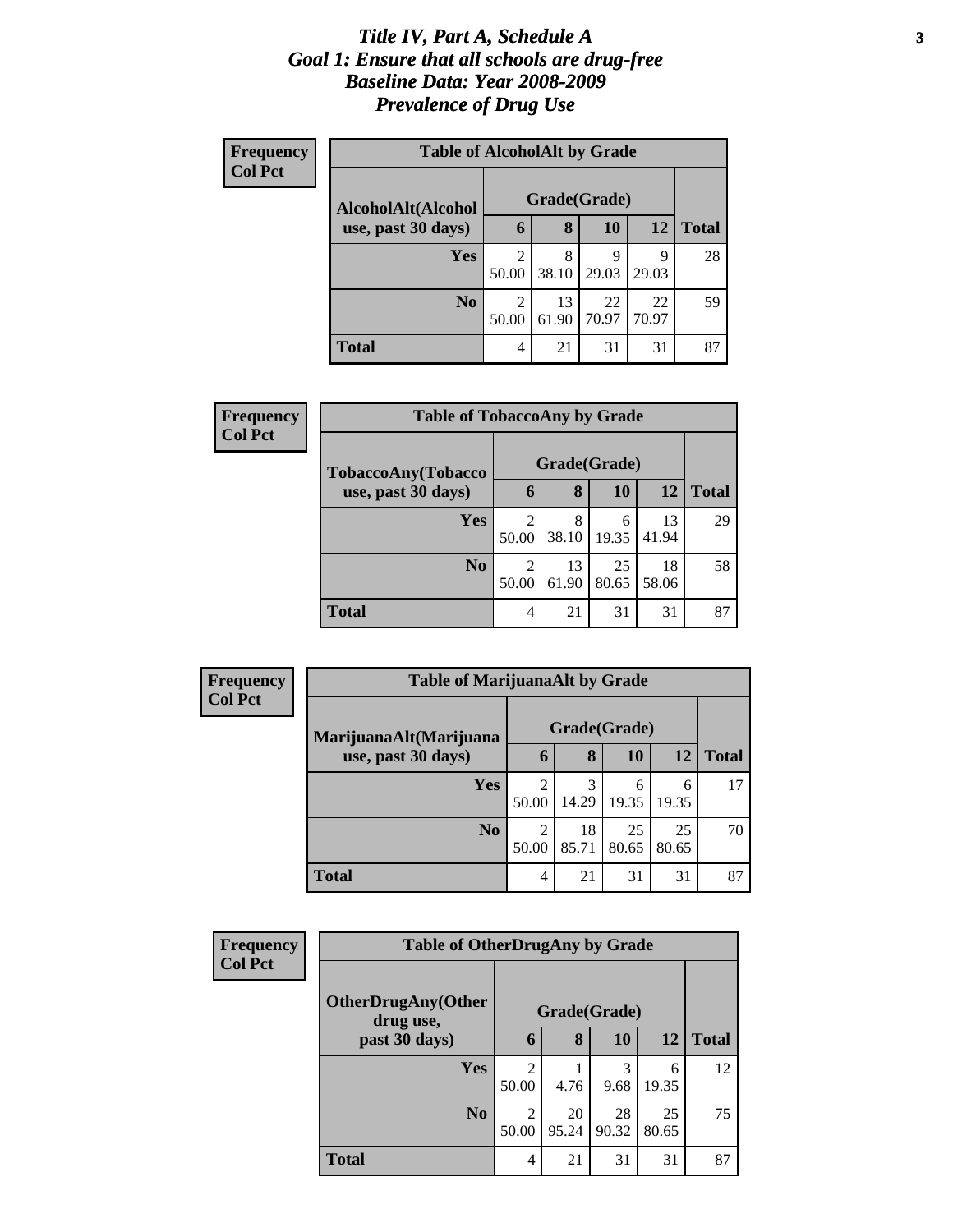# *Title IV, Part A, Schedule A*
# *Goal 1: Ensure that all schools are drug-free*
# *Baseline Data: Year 2008-2009*
# *Prevalence of Drug Use*

**Frequency**
**Col Pct**

| **Table of AlcoholAlt by Grade** | | | | | |
|---|---|---|---|---|---|
| **AlcoholAlt(Alcohol use, past 30 days)** | **Grade(Grade)** | | | | |
| | **6** | **8** | **10** | **12** | **Total** |
| **Yes** | 2<br>50.00 | 8<br>38.10 | 9<br>29.03 | 9<br>29.03 | 28 |
| **No** | 2<br>50.00 | 13<br>61.90 | 22<br>70.97 | 22<br>70.97 | 59 |
| **Total** | 4 | 21 | 31 | 31 | 87 |

**Frequency**
**Col Pct**

| **Table of TobaccoAny by Grade** | | | | | |
|---|---|---|---|---|---|
| **TobaccoAny(Tobacco use, past 30 days)** | **Grade(Grade)** | | | | |
| | **6** | **8** | **10** | **12** | **Total** |
| **Yes** | 2<br>50.00 | 8<br>38.10 | 6<br>19.35 | 13<br>41.94 | 29 |
| **No** | 2<br>50.00 | 13<br>61.90 | 25<br>80.65 | 18<br>58.06 | 58 |
| **Total** | 4 | 21 | 31 | 31 | 87 |

**Frequency**
**Col Pct**

| **Table of MarijuanaAlt by Grade** | | | | | |
|---|---|---|---|---|---|
| **MarijuanaAlt(Marijuana use, past 30 days)** | **Grade(Grade)** | | | | |
| | **6** | **8** | **10** | **12** | **Total** |
| **Yes** | 2<br>50.00 | 3<br>14.29 | 6<br>19.35 | 6<br>19.35 | 17 |
| **No** | 2<br>50.00 | 18<br>85.71 | 25<br>80.65 | 25<br>80.65 | 70 |
| **Total** | 4 | 21 | 31 | 31 | 87 |

**Frequency**
**Col Pct**

| **Table of OtherDrugAny by Grade** | | | | | |
|---|---|---|---|---|---|
| **OtherDrugAny(Other drug use, past 30 days)** | **Grade(Grade)** | | | | |
| | **6** | **8** | **10** | **12** | **Total** |
| **Yes** | 2<br>50.00 | 1<br>4.76 | 3<br>9.68 | 6<br>19.35 | 12 |
| **No** | 2<br>50.00 | 20<br>95.24 | 28<br>90.32 | 25<br>80.65 | 75 |
| **Total** | 4 | 21 | 31 | 31 | 87 |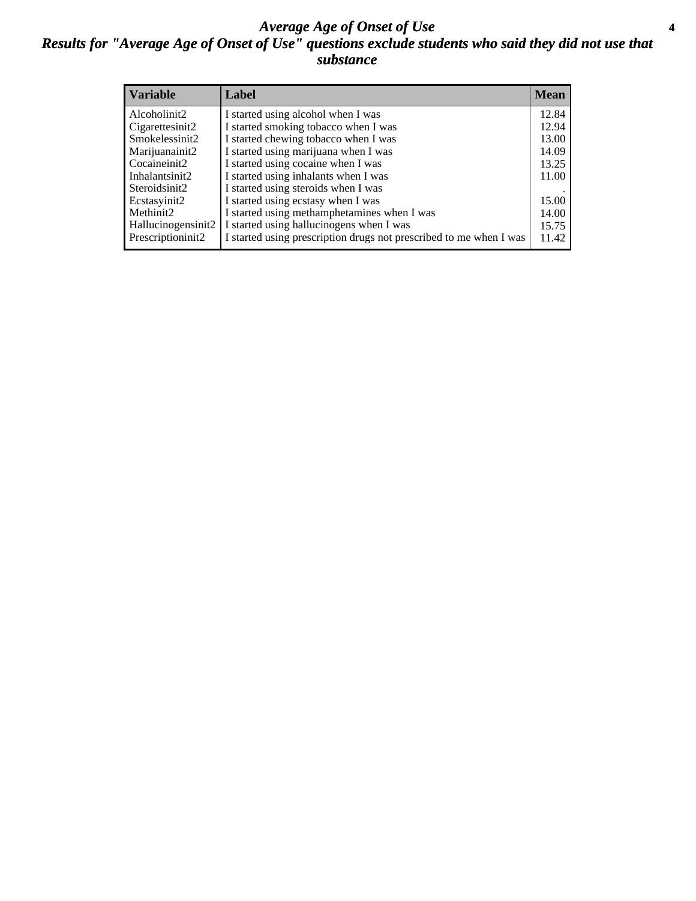# *Average Age of Onset of Use*

## *Results for "Average Age of Onset of Use" questions exclude students who said they did not use that substance*

| Variable | Label | Mean |
|---|---|---|
| Alcoholinit2 | I started using alcohol when I was | 12.84 |
| Cigarettesinit2 | I started smoking tobacco when I was | 12.94 |
| Smokelessinit2 | I started chewing tobacco when I was | 13.00 |
| Marijuanainit2 | I started using marijuana when I was | 14.09 |
| Cocaineinit2 | I started using cocaine when I was | 13.25 |
| Inhalantsinit2 | I started using inhalants when I was | 11.00 |
| Steroidsinit2 | I started using steroids when I was | . |
| Ecstasyinit2 | I started using ecstasy when I was | 15.00 |
| Methinit2 | I started using methamphetamines when I was | 14.00 |
| Hallucinogensinit2 | I started using hallucinogens when I was | 15.75 |
| Prescriptioninit2 | I started using prescription drugs not prescribed to me when I was | 11.42 |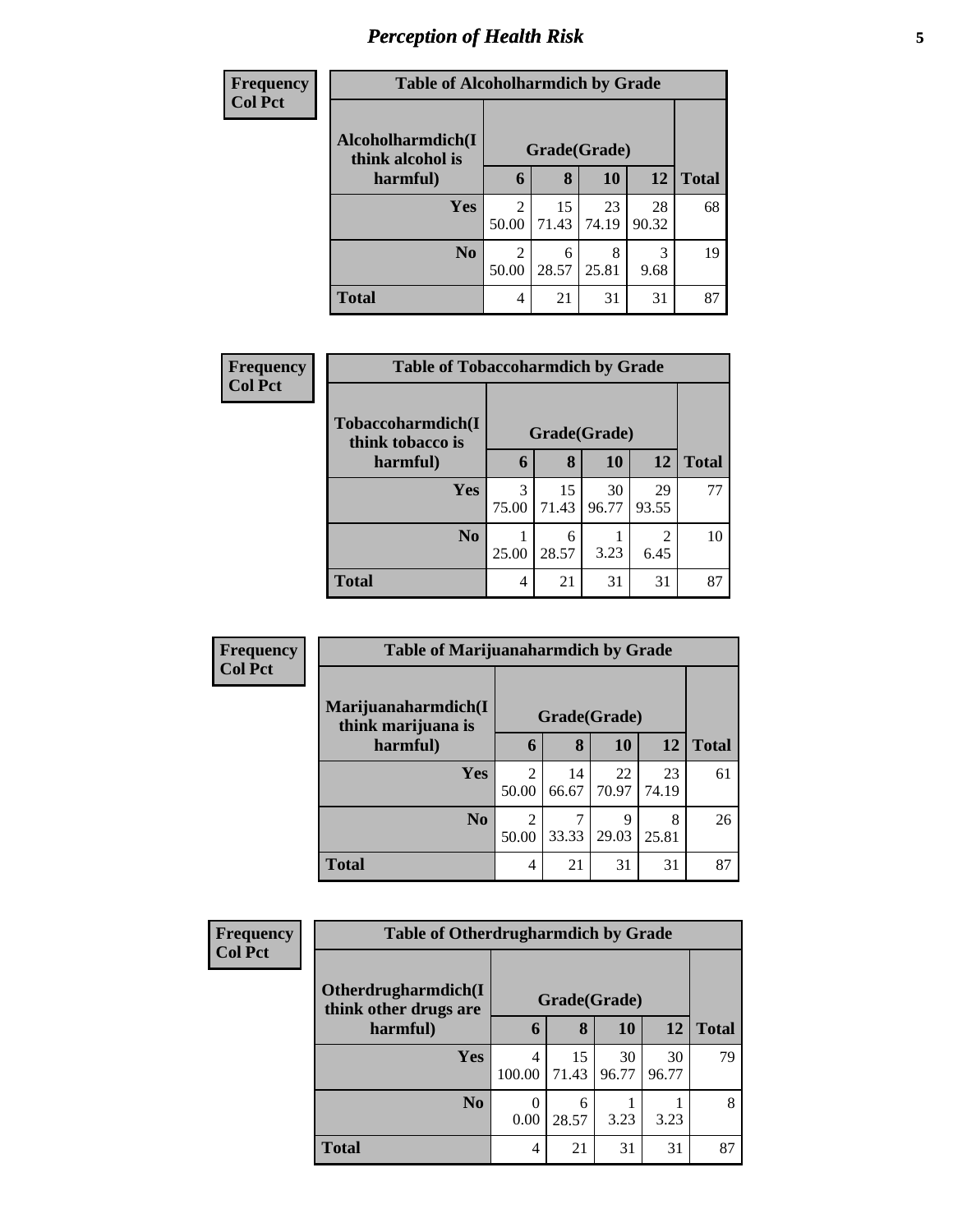# *Perception of Health Risk*

| Frequency<br>Col Pct | Table of Alcoholharmdich by Grade | | | | |
|---|---|---|---|---|---|
| Alcoholharmdich(I think alcohol is harmful) | Grade(Grade) | | | | |
| | 6 | 8 | 10 | 12 | Total |
| Yes | 2<br>50.00 | 15<br>71.43 | 23<br>74.19 | 28<br>90.32 | 68 |
| No | 2<br>50.00 | 6<br>28.57 | 8<br>25.81 | 3<br>9.68 | 19 |
| Total | 4 | 21 | 31 | 31 | 87 |

| Frequency<br>Col Pct | Table of Tobaccoharmdich by Grade | | | | |
|---|---|---|---|---|---|
| Tobaccoharmdich(I think tobacco is harmful) | Grade(Grade) | | | | |
| | 6 | 8 | 10 | 12 | Total |
| Yes | 3<br>75.00 | 15<br>71.43 | 30<br>96.77 | 29<br>93.55 | 77 |
| No | 1<br>25.00 | 6<br>28.57 | 1<br>3.23 | 2<br>6.45 | 10 |
| Total | 4 | 21 | 31 | 31 | 87 |

| Frequency<br>Col Pct | Table of Marijuanaharmdich by Grade | | | | |
|---|---|---|---|---|---|
| Marijuanaharmdich(I think marijuana is harmful) | Grade(Grade) | | | | |
| | 6 | 8 | 10 | 12 | Total |
| Yes | 2<br>50.00 | 14<br>66.67 | 22<br>70.97 | 23<br>74.19 | 61 |
| No | 2<br>50.00 | 7<br>33.33 | 9<br>29.03 | 8<br>25.81 | 26 |
| Total | 4 | 21 | 31 | 31 | 87 |

| Frequency<br>Col Pct | Table of Otherdrugharmdich by Grade | | | | |
|---|---|---|---|---|---|
| Otherdrugharmdich(I think other drugs are harmful) | Grade(Grade) | | | | |
| | 6 | 8 | 10 | 12 | Total |
| Yes | 4<br>100.00 | 15<br>71.43 | 30<br>96.77 | 30<br>96.77 | 79 |
| No | 0<br>0.00 | 6<br>28.57 | 1<br>3.23 | 1<br>3.23 | 8 |
| Total | 4 | 21 | 31 | 31 | 87 |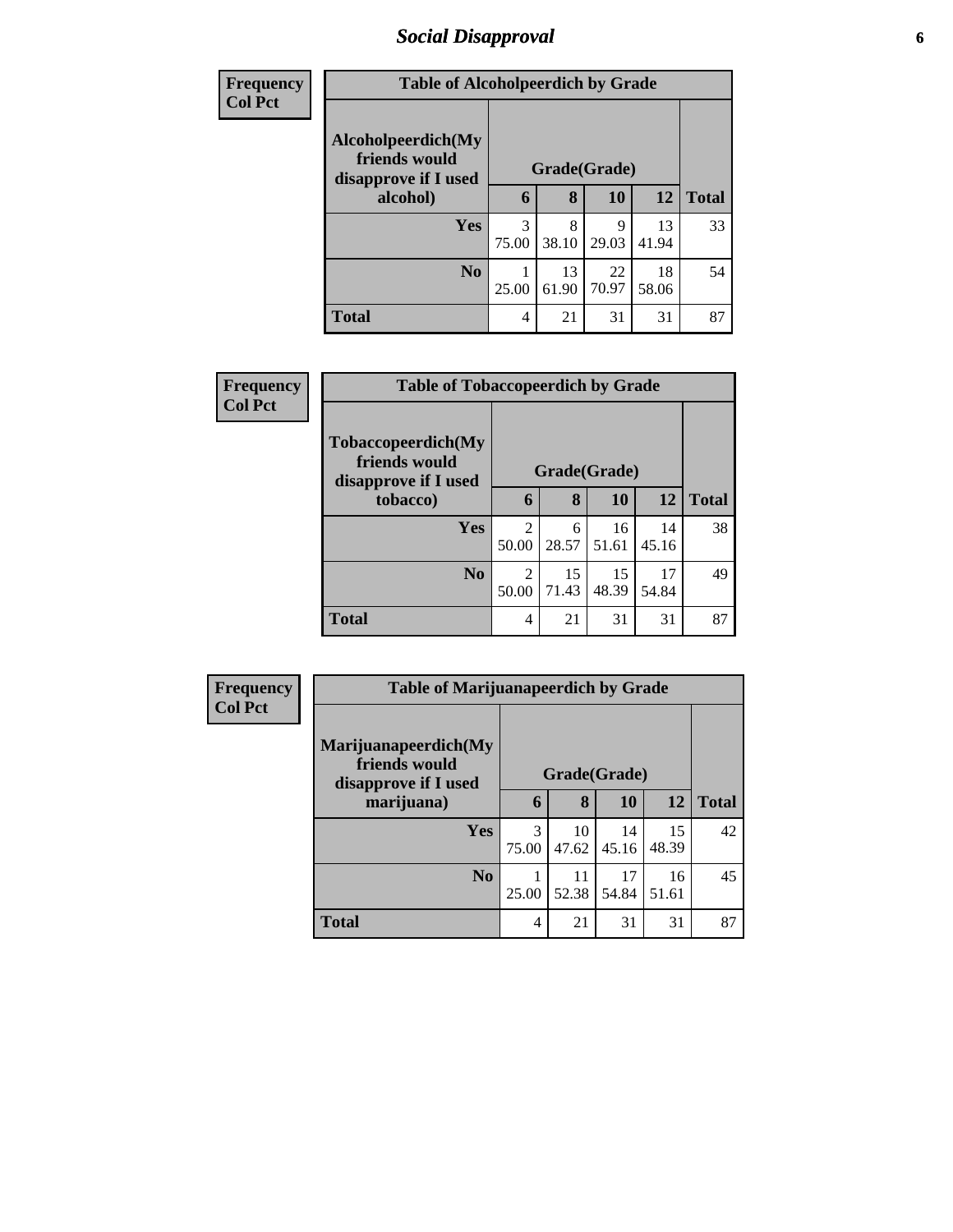## Social Disapproval

| Frequency<br>Col Pct |
|---|

**Table of Alcoholpeerdich by Grade**

| Alcoholpeerdich(My friends would disapprove if I used alcohol) | Grade(Grade) | | | | |
|---|---|---|---|---|---|
| | 6 | 8 | 10 | 12 | Total |
| Yes | 3<br>75.00 | 8<br>38.10 | 9<br>29.03 | 13<br>41.94 | 33 |
| No | 1<br>25.00 | 13<br>61.90 | 22<br>70.97 | 18<br>58.06 | 54 |
| Total | 4 | 21 | 31 | 31 | 87 |

| Frequency<br>Col Pct |
|---|

**Table of Tobaccopeerdich by Grade**

| Tobaccopeerdich(My friends would disapprove if I used tobacco) | Grade(Grade) | | | | |
|---|---|---|---|---|---|
| | 6 | 8 | 10 | 12 | Total |
| Yes | 2<br>50.00 | 6<br>28.57 | 16<br>51.61 | 14<br>45.16 | 38 |
| No | 2<br>50.00 | 15<br>71.43 | 15<br>48.39 | 17<br>54.84 | 49 |
| Total | 4 | 21 | 31 | 31 | 87 |

| Frequency<br>Col Pct |
|---|

**Table of Marijuanapeerdich by Grade**

| Marijuanapeerdich(My friends would disapprove if I used marijuana) | Grade(Grade) | | | | |
|---|---|---|---|---|---|
| | 6 | 8 | 10 | 12 | Total |
| Yes | 3<br>75.00 | 10<br>47.62 | 14<br>45.16 | 15<br>48.39 | 42 |
| No | 1<br>25.00 | 11<br>52.38 | 17<br>54.84 | 16<br>51.61 | 45 |
| Total | 4 | 21 | 31 | 31 | 87 |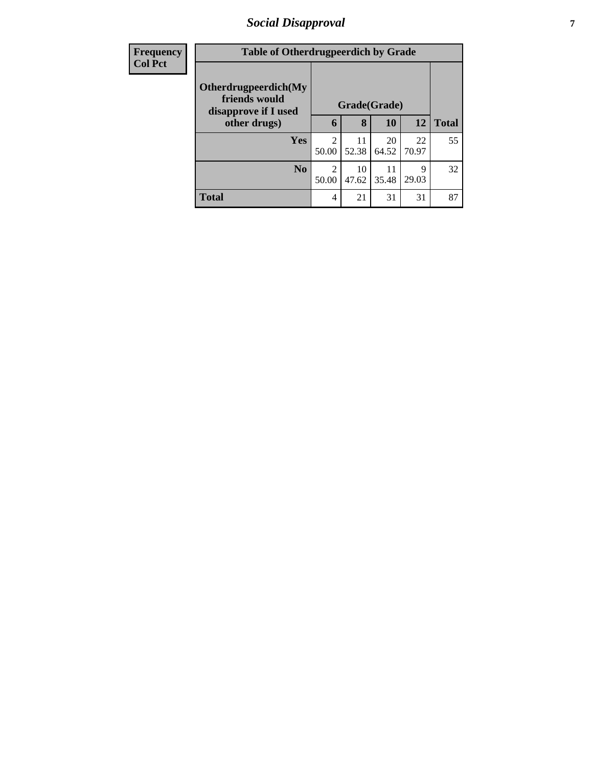| Frequency<br>Col Pct | Table of Otherdrugpeerdich by Grade | | | | |
|---|---|---|---|---|---|
| Otherdrugpeerdich(My friends would disapprove if I used other drugs) | Grade(Grade) | | | | |
| | 6 | 8 | 10 | 12 | Total |
| Yes | 2<br>50.00 | 11<br>52.38 | 20<br>64.52 | 22<br>70.97 | 55 |
| No | 2<br>50.00 | 10<br>47.62 | 11<br>35.48 | 9<br>29.03 | 32 |
| Total | 4 | 21 | 31 | 31 | 87 |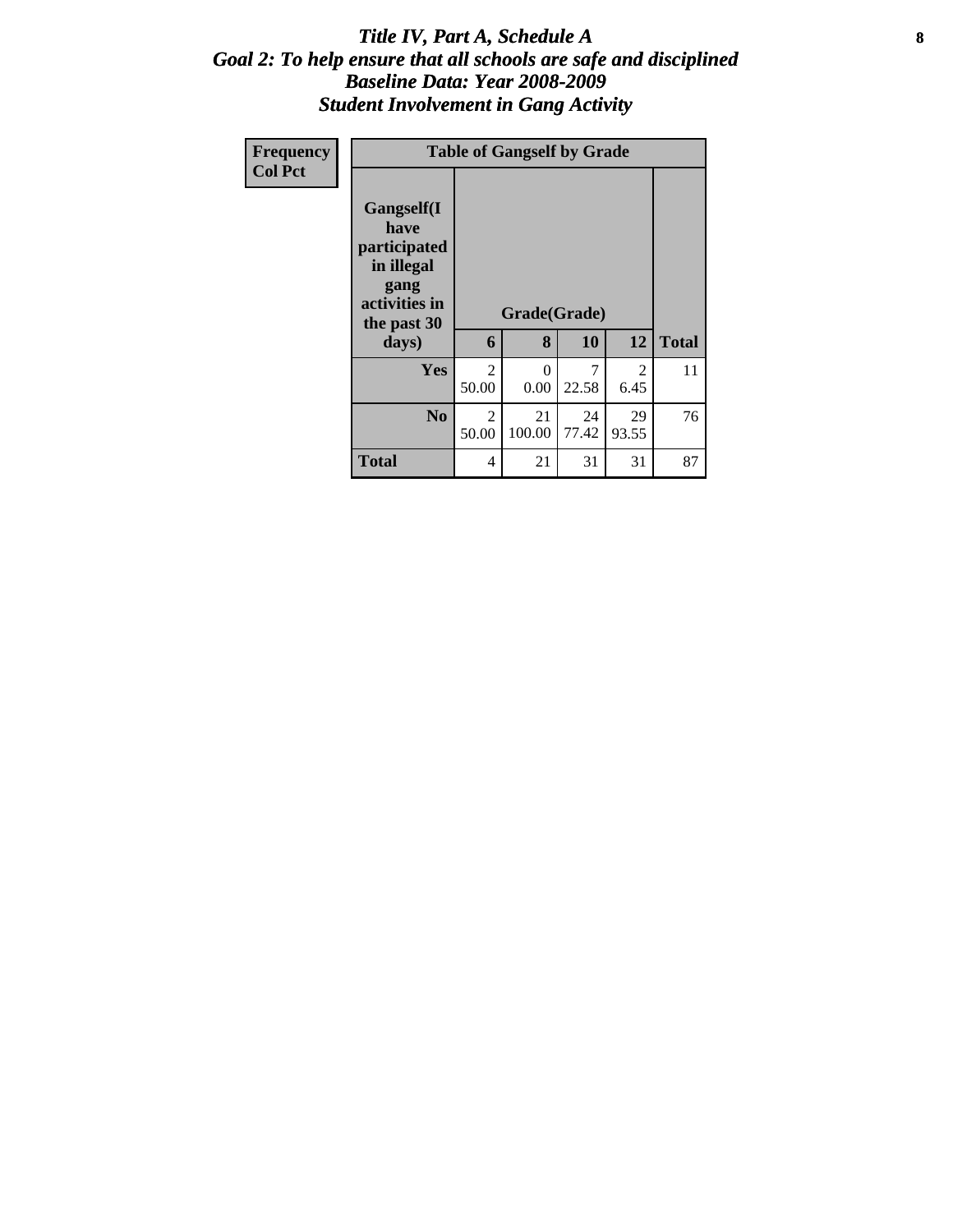# *Title IV, Part A, Schedule A*
## *Goal 2: To help ensure that all schools are safe and disciplined*
## *Baseline Data: Year 2008-2009*
## *Student Involvement in Gang Activity*

| Frequency<br>Col Pct | Table of Gangself by Grade | | | | |
|---|---|---|---|---|---|
| Gangself(I have participated in illegal gang activities in the past 30 days) | Grade(Grade) | | | | |
| | 6 | 8 | 10 | 12 | Total |
| Yes | 2<br>50.00 | 0<br>0.00 | 7<br>22.58 | 2<br>6.45 | 11 |
| No | 2<br>50.00 | 21<br>100.00 | 24<br>77.42 | 29<br>93.55 | 76 |
| Total | 4 | 21 | 31 | 31 | 87 |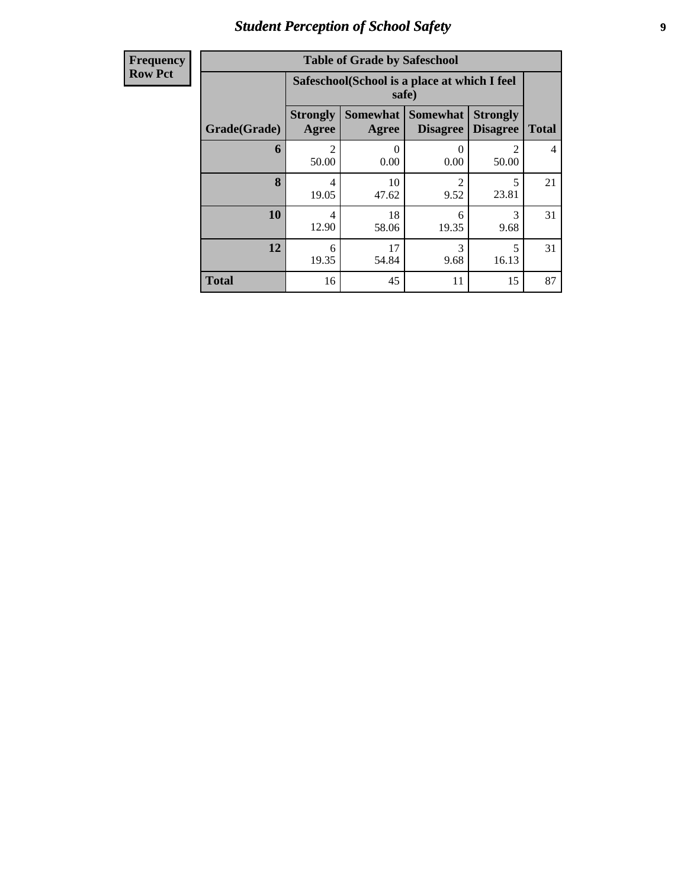## *Student Perception of School Safety*

| Frequency<br>Row Pct |
|---|

**Table of Grade by Safeschool**

| Grade(Grade) | Safeschool(School is a place at which I feel safe) | | | | Total |
|---|---|---|---|---|---|
| | Strongly Agree | Somewhat Agree | Somewhat Disagree | Strongly Disagree | |
| **6** | 2<br>50.00 | 0<br>0.00 | 0<br>0.00 | 2<br>50.00 | 4 |
| **8** | 4<br>19.05 | 10<br>47.62 | 2<br>9.52 | 5<br>23.81 | 21 |
| **10** | 4<br>12.90 | 18<br>58.06 | 6<br>19.35 | 3<br>9.68 | 31 |
| **12** | 6<br>19.35 | 17<br>54.84 | 3<br>9.68 | 5<br>16.13 | 31 |
| **Total** | 16 | 45 | 11 | 15 | 87 |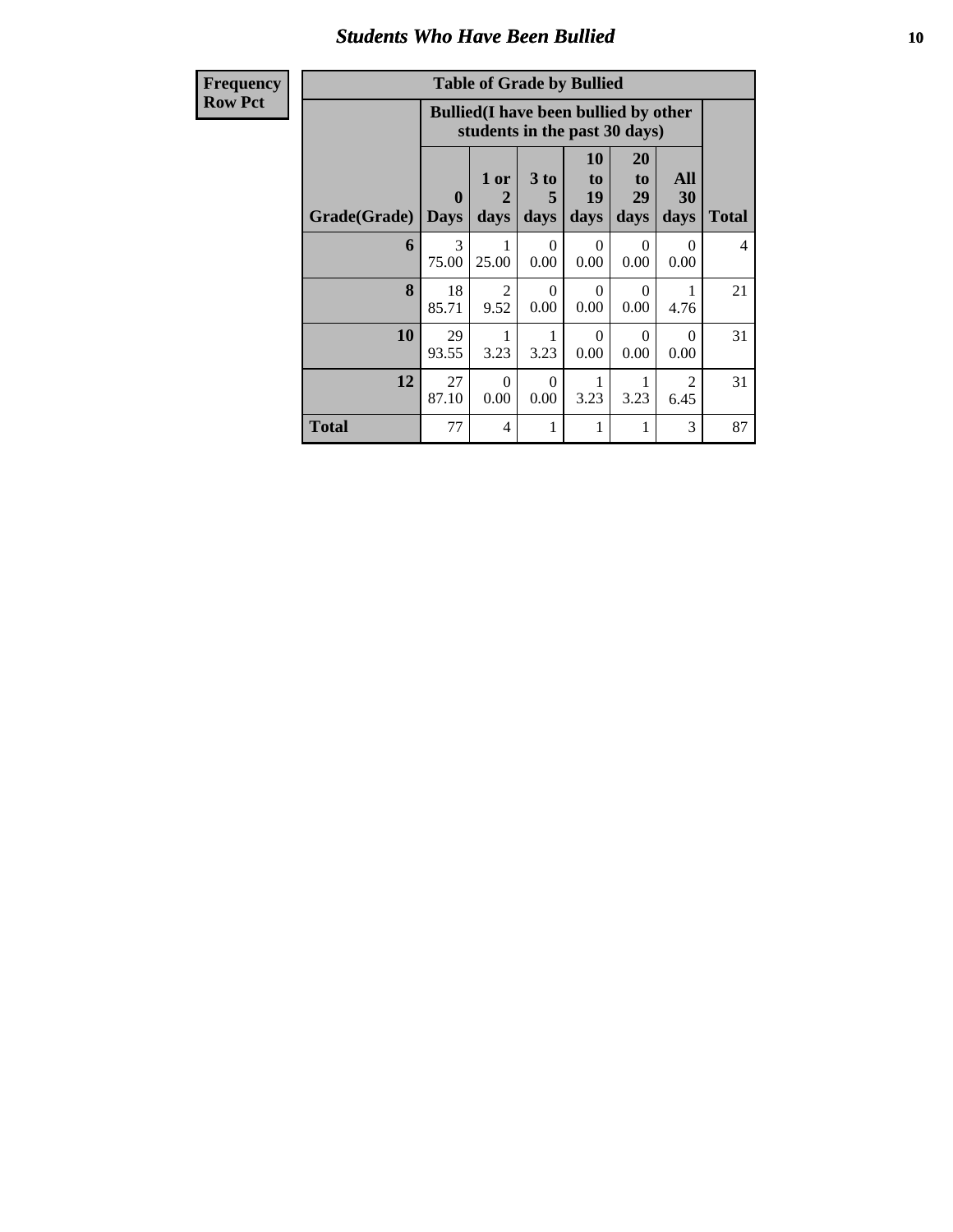# Students Who Have Been Bullied

| Frequency<br>Row Pct | Table of Grade by Bullied | | | | | | |
|---|---|---|---|---|---|---|---|
| | Bullied(I have been bullied by other students in the past 30 days) | | | | | | |
| Grade(Grade) | 0 Days | 1 or 2 days | 3 to 5 days | 10 to 19 days | 20 to 29 days | All 30 days | Total |
| 6 | 3<br>75.00 | 1<br>25.00 | 0<br>0.00 | 0<br>0.00 | 0<br>0.00 | 0<br>0.00 | 4 |
| 8 | 18<br>85.71 | 2<br>9.52 | 0<br>0.00 | 0<br>0.00 | 0<br>0.00 | 1<br>4.76 | 21 |
| 10 | 29<br>93.55 | 1<br>3.23 | 1<br>3.23 | 0<br>0.00 | 0<br>0.00 | 0<br>0.00 | 31 |
| 12 | 27<br>87.10 | 0<br>0.00 | 0<br>0.00 | 1<br>3.23 | 1<br>3.23 | 2<br>6.45 | 31 |
| Total | 77 | 4 | 1 | 1 | 1 | 3 | 87 |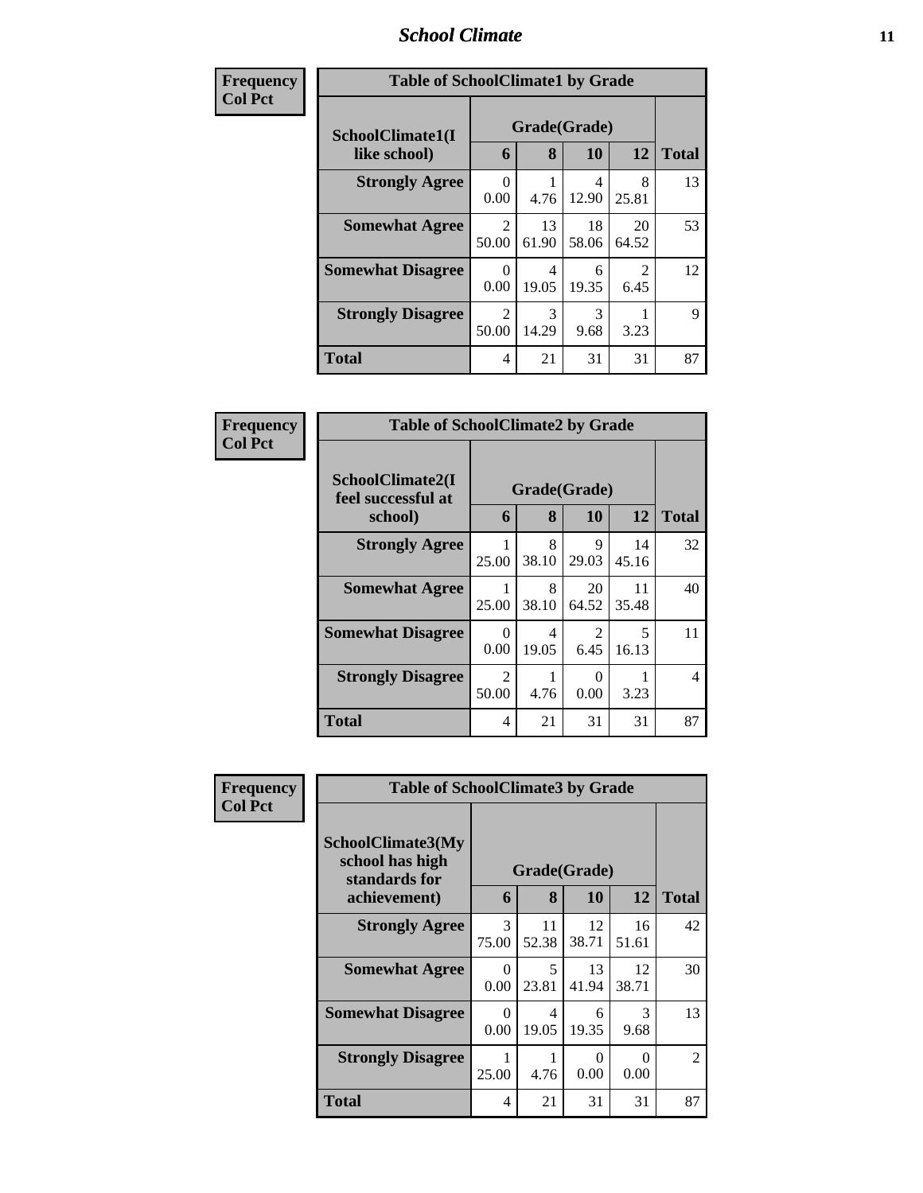## Table of SchoolClimate1 by Grade

Frequency / Col Pct

| SchoolClimate1(I like school) | Grade(Grade) | | | | Total |
|---|---|---|---|---|---|
| | 6 | 8 | 10 | 12 | |
| Strongly Agree | 0<br>0.00 | 1<br>4.76 | 4<br>12.90 | 8<br>25.81 | 13 |
| Somewhat Agree | 2<br>50.00 | 13<br>61.90 | 18<br>58.06 | 20<br>64.52 | 53 |
| Somewhat Disagree | 0<br>0.00 | 4<br>19.05 | 6<br>19.35 | 2<br>6.45 | 12 |
| Strongly Disagree | 2<br>50.00 | 3<br>14.29 | 3<br>9.68 | 1<br>3.23 | 9 |
| Total | 4 | 21 | 31 | 31 | 87 |

## Table of SchoolClimate2 by Grade

Frequency / Col Pct

| SchoolClimate2(I feel successful at school) | Grade(Grade) | | | | Total |
|---|---|---|---|---|---|
| | 6 | 8 | 10 | 12 | |
| Strongly Agree | 1<br>25.00 | 8<br>38.10 | 9<br>29.03 | 14<br>45.16 | 32 |
| Somewhat Agree | 1<br>25.00 | 8<br>38.10 | 20<br>64.52 | 11<br>35.48 | 40 |
| Somewhat Disagree | 0<br>0.00 | 4<br>19.05 | 2<br>6.45 | 5<br>16.13 | 11 |
| Strongly Disagree | 2<br>50.00 | 1<br>4.76 | 0<br>0.00 | 1<br>3.23 | 4 |
| Total | 4 | 21 | 31 | 31 | 87 |

## Table of SchoolClimate3 by Grade

Frequency / Col Pct

| SchoolClimate3(My school has high standards for achievement) | Grade(Grade) | | | | Total |
|---|---|---|---|---|---|
| | 6 | 8 | 10 | 12 | |
| Strongly Agree | 3<br>75.00 | 11<br>52.38 | 12<br>38.71 | 16<br>51.61 | 42 |
| Somewhat Agree | 0<br>0.00 | 5<br>23.81 | 13<br>41.94 | 12<br>38.71 | 30 |
| Somewhat Disagree | 0<br>0.00 | 4<br>19.05 | 6<br>19.35 | 3<br>9.68 | 13 |
| Strongly Disagree | 1<br>25.00 | 1<br>4.76 | 0<br>0.00 | 0<br>0.00 | 2 |
| Total | 4 | 21 | 31 | 31 | 87 |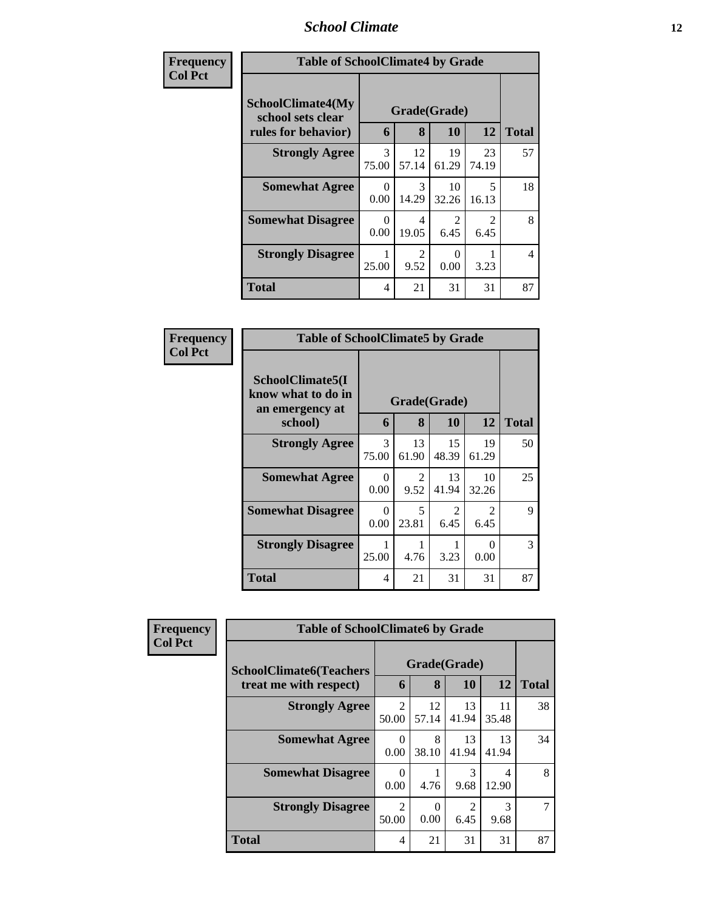| Frequency Col Pct | | | | | |
|---|---|---|---|---|---|
| **Table of SchoolClimate4 by Grade** | | | | | |
| **SchoolClimate4(My school sets clear rules for behavior)** | **Grade(Grade)** | | | | **Total** |
| | **6** | **8** | **10** | **12** | |
| **Strongly Agree** | 3<br>75.00 | 12<br>57.14 | 19<br>61.29 | 23<br>74.19 | 57 |
| **Somewhat Agree** | 0<br>0.00 | 3<br>14.29 | 10<br>32.26 | 5<br>16.13 | 18 |
| **Somewhat Disagree** | 0<br>0.00 | 4<br>19.05 | 2<br>6.45 | 2<br>6.45 | 8 |
| **Strongly Disagree** | 1<br>25.00 | 2<br>9.52 | 0<br>0.00 | 1<br>3.23 | 4 |
| **Total** | 4 | 21 | 31 | 31 | 87 |

| Frequency Col Pct | | | | | |
|---|---|---|---|---|---|
| **Table of SchoolClimate5 by Grade** | | | | | |
| **SchoolClimate5(I know what to do in an emergency at school)** | **Grade(Grade)** | | | | **Total** |
| | **6** | **8** | **10** | **12** | |
| **Strongly Agree** | 3<br>75.00 | 13<br>61.90 | 15<br>48.39 | 19<br>61.29 | 50 |
| **Somewhat Agree** | 0<br>0.00 | 2<br>9.52 | 13<br>41.94 | 10<br>32.26 | 25 |
| **Somewhat Disagree** | 0<br>0.00 | 5<br>23.81 | 2<br>6.45 | 2<br>6.45 | 9 |
| **Strongly Disagree** | 1<br>25.00 | 1<br>4.76 | 1<br>3.23 | 0<br>0.00 | 3 |
| **Total** | 4 | 21 | 31 | 31 | 87 |

| Frequency Col Pct | | | | | |
|---|---|---|---|---|---|
| **Table of SchoolClimate6 by Grade** | | | | | |
| **SchoolClimate6(Teachers treat me with respect)** | **Grade(Grade)** | | | | **Total** |
| | **6** | **8** | **10** | **12** | |
| **Strongly Agree** | 2<br>50.00 | 12<br>57.14 | 13<br>41.94 | 11<br>35.48 | 38 |
| **Somewhat Agree** | 0<br>0.00 | 8<br>38.10 | 13<br>41.94 | 13<br>41.94 | 34 |
| **Somewhat Disagree** | 0<br>0.00 | 1<br>4.76 | 3<br>9.68 | 4<br>12.90 | 8 |
| **Strongly Disagree** | 2<br>50.00 | 0<br>0.00 | 2<br>6.45 | 3<br>9.68 | 7 |
| **Total** | 4 | 21 | 31 | 31 | 87 |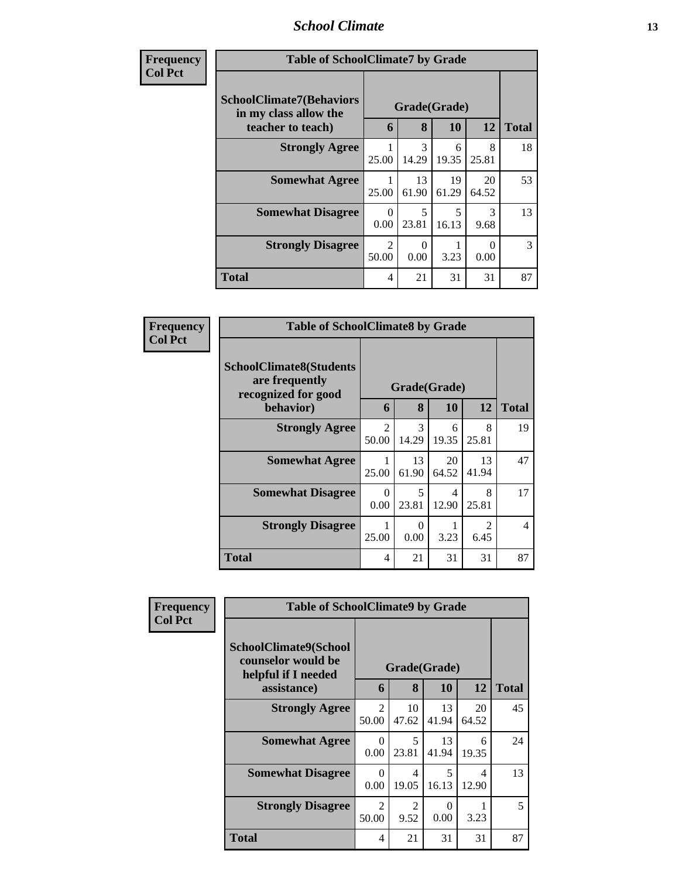| Frequency<br>Col Pct | | | | | |
|---|---|---|---|---|---|
| **Table of SchoolClimate7 by Grade** | | | | | |
| **SchoolClimate7(Behaviors in my class allow the teacher to teach)** | **Grade(Grade)** | | | | **Total** |
| | **6** | **8** | **10** | **12** | |
| **Strongly Agree** | 1<br>25.00 | 3<br>14.29 | 6<br>19.35 | 8<br>25.81 | 18 |
| **Somewhat Agree** | 1<br>25.00 | 13<br>61.90 | 19<br>61.29 | 20<br>64.52 | 53 |
| **Somewhat Disagree** | 0<br>0.00 | 5<br>23.81 | 5<br>16.13 | 3<br>9.68 | 13 |
| **Strongly Disagree** | 2<br>50.00 | 0<br>0.00 | 1<br>3.23 | 0<br>0.00 | 3 |
| **Total** | 4 | 21 | 31 | 31 | 87 |

| Frequency<br>Col Pct | | | | | |
|---|---|---|---|---|---|
| **Table of SchoolClimate8 by Grade** | | | | | |
| **SchoolClimate8(Students are frequently recognized for good behavior)** | **Grade(Grade)** | | | | **Total** |
| | **6** | **8** | **10** | **12** | |
| **Strongly Agree** | 2<br>50.00 | 3<br>14.29 | 6<br>19.35 | 8<br>25.81 | 19 |
| **Somewhat Agree** | 1<br>25.00 | 13<br>61.90 | 20<br>64.52 | 13<br>41.94 | 47 |
| **Somewhat Disagree** | 0<br>0.00 | 5<br>23.81 | 4<br>12.90 | 8<br>25.81 | 17 |
| **Strongly Disagree** | 1<br>25.00 | 0<br>0.00 | 1<br>3.23 | 2<br>6.45 | 4 |
| **Total** | 4 | 21 | 31 | 31 | 87 |

| Frequency<br>Col Pct | | | | | |
|---|---|---|---|---|---|
| **Table of SchoolClimate9 by Grade** | | | | | |
| **SchoolClimate9(School counselor would be helpful if I needed assistance)** | **Grade(Grade)** | | | | **Total** |
| | **6** | **8** | **10** | **12** | |
| **Strongly Agree** | 2<br>50.00 | 10<br>47.62 | 13<br>41.94 | 20<br>64.52 | 45 |
| **Somewhat Agree** | 0<br>0.00 | 5<br>23.81 | 13<br>41.94 | 6<br>19.35 | 24 |
| **Somewhat Disagree** | 0<br>0.00 | 4<br>19.05 | 5<br>16.13 | 4<br>12.90 | 13 |
| **Strongly Disagree** | 2<br>50.00 | 2<br>9.52 | 0<br>0.00 | 1<br>3.23 | 5 |
| **Total** | 4 | 21 | 31 | 31 | 87 |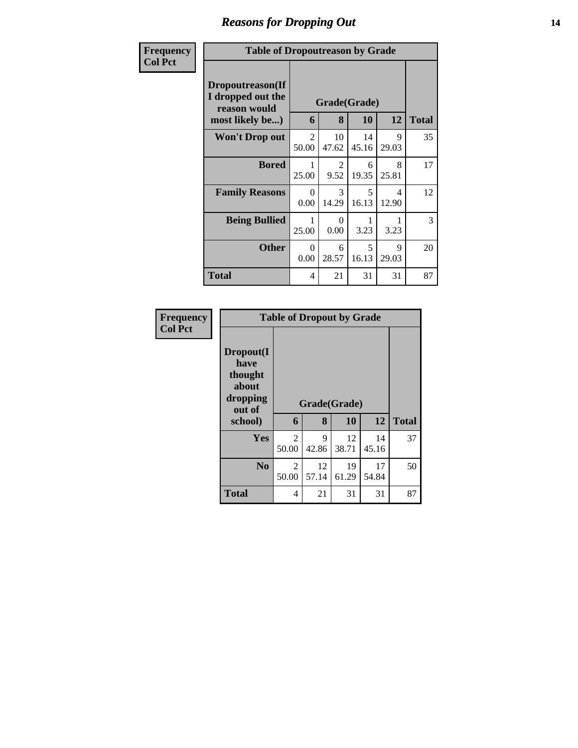## Reasons for Dropping Out

| Frequency<br>Col Pct | | | | | |
|---|---|---|---|---|---|
| **Table of Dropoutreason by Grade** | | | | | |
| **Dropoutreason(If I dropped out the reason would most likely be...)** | **Grade(Grade)** | | | | |
| | **6** | **8** | **10** | **12** | **Total** |
| **Won't Drop out** | 2<br>50.00 | 10<br>47.62 | 14<br>45.16 | 9<br>29.03 | 35 |
| **Bored** | 1<br>25.00 | 2<br>9.52 | 6<br>19.35 | 8<br>25.81 | 17 |
| **Family Reasons** | 0<br>0.00 | 3<br>14.29 | 5<br>16.13 | 4<br>12.90 | 12 |
| **Being Bullied** | 1<br>25.00 | 0<br>0.00 | 1<br>3.23 | 1<br>3.23 | 3 |
| **Other** | 0<br>0.00 | 6<br>28.57 | 5<br>16.13 | 9<br>29.03 | 20 |
| **Total** | 4 | 21 | 31 | 31 | 87 |

| Frequency<br>Col Pct | | | | | |
|---|---|---|---|---|---|
| **Table of Dropout by Grade** | | | | | |
| **Dropout(I have thought about dropping out of school)** | **Grade(Grade)** | | | | |
| | **6** | **8** | **10** | **12** | **Total** |
| **Yes** | 2<br>50.00 | 9<br>42.86 | 12<br>38.71 | 14<br>45.16 | 37 |
| **No** | 2<br>50.00 | 12<br>57.14 | 19<br>61.29 | 17<br>54.84 | 50 |
| **Total** | 4 | 21 | 31 | 31 | 87 |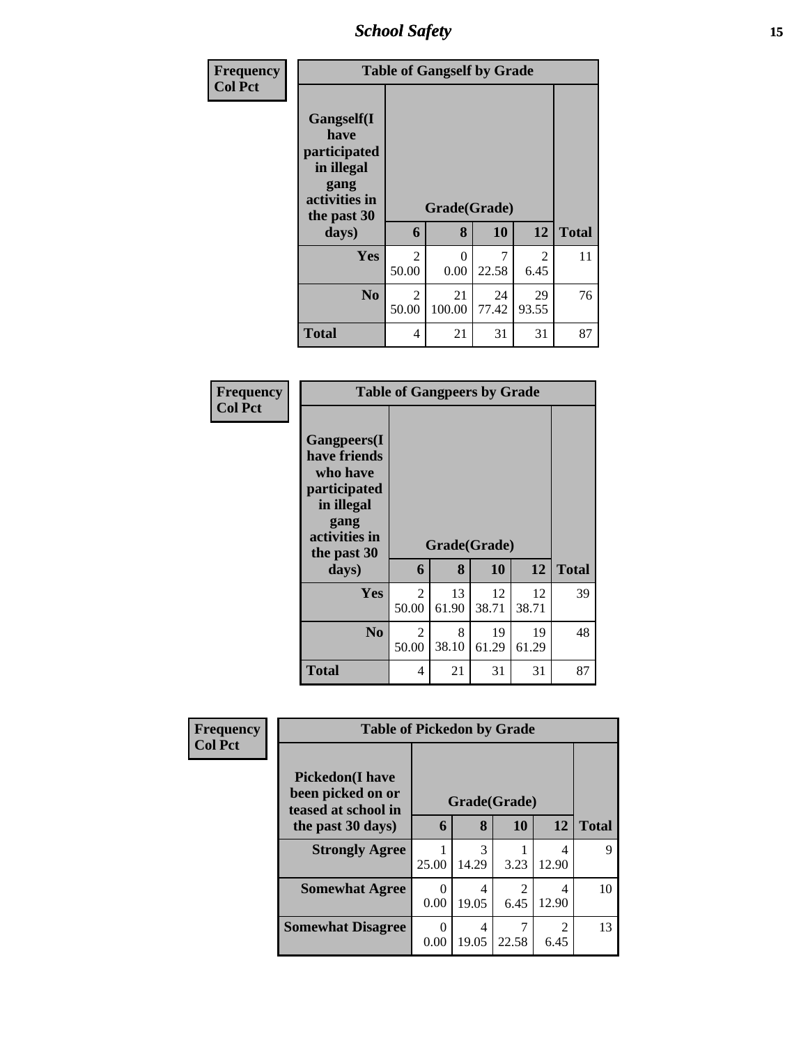| Frequency<br>Col Pct | Table of Gangself by Grade | | | | |
|---|---|---|---|---|---|
| Gangself(I have participated in illegal gang activities in the past 30 days) | Grade(Grade) | | | | |
| | 6 | 8 | 10 | 12 | Total |
| Yes | 2<br>50.00 | 0<br>0.00 | 7<br>22.58 | 2<br>6.45 | 11 |
| No | 2<br>50.00 | 21<br>100.00 | 24<br>77.42 | 29<br>93.55 | 76 |
| Total | 4 | 21 | 31 | 31 | 87 |

| Frequency<br>Col Pct | Table of Gangpeers by Grade | | | | |
|---|---|---|---|---|---|
| Gangpeers(I have friends who have participated in illegal gang activities in the past 30 days) | Grade(Grade) | | | | |
| | 6 | 8 | 10 | 12 | Total |
| Yes | 2<br>50.00 | 13<br>61.90 | 12<br>38.71 | 12<br>38.71 | 39 |
| No | 2<br>50.00 | 8<br>38.10 | 19<br>61.29 | 19<br>61.29 | 48 |
| Total | 4 | 21 | 31 | 31 | 87 |

| Frequency<br>Col Pct | Table of Pickedon by Grade | | | | |
|---|---|---|---|---|---|
| Pickedon(I have been picked on or teased at school in the past 30 days) | Grade(Grade) | | | | |
| | 6 | 8 | 10 | 12 | Total |
| Strongly Agree | 1<br>25.00 | 3<br>14.29 | 1<br>3.23 | 4<br>12.90 | 9 |
| Somewhat Agree | 0<br>0.00 | 4<br>19.05 | 2<br>6.45 | 4<br>12.90 | 10 |
| Somewhat Disagree | 0<br>0.00 | 4<br>19.05 | 7<br>22.58 | 2<br>6.45 | 13 |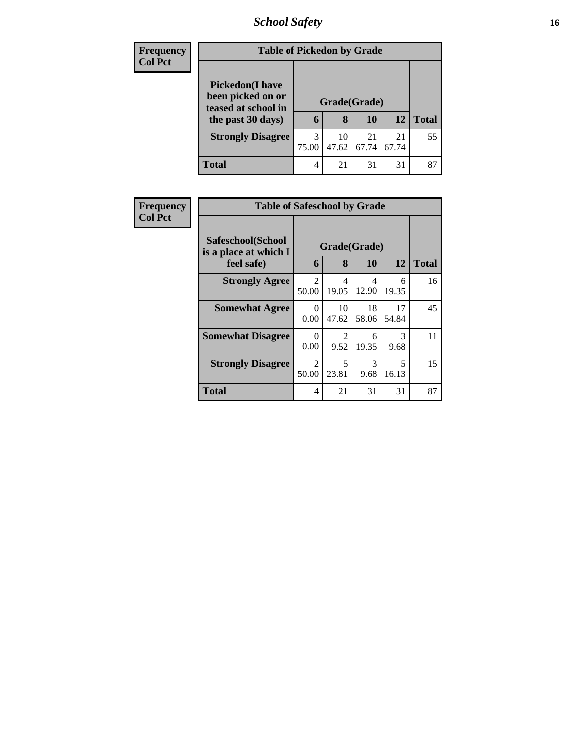| Frequency |
|---|
| Col Pct |

**Table of Pickedon by Grade**

| Pickedon(I have been picked on or teased at school in the past 30 days) | Grade(Grade) | | | | Total |
|---|---|---|---|---|---|
| | 6 | 8 | 10 | 12 | |
| **Strongly Disagree** | 3<br>75.00 | 10<br>47.62 | 21<br>67.74 | 21<br>67.74 | 55 |
| **Total** | 4 | 21 | 31 | 31 | 87 |

| Frequency |
|---|
| Col Pct |

**Table of Safeschool by Grade**

| Safeschool(School is a place at which I feel safe) | Grade(Grade) | | | | Total |
|---|---|---|---|---|---|
| | 6 | 8 | 10 | 12 | |
| **Strongly Agree** | 2<br>50.00 | 4<br>19.05 | 4<br>12.90 | 6<br>19.35 | 16 |
| **Somewhat Agree** | 0<br>0.00 | 10<br>47.62 | 18<br>58.06 | 17<br>54.84 | 45 |
| **Somewhat Disagree** | 0<br>0.00 | 2<br>9.52 | 6<br>19.35 | 3<br>9.68 | 11 |
| **Strongly Disagree** | 2<br>50.00 | 5<br>23.81 | 3<br>9.68 | 5<br>16.13 | 15 |
| **Total** | 4 | 21 | 31 | 31 | 87 |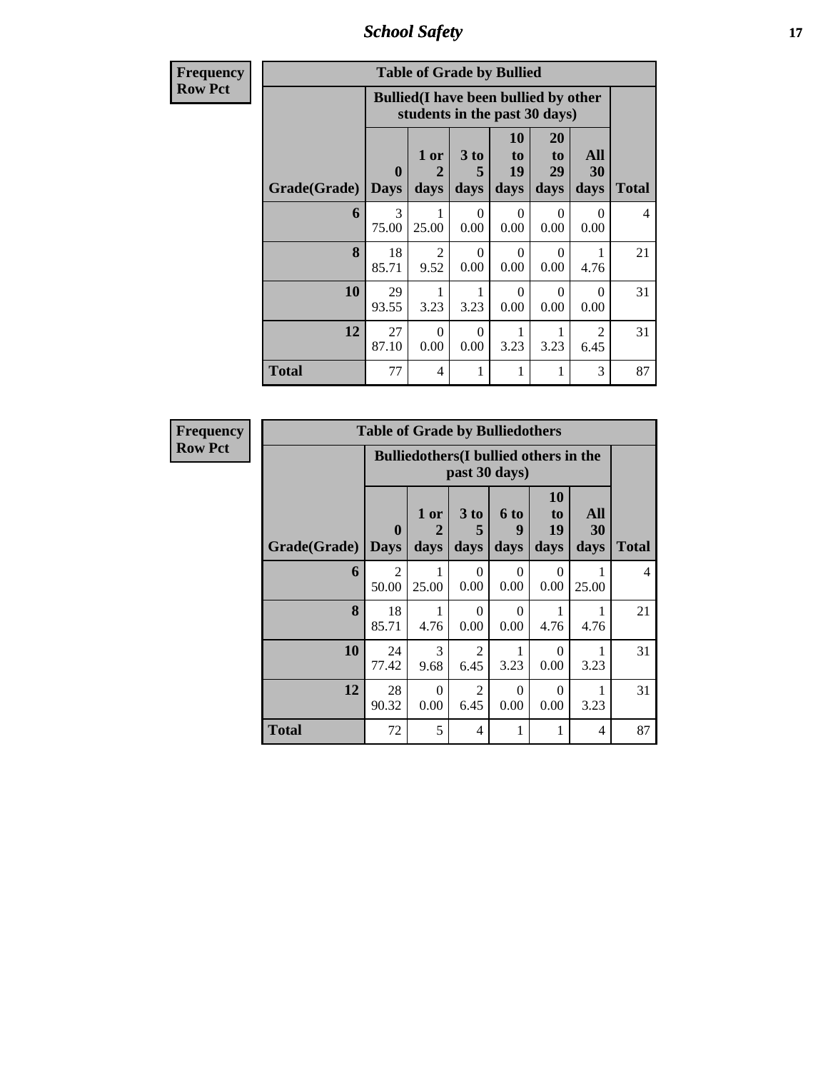**Frequency**
**Row Pct**

| Table of Grade by Bullied | | | | | | | |
|---|---|---|---|---|---|---|---|
| | **Bullied(I have been bullied by other students in the past 30 days)** | | | | | | |
| **Grade(Grade)** | **0 Days** | **1 or 2 days** | **3 to 5 days** | **10 to 19 days** | **20 to 29 days** | **All 30 days** | **Total** |
| **6** | 3<br>75.00 | 1<br>25.00 | 0<br>0.00 | 0<br>0.00 | 0<br>0.00 | 0<br>0.00 | 4 |
| **8** | 18<br>85.71 | 2<br>9.52 | 0<br>0.00 | 0<br>0.00 | 0<br>0.00 | 1<br>4.76 | 21 |
| **10** | 29<br>93.55 | 1<br>3.23 | 1<br>3.23 | 0<br>0.00 | 0<br>0.00 | 0<br>0.00 | 31 |
| **12** | 27<br>87.10 | 0<br>0.00 | 0<br>0.00 | 1<br>3.23 | 1<br>3.23 | 2<br>6.45 | 31 |
| **Total** | 77 | 4 | 1 | 1 | 1 | 3 | 87 |

**Frequency**
**Row Pct**

| Table of Grade by Bulliedothers | | | | | | | |
|---|---|---|---|---|---|---|---|
| | **Bulliedothers(I bullied others in the past 30 days)** | | | | | | |
| **Grade(Grade)** | **0 Days** | **1 or 2 days** | **3 to 5 days** | **6 to 9 days** | **10 to 19 days** | **All 30 days** | **Total** |
| **6** | 2<br>50.00 | 1<br>25.00 | 0<br>0.00 | 0<br>0.00 | 0<br>0.00 | 1<br>25.00 | 4 |
| **8** | 18<br>85.71 | 1<br>4.76 | 0<br>0.00 | 0<br>0.00 | 1<br>4.76 | 1<br>4.76 | 21 |
| **10** | 24<br>77.42 | 3<br>9.68 | 2<br>6.45 | 1<br>3.23 | 0<br>0.00 | 1<br>3.23 | 31 |
| **12** | 28<br>90.32 | 0<br>0.00 | 2<br>6.45 | 0<br>0.00 | 0<br>0.00 | 1<br>3.23 | 31 |
| **Total** | 72 | 5 | 4 | 1 | 1 | 4 | 87 |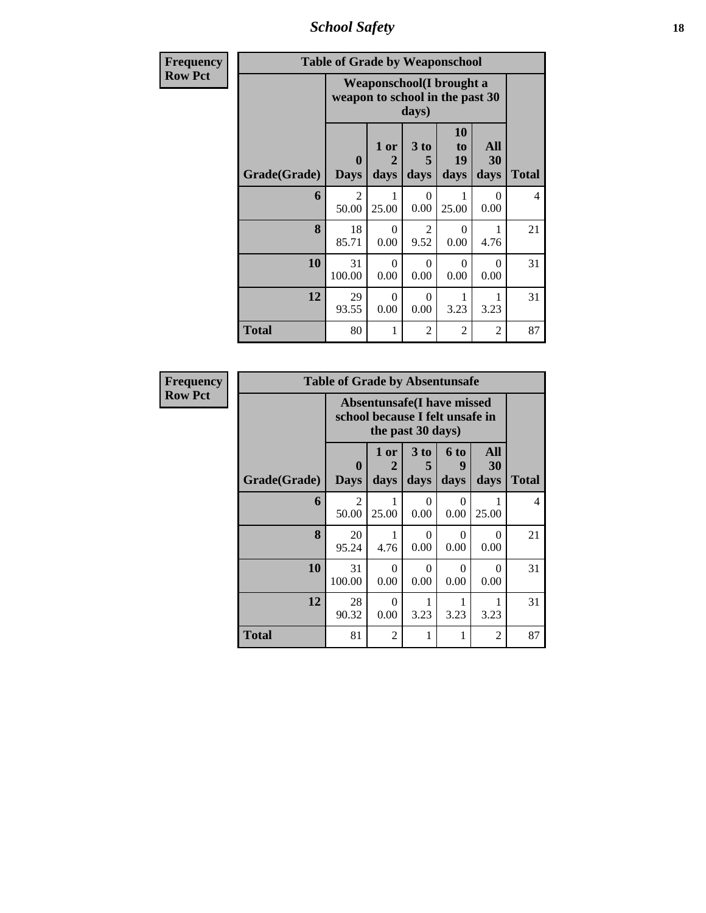| Frequency Row Pct | | | | | | |
|---|---|---|---|---|---|---|

**Table of Grade by Weaponschool**

| | Weaponschool(I brought a weapon to school in the past 30 days) | | | | | |
|---|---|---|---|---|---|---|
| Grade(Grade) | 0 Days | 1 or 2 days | 3 to 5 days | 10 to 19 days | All 30 days | Total |
| 6 | 2<br>50.00 | 1<br>25.00 | 0<br>0.00 | 1<br>25.00 | 0<br>0.00 | 4 |
| 8 | 18<br>85.71 | 0<br>0.00 | 2<br>9.52 | 0<br>0.00 | 1<br>4.76 | 21 |
| 10 | 31<br>100.00 | 0<br>0.00 | 0<br>0.00 | 0<br>0.00 | 0<br>0.00 | 31 |
| 12 | 29<br>93.55 | 0<br>0.00 | 0<br>0.00 | 1<br>3.23 | 1<br>3.23 | 31 |
| Total | 80 | 1 | 2 | 2 | 2 | 87 |

| Frequency Row Pct | | | | | | |
|---|---|---|---|---|---|---|

**Table of Grade by Absentunsafe**

| | Absentunsafe(I have missed school because I felt unsafe in the past 30 days) | | | | | |
|---|---|---|---|---|---|---|
| Grade(Grade) | 0 Days | 1 or 2 days | 3 to 5 days | 6 to 9 days | All 30 days | Total |
| 6 | 2<br>50.00 | 1<br>25.00 | 0<br>0.00 | 0<br>0.00 | 1<br>25.00 | 4 |
| 8 | 20<br>95.24 | 1<br>4.76 | 0<br>0.00 | 0<br>0.00 | 0<br>0.00 | 21 |
| 10 | 31<br>100.00 | 0<br>0.00 | 0<br>0.00 | 0<br>0.00 | 0<br>0.00 | 31 |
| 12 | 28<br>90.32 | 0<br>0.00 | 1<br>3.23 | 1<br>3.23 | 1<br>3.23 | 31 |
| Total | 81 | 2 | 1 | 1 | 2 | 87 |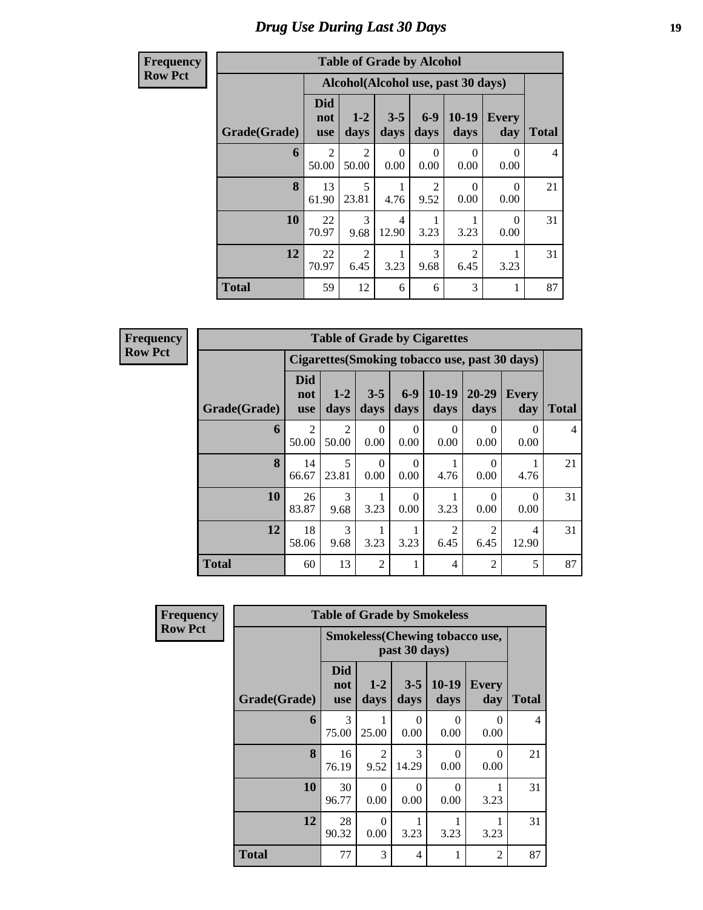# Drug Use During Last 30 Days

**Frequency**
**Row Pct**

| Table of Grade by Alcohol | | | | | | | |
|---|---|---|---|---|---|---|---|
| | Alcohol(Alcohol use, past 30 days) | | | | | | |
| Grade(Grade) | Did not use | 1-2 days | 3-5 days | 6-9 days | 10-19 days | Every day | Total |
| 6 | 2<br>50.00 | 2<br>50.00 | 0<br>0.00 | 0<br>0.00 | 0<br>0.00 | 0<br>0.00 | 4 |
| 8 | 13<br>61.90 | 5<br>23.81 | 1<br>4.76 | 2<br>9.52 | 0<br>0.00 | 0<br>0.00 | 21 |
| 10 | 22<br>70.97 | 3<br>9.68 | 4<br>12.90 | 1<br>3.23 | 1<br>3.23 | 0<br>0.00 | 31 |
| 12 | 22<br>70.97 | 2<br>6.45 | 1<br>3.23 | 3<br>9.68 | 2<br>6.45 | 1<br>3.23 | 31 |
| Total | 59 | 12 | 6 | 6 | 3 | 1 | 87 |

**Frequency**
**Row Pct**

| Table of Grade by Cigarettes | | | | | | | | |
|---|---|---|---|---|---|---|---|---|
| | Cigarettes(Smoking tobacco use, past 30 days) | | | | | | | |
| Grade(Grade) | Did not use | 1-2 days | 3-5 days | 6-9 days | 10-19 days | 20-29 days | Every day | Total |
| 6 | 2<br>50.00 | 2<br>50.00 | 0<br>0.00 | 0<br>0.00 | 0<br>0.00 | 0<br>0.00 | 0<br>0.00 | 4 |
| 8 | 14<br>66.67 | 5<br>23.81 | 0<br>0.00 | 0<br>0.00 | 1<br>4.76 | 0<br>0.00 | 1<br>4.76 | 21 |
| 10 | 26<br>83.87 | 3<br>9.68 | 1<br>3.23 | 0<br>0.00 | 1<br>3.23 | 0<br>0.00 | 0<br>0.00 | 31 |
| 12 | 18<br>58.06 | 3<br>9.68 | 1<br>3.23 | 1<br>3.23 | 2<br>6.45 | 2<br>6.45 | 4<br>12.90 | 31 |
| Total | 60 | 13 | 2 | 1 | 4 | 2 | 5 | 87 |

**Frequency**
**Row Pct**

| Table of Grade by Smokeless | | | | | | |
|---|---|---|---|---|---|---|
| | Smokeless(Chewing tobacco use, past 30 days) | | | | | |
| Grade(Grade) | Did not use | 1-2 days | 3-5 days | 10-19 days | Every day | Total |
| 6 | 3<br>75.00 | 1<br>25.00 | 0<br>0.00 | 0<br>0.00 | 0<br>0.00 | 4 |
| 8 | 16<br>76.19 | 2<br>9.52 | 3<br>14.29 | 0<br>0.00 | 0<br>0.00 | 21 |
| 10 | 30<br>96.77 | 0<br>0.00 | 0<br>0.00 | 0<br>0.00 | 1<br>3.23 | 31 |
| 12 | 28<br>90.32 | 0<br>0.00 | 1<br>3.23 | 1<br>3.23 | 1<br>3.23 | 31 |
| Total | 77 | 3 | 4 | 1 | 2 | 87 |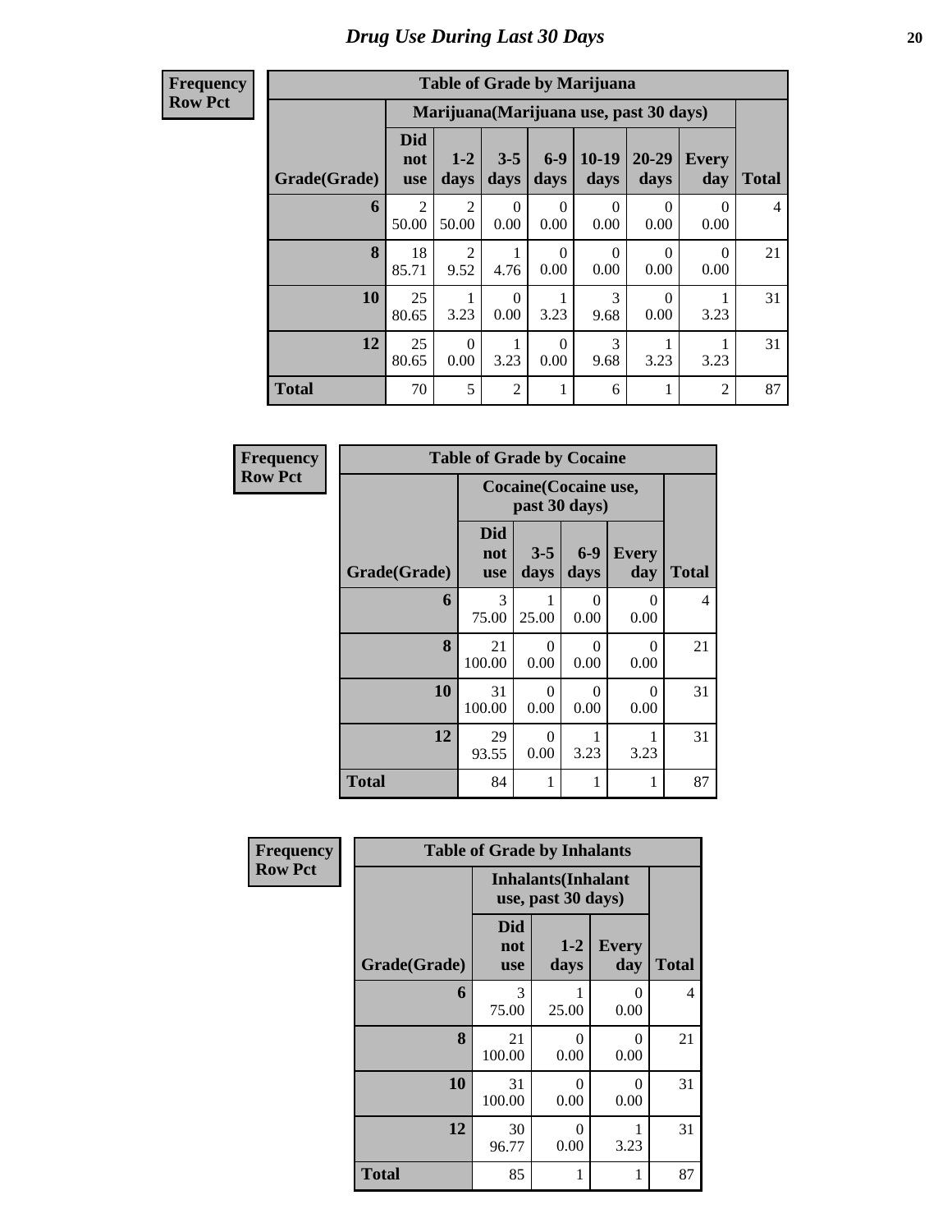# Drug Use During Last 30 Days

| Frequency Row Pct |
|---|

**Table of Grade by Marijuana**

| Grade(Grade) | Marijuana(Marijuana use, past 30 days) | | | | | | | Total |
|---|---|---|---|---|---|---|---|---|
| | Did not use | 1-2 days | 3-5 days | 6-9 days | 10-19 days | 20-29 days | Every day | |
| 6 | 2<br>50.00 | 2<br>50.00 | 0<br>0.00 | 0<br>0.00 | 0<br>0.00 | 0<br>0.00 | 0<br>0.00 | 4 |
| 8 | 18<br>85.71 | 2<br>9.52 | 1<br>4.76 | 0<br>0.00 | 0<br>0.00 | 0<br>0.00 | 0<br>0.00 | 21 |
| 10 | 25<br>80.65 | 1<br>3.23 | 0<br>0.00 | 1<br>3.23 | 3<br>9.68 | 0<br>0.00 | 1<br>3.23 | 31 |
| 12 | 25<br>80.65 | 0<br>0.00 | 1<br>3.23 | 0<br>0.00 | 3<br>9.68 | 1<br>3.23 | 1<br>3.23 | 31 |
| Total | 70 | 5 | 2 | 1 | 6 | 1 | 2 | 87 |

| Frequency Row Pct |
|---|

**Table of Grade by Cocaine**

| Grade(Grade) | Cocaine(Cocaine use, past 30 days) | | | | Total |
|---|---|---|---|---|---|
| | Did not use | 3-5 days | 6-9 days | Every day | |
| 6 | 3<br>75.00 | 1<br>25.00 | 0<br>0.00 | 0<br>0.00 | 4 |
| 8 | 21<br>100.00 | 0<br>0.00 | 0<br>0.00 | 0<br>0.00 | 21 |
| 10 | 31<br>100.00 | 0<br>0.00 | 0<br>0.00 | 0<br>0.00 | 31 |
| 12 | 29<br>93.55 | 0<br>0.00 | 1<br>3.23 | 1<br>3.23 | 31 |
| Total | 84 | 1 | 1 | 1 | 87 |

| Frequency Row Pct |
|---|

**Table of Grade by Inhalants**

| Grade(Grade) | Inhalants(Inhalant use, past 30 days) | | | Total |
|---|---|---|---|---|
| | Did not use | 1-2 days | Every day | |
| 6 | 3<br>75.00 | 1<br>25.00 | 0<br>0.00 | 4 |
| 8 | 21<br>100.00 | 0<br>0.00 | 0<br>0.00 | 21 |
| 10 | 31<br>100.00 | 0<br>0.00 | 0<br>0.00 | 31 |
| 12 | 30<br>96.77 | 0<br>0.00 | 1<br>3.23 | 31 |
| Total | 85 | 1 | 1 | 87 |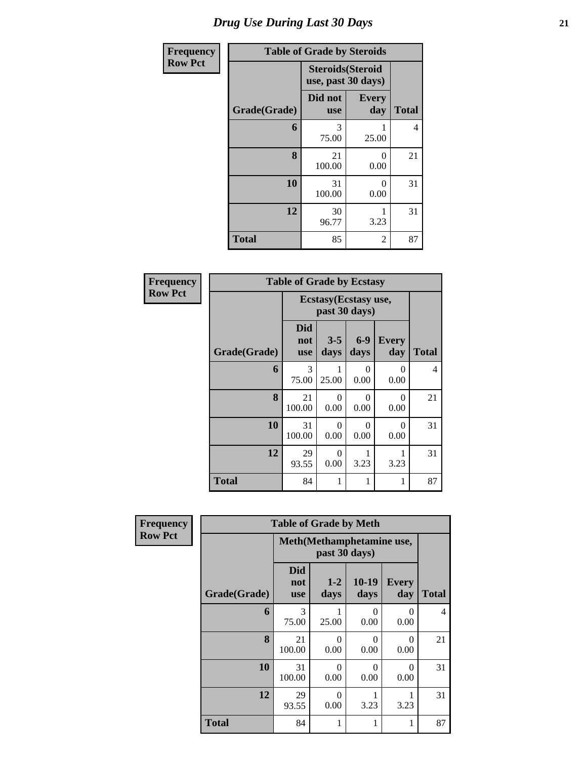# Drug Use During Last 30 Days

| Frequency<br>Row Pct | Table of Grade by Steroids | | |
|---|---|---|---|
| | Steroids(Steroid use, past 30 days) | | |
| Grade(Grade) | Did not use | Every day | Total |
| 6 | 3<br>75.00 | 1<br>25.00 | 4 |
| 8 | 21<br>100.00 | 0<br>0.00 | 21 |
| 10 | 31<br>100.00 | 0<br>0.00 | 31 |
| 12 | 30<br>96.77 | 1<br>3.23 | 31 |
| Total | 85 | 2 | 87 |

| Frequency<br>Row Pct | Table of Grade by Ecstasy | | | | |
|---|---|---|---|---|---|
| | Ecstasy(Ecstasy use, past 30 days) | | | | |
| Grade(Grade) | Did not use | 3-5 days | 6-9 days | Every day | Total |
| 6 | 3<br>75.00 | 1<br>25.00 | 0<br>0.00 | 0<br>0.00 | 4 |
| 8 | 21<br>100.00 | 0<br>0.00 | 0<br>0.00 | 0<br>0.00 | 21 |
| 10 | 31<br>100.00 | 0<br>0.00 | 0<br>0.00 | 0<br>0.00 | 31 |
| 12 | 29<br>93.55 | 0<br>0.00 | 1<br>3.23 | 1<br>3.23 | 31 |
| Total | 84 | 1 | 1 | 1 | 87 |

| Frequency<br>Row Pct | Table of Grade by Meth | | | | |
|---|---|---|---|---|---|
| | Meth(Methamphetamine use, past 30 days) | | | | |
| Grade(Grade) | Did not use | 1-2 days | 10-19 days | Every day | Total |
| 6 | 3<br>75.00 | 1<br>25.00 | 0<br>0.00 | 0<br>0.00 | 4 |
| 8 | 21<br>100.00 | 0<br>0.00 | 0<br>0.00 | 0<br>0.00 | 21 |
| 10 | 31<br>100.00 | 0<br>0.00 | 0<br>0.00 | 0<br>0.00 | 31 |
| 12 | 29<br>93.55 | 0<br>0.00 | 1<br>3.23 | 1<br>3.23 | 31 |
| Total | 84 | 1 | 1 | 1 | 87 |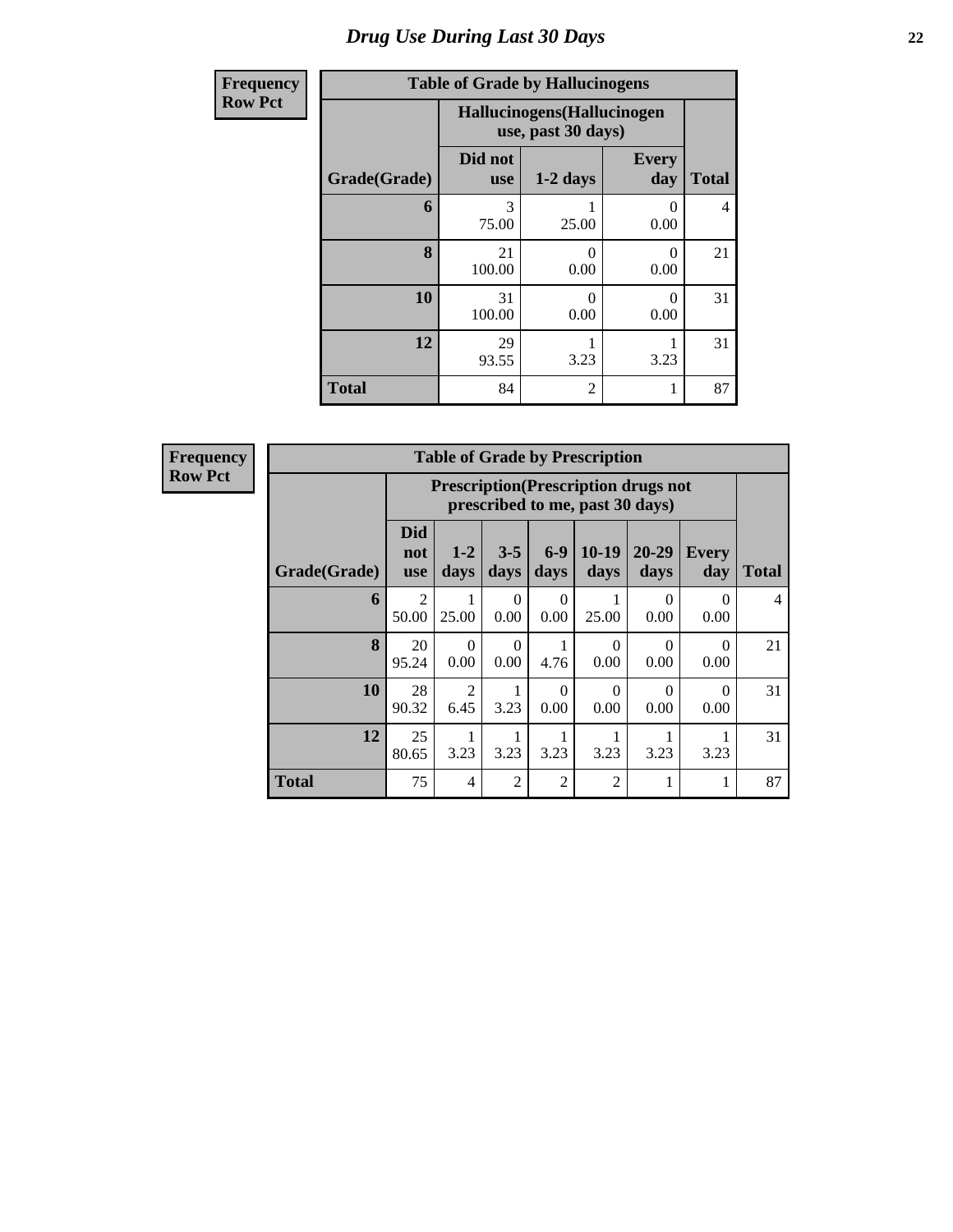# Drug Use During Last 30 Days

| Frequency Row Pct |
|---|

**Table of Grade by Hallucinogens**

| Grade(Grade) | Hallucinogens(Hallucinogen use, past 30 days) | | | Total |
|---|---|---|---|---|
| | Did not use | 1-2 days | Every day | |
| 6 | 3<br>75.00 | 1<br>25.00 | 0<br>0.00 | 4 |
| 8 | 21<br>100.00 | 0<br>0.00 | 0<br>0.00 | 21 |
| 10 | 31<br>100.00 | 0<br>0.00 | 0<br>0.00 | 31 |
| 12 | 29<br>93.55 | 1<br>3.23 | 1<br>3.23 | 31 |
| Total | 84 | 2 | 1 | 87 |

| Frequency Row Pct |
|---|

**Table of Grade by Prescription**

| Grade(Grade) | Prescription(Prescription drugs not prescribed to me, past 30 days) | | | | | | | Total |
|---|---|---|---|---|---|---|---|---|
| | Did not use | 1-2 days | 3-5 days | 6-9 days | 10-19 days | 20-29 days | Every day | |
| 6 | 2<br>50.00 | 1<br>25.00 | 0<br>0.00 | 0<br>0.00 | 1<br>25.00 | 0<br>0.00 | 0<br>0.00 | 4 |
| 8 | 20<br>95.24 | 0<br>0.00 | 0<br>0.00 | 1<br>4.76 | 0<br>0.00 | 0<br>0.00 | 0<br>0.00 | 21 |
| 10 | 28<br>90.32 | 2<br>6.45 | 1<br>3.23 | 0<br>0.00 | 0<br>0.00 | 0<br>0.00 | 0<br>0.00 | 31 |
| 12 | 25<br>80.65 | 1<br>3.23 | 1<br>3.23 | 1<br>3.23 | 1<br>3.23 | 1<br>3.23 | 1<br>3.23 | 31 |
| Total | 75 | 4 | 2 | 2 | 2 | 1 | 1 | 87 |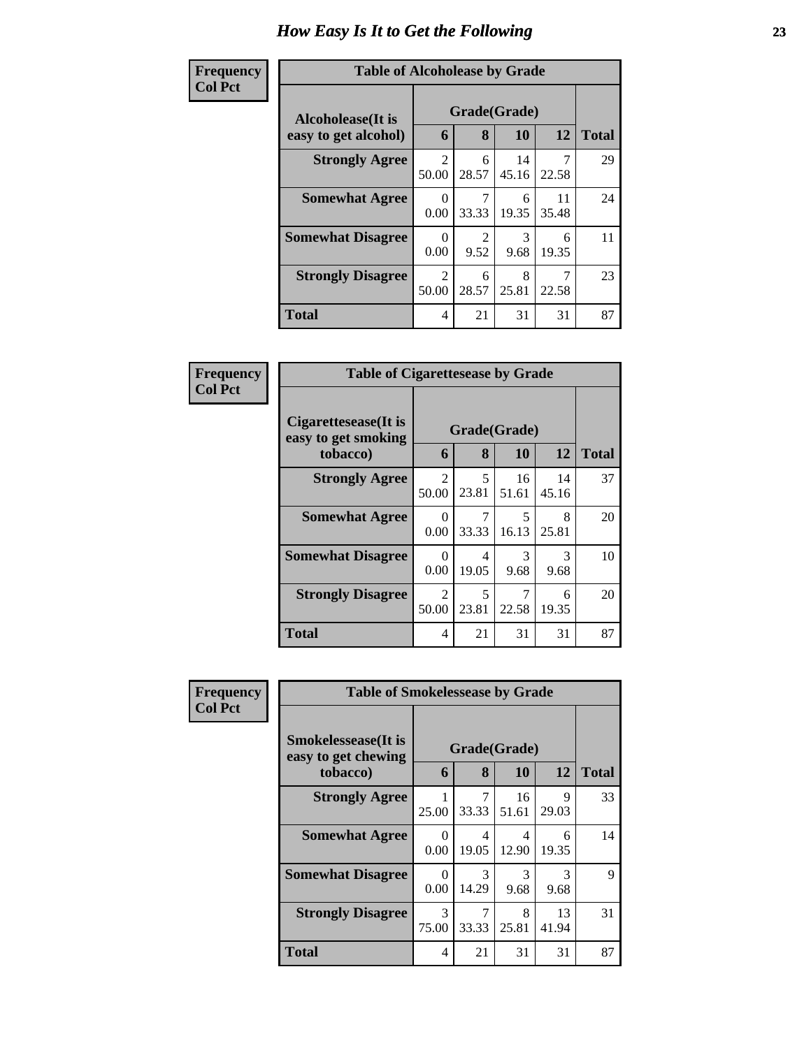# How Easy Is It to Get the Following

**Frequency**
**Col Pct**

| Table of Alcoholease by Grade | | | | | |
|---|---|---|---|---|---|
| Alcoholease(It is easy to get alcohol) | Grade(Grade) | | | | Total |
| | 6 | 8 | 10 | 12 | |
| **Strongly Agree** | 2<br>50.00 | 6<br>28.57 | 14<br>45.16 | 7<br>22.58 | 29 |
| **Somewhat Agree** | 0<br>0.00 | 7<br>33.33 | 6<br>19.35 | 11<br>35.48 | 24 |
| **Somewhat Disagree** | 0<br>0.00 | 2<br>9.52 | 3<br>9.68 | 6<br>19.35 | 11 |
| **Strongly Disagree** | 2<br>50.00 | 6<br>28.57 | 8<br>25.81 | 7<br>22.58 | 23 |
| **Total** | 4 | 21 | 31 | 31 | 87 |

**Frequency**
**Col Pct**

| Table of Cigarettesease by Grade | | | | | |
|---|---|---|---|---|---|
| Cigarettesease(It is easy to get smoking tobacco) | Grade(Grade) | | | | Total |
| | 6 | 8 | 10 | 12 | |
| **Strongly Agree** | 2<br>50.00 | 5<br>23.81 | 16<br>51.61 | 14<br>45.16 | 37 |
| **Somewhat Agree** | 0<br>0.00 | 7<br>33.33 | 5<br>16.13 | 8<br>25.81 | 20 |
| **Somewhat Disagree** | 0<br>0.00 | 4<br>19.05 | 3<br>9.68 | 3<br>9.68 | 10 |
| **Strongly Disagree** | 2<br>50.00 | 5<br>23.81 | 7<br>22.58 | 6<br>19.35 | 20 |
| **Total** | 4 | 21 | 31 | 31 | 87 |

**Frequency**
**Col Pct**

| Table of Smokelessease by Grade | | | | | |
|---|---|---|---|---|---|
| Smokelessease(It is easy to get chewing tobacco) | Grade(Grade) | | | | Total |
| | 6 | 8 | 10 | 12 | |
| **Strongly Agree** | 1<br>25.00 | 7<br>33.33 | 16<br>51.61 | 9<br>29.03 | 33 |
| **Somewhat Agree** | 0<br>0.00 | 4<br>19.05 | 4<br>12.90 | 6<br>19.35 | 14 |
| **Somewhat Disagree** | 0<br>0.00 | 3<br>14.29 | 3<br>9.68 | 3<br>9.68 | 9 |
| **Strongly Disagree** | 3<br>75.00 | 7<br>33.33 | 8<br>25.81 | 13<br>41.94 | 31 |
| **Total** | 4 | 21 | 31 | 31 | 87 |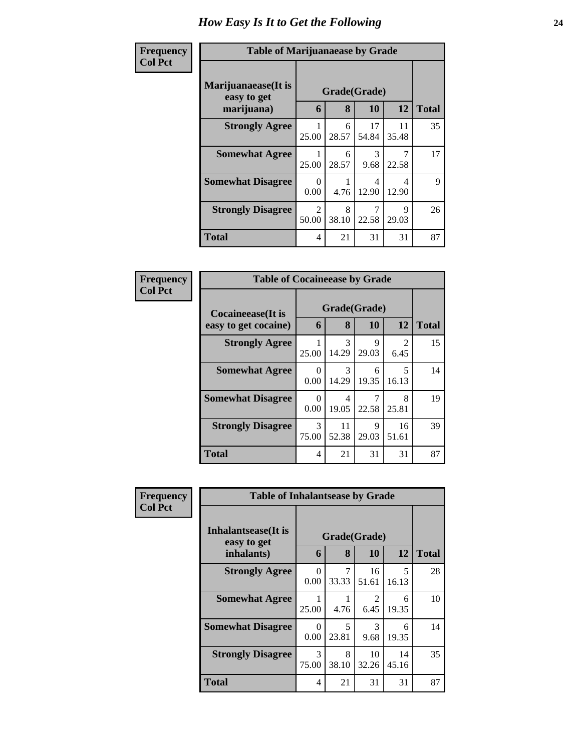# How Easy Is It to Get the Following

**Frequency**
**Col Pct**

| Table of Marijuanaease by Grade | | | | | |
|---|---|---|---|---|---|
| **Marijuanaease(It is easy to get marijuana)** | **Grade(Grade)** | | | | **Total** |
| | **6** | **8** | **10** | **12** | |
| **Strongly Agree** | 1<br>25.00 | 6<br>28.57 | 17<br>54.84 | 11<br>35.48 | 35 |
| **Somewhat Agree** | 1<br>25.00 | 6<br>28.57 | 3<br>9.68 | 7<br>22.58 | 17 |
| **Somewhat Disagree** | 0<br>0.00 | 1<br>4.76 | 4<br>12.90 | 4<br>12.90 | 9 |
| **Strongly Disagree** | 2<br>50.00 | 8<br>38.10 | 7<br>22.58 | 9<br>29.03 | 26 |
| **Total** | 4 | 21 | 31 | 31 | 87 |

**Frequency**
**Col Pct**

| Table of Cocaineease by Grade | | | | | |
|---|---|---|---|---|---|
| **Cocaineease(It is easy to get cocaine)** | **Grade(Grade)** | | | | **Total** |
| | **6** | **8** | **10** | **12** | |
| **Strongly Agree** | 1<br>25.00 | 3<br>14.29 | 9<br>29.03 | 2<br>6.45 | 15 |
| **Somewhat Agree** | 0<br>0.00 | 3<br>14.29 | 6<br>19.35 | 5<br>16.13 | 14 |
| **Somewhat Disagree** | 0<br>0.00 | 4<br>19.05 | 7<br>22.58 | 8<br>25.81 | 19 |
| **Strongly Disagree** | 3<br>75.00 | 11<br>52.38 | 9<br>29.03 | 16<br>51.61 | 39 |
| **Total** | 4 | 21 | 31 | 31 | 87 |

**Frequency**
**Col Pct**

| Table of Inhalantsease by Grade | | | | | |
|---|---|---|---|---|---|
| **Inhalantsease(It is easy to get inhalants)** | **Grade(Grade)** | | | | **Total** |
| | **6** | **8** | **10** | **12** | |
| **Strongly Agree** | 0<br>0.00 | 7<br>33.33 | 16<br>51.61 | 5<br>16.13 | 28 |
| **Somewhat Agree** | 1<br>25.00 | 1<br>4.76 | 2<br>6.45 | 6<br>19.35 | 10 |
| **Somewhat Disagree** | 0<br>0.00 | 5<br>23.81 | 3<br>9.68 | 6<br>19.35 | 14 |
| **Strongly Disagree** | 3<br>75.00 | 8<br>38.10 | 10<br>32.26 | 14<br>45.16 | 35 |
| **Total** | 4 | 21 | 31 | 31 | 87 |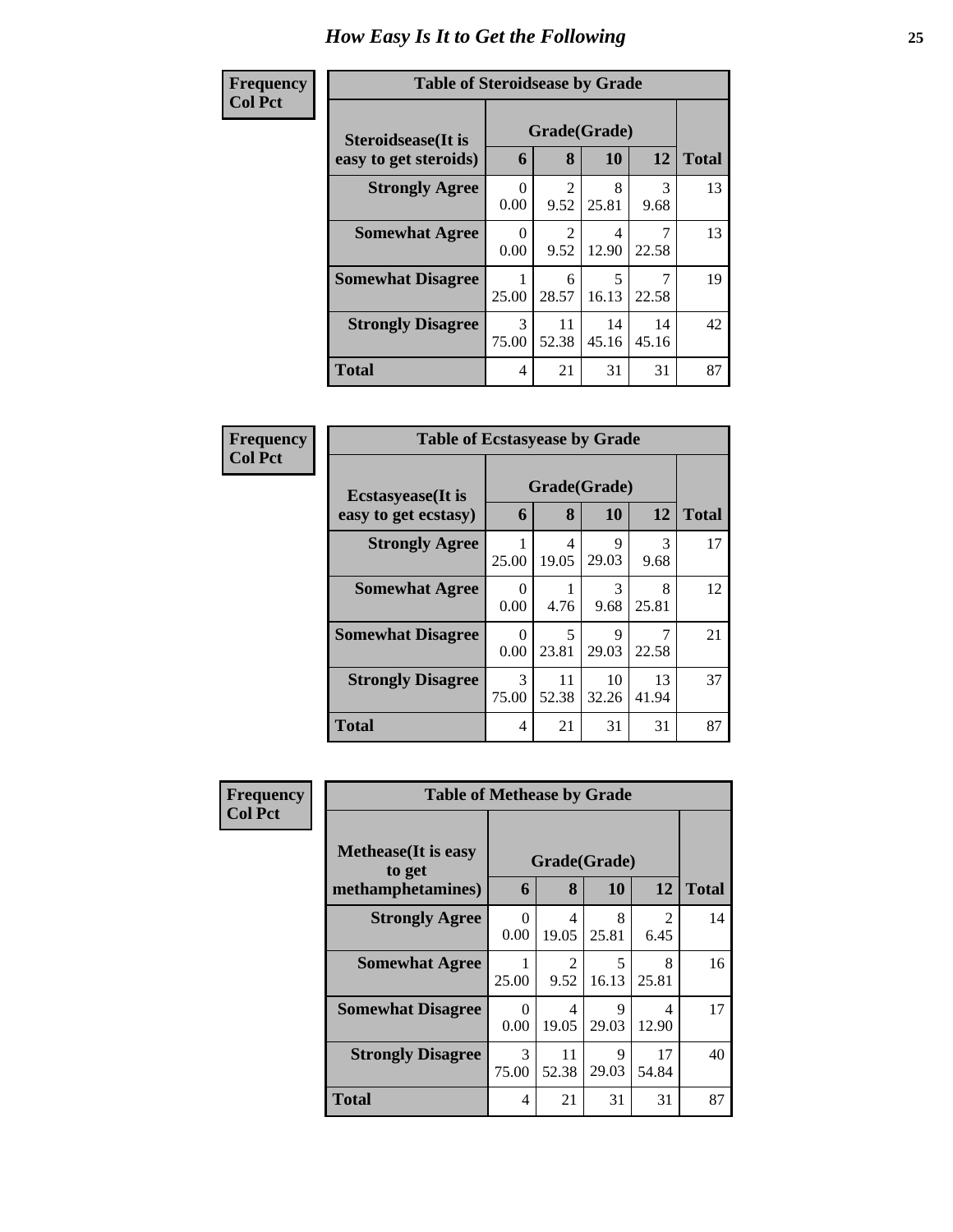# How Easy Is It to Get the Following

**Frequency**
**Col Pct**

| Table of Steroidsease by Grade | | | | | |
|---|---|---|---|---|---|
| Steroidsease(It is easy to get steroids) | Grade(Grade) | | | | Total |
| | 6 | 8 | 10 | 12 | |
| **Strongly Agree** | 0<br>0.00 | 2<br>9.52 | 8<br>25.81 | 3<br>9.68 | 13 |
| **Somewhat Agree** | 0<br>0.00 | 2<br>9.52 | 4<br>12.90 | 7<br>22.58 | 13 |
| **Somewhat Disagree** | 1<br>25.00 | 6<br>28.57 | 5<br>16.13 | 7<br>22.58 | 19 |
| **Strongly Disagree** | 3<br>75.00 | 11<br>52.38 | 14<br>45.16 | 14<br>45.16 | 42 |
| **Total** | 4 | 21 | 31 | 31 | 87 |

**Frequency**
**Col Pct**

| Table of Ecstasyease by Grade | | | | | |
|---|---|---|---|---|---|
| Ecstasyease(It is easy to get ecstasy) | Grade(Grade) | | | | Total |
| | 6 | 8 | 10 | 12 | |
| **Strongly Agree** | 1<br>25.00 | 4<br>19.05 | 9<br>29.03 | 3<br>9.68 | 17 |
| **Somewhat Agree** | 0<br>0.00 | 1<br>4.76 | 3<br>9.68 | 8<br>25.81 | 12 |
| **Somewhat Disagree** | 0<br>0.00 | 5<br>23.81 | 9<br>29.03 | 7<br>22.58 | 21 |
| **Strongly Disagree** | 3<br>75.00 | 11<br>52.38 | 10<br>32.26 | 13<br>41.94 | 37 |
| **Total** | 4 | 21 | 31 | 31 | 87 |

**Frequency**
**Col Pct**

| Table of Methease by Grade | | | | | |
|---|---|---|---|---|---|
| Methease(It is easy to get methamphetamines) | Grade(Grade) | | | | Total |
| | 6 | 8 | 10 | 12 | |
| **Strongly Agree** | 0<br>0.00 | 4<br>19.05 | 8<br>25.81 | 2<br>6.45 | 14 |
| **Somewhat Agree** | 1<br>25.00 | 2<br>9.52 | 5<br>16.13 | 8<br>25.81 | 16 |
| **Somewhat Disagree** | 0<br>0.00 | 4<br>19.05 | 9<br>29.03 | 4<br>12.90 | 17 |
| **Strongly Disagree** | 3<br>75.00 | 11<br>52.38 | 9<br>29.03 | 17<br>54.84 | 40 |
| **Total** | 4 | 21 | 31 | 31 | 87 |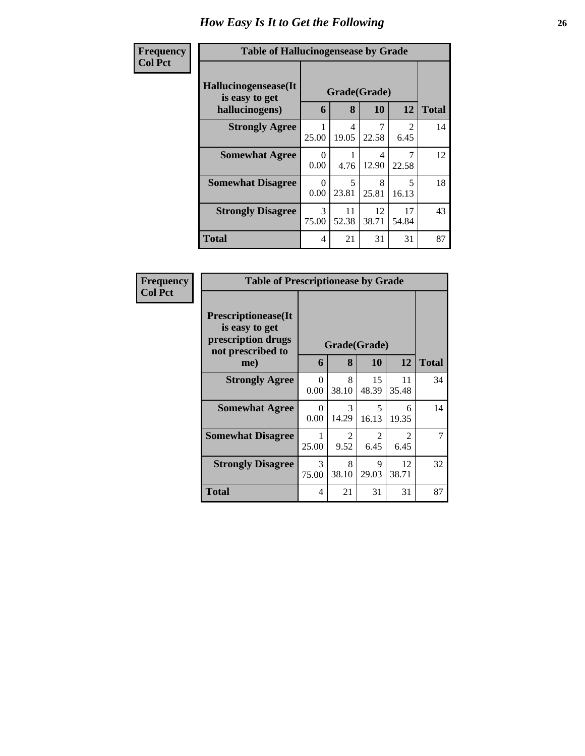# How Easy Is It to Get the Following

**Frequency**
**Col Pct**

| Table of Hallucinogensease by Grade | | | | | |
|---|---|---|---|---|---|
| **Hallucinogensease(It is easy to get hallucinogens)** | **Grade(Grade)** | | | | **Total** |
| | **6** | **8** | **10** | **12** | |
| **Strongly Agree** | 1<br>25.00 | 4<br>19.05 | 7<br>22.58 | 2<br>6.45 | 14 |
| **Somewhat Agree** | 0<br>0.00 | 1<br>4.76 | 4<br>12.90 | 7<br>22.58 | 12 |
| **Somewhat Disagree** | 0<br>0.00 | 5<br>23.81 | 8<br>25.81 | 5<br>16.13 | 18 |
| **Strongly Disagree** | 3<br>75.00 | 11<br>52.38 | 12<br>38.71 | 17<br>54.84 | 43 |
| **Total** | 4 | 21 | 31 | 31 | 87 |

**Frequency**
**Col Pct**

| Table of Prescriptionease by Grade | | | | | |
|---|---|---|---|---|---|
| **Prescriptionease(It is easy to get prescription drugs not prescribed to me)** | **Grade(Grade)** | | | | **Total** |
| | **6** | **8** | **10** | **12** | |
| **Strongly Agree** | 0<br>0.00 | 8<br>38.10 | 15<br>48.39 | 11<br>35.48 | 34 |
| **Somewhat Agree** | 0<br>0.00 | 3<br>14.29 | 5<br>16.13 | 6<br>19.35 | 14 |
| **Somewhat Disagree** | 1<br>25.00 | 2<br>9.52 | 2<br>6.45 | 2<br>6.45 | 7 |
| **Strongly Disagree** | 3<br>75.00 | 8<br>38.10 | 9<br>29.03 | 12<br>38.71 | 32 |
| **Total** | 4 | 21 | 31 | 31 | 87 |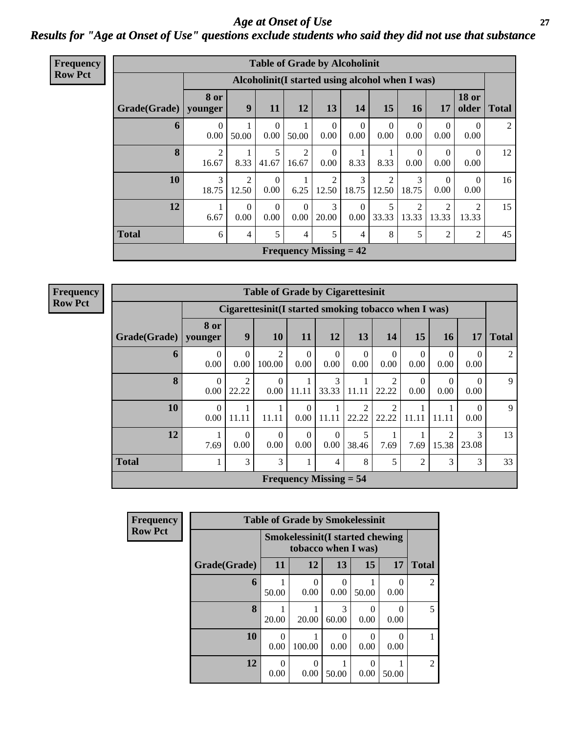# Age at Onset of Use

## Results for "Age at Onset of Use" questions exclude students who said they did not use that substance

**Frequency Row Pct**

| Table of Grade by Alcoholinit | | | | | | | | | | | |
|---|---|---|---|---|---|---|---|---|---|---|---|
| | Alcoholinit(I started using alcohol when I was) | | | | | | | | | | |
| Grade(Grade) | 8 or younger | 9 | 11 | 12 | 13 | 14 | 15 | 16 | 17 | 18 or older | Total |
| 6 | 0<br>0.00 | 1<br>50.00 | 0<br>0.00 | 1<br>50.00 | 0<br>0.00 | 0<br>0.00 | 0<br>0.00 | 0<br>0.00 | 0<br>0.00 | 0<br>0.00 | 2 |
| 8 | 2<br>16.67 | 1<br>8.33 | 5<br>41.67 | 2<br>16.67 | 0<br>0.00 | 1<br>8.33 | 1<br>8.33 | 0<br>0.00 | 0<br>0.00 | 0<br>0.00 | 12 |
| 10 | 3<br>18.75 | 2<br>12.50 | 0<br>0.00 | 1<br>6.25 | 2<br>12.50 | 3<br>18.75 | 2<br>12.50 | 3<br>18.75 | 0<br>0.00 | 0<br>0.00 | 16 |
| 12 | 1<br>6.67 | 0<br>0.00 | 0<br>0.00 | 0<br>0.00 | 3<br>20.00 | 0<br>0.00 | 5<br>33.33 | 2<br>13.33 | 2<br>13.33 | 2<br>13.33 | 15 |
| Total | 6 | 4 | 5 | 4 | 5 | 4 | 8 | 5 | 2 | 2 | 45 |
| Frequency Missing = 42 | | | | | | | | | | | |

**Frequency Row Pct**

| Table of Grade by Cigarettesinit | | | | | | | | | | | |
|---|---|---|---|---|---|---|---|---|---|---|---|
| | Cigarettesinit(I started smoking tobacco when I was) | | | | | | | | | | |
| Grade(Grade) | 8 or younger | 9 | 10 | 11 | 12 | 13 | 14 | 15 | 16 | 17 | Total |
| 6 | 0<br>0.00 | 0<br>0.00 | 2<br>100.00 | 0<br>0.00 | 0<br>0.00 | 0<br>0.00 | 0<br>0.00 | 0<br>0.00 | 0<br>0.00 | 0<br>0.00 | 2 |
| 8 | 0<br>0.00 | 2<br>22.22 | 0<br>0.00 | 1<br>11.11 | 3<br>33.33 | 1<br>11.11 | 2<br>22.22 | 0<br>0.00 | 0<br>0.00 | 0<br>0.00 | 9 |
| 10 | 0<br>0.00 | 1<br>11.11 | 1<br>11.11 | 0<br>0.00 | 1<br>11.11 | 2<br>22.22 | 2<br>22.22 | 1<br>11.11 | 1<br>11.11 | 0<br>0.00 | 9 |
| 12 | 1<br>7.69 | 0<br>0.00 | 0<br>0.00 | 0<br>0.00 | 0<br>0.00 | 5<br>38.46 | 1<br>7.69 | 1<br>7.69 | 2<br>15.38 | 3<br>23.08 | 13 |
| Total | 1 | 3 | 3 | 1 | 4 | 8 | 5 | 2 | 3 | 3 | 33 |
| Frequency Missing = 54 | | | | | | | | | | | |

**Frequency Row Pct**

| Table of Grade by Smokelessinit | | | | | | |
|---|---|---|---|---|---|---|
| | Smokelessinit(I started chewing tobacco when I was) | | | | | |
| Grade(Grade) | 11 | 12 | 13 | 15 | 17 | Total |
| 6 | 1<br>50.00 | 0<br>0.00 | 0<br>0.00 | 1<br>50.00 | 0<br>0.00 | 2 |
| 8 | 1<br>20.00 | 1<br>20.00 | 3<br>60.00 | 0<br>0.00 | 0<br>0.00 | 5 |
| 10 | 0<br>0.00 | 1<br>100.00 | 0<br>0.00 | 0<br>0.00 | 0<br>0.00 | 1 |
| 12 | 0<br>0.00 | 0<br>0.00 | 1<br>50.00 | 0<br>0.00 | 1<br>50.00 | 2 |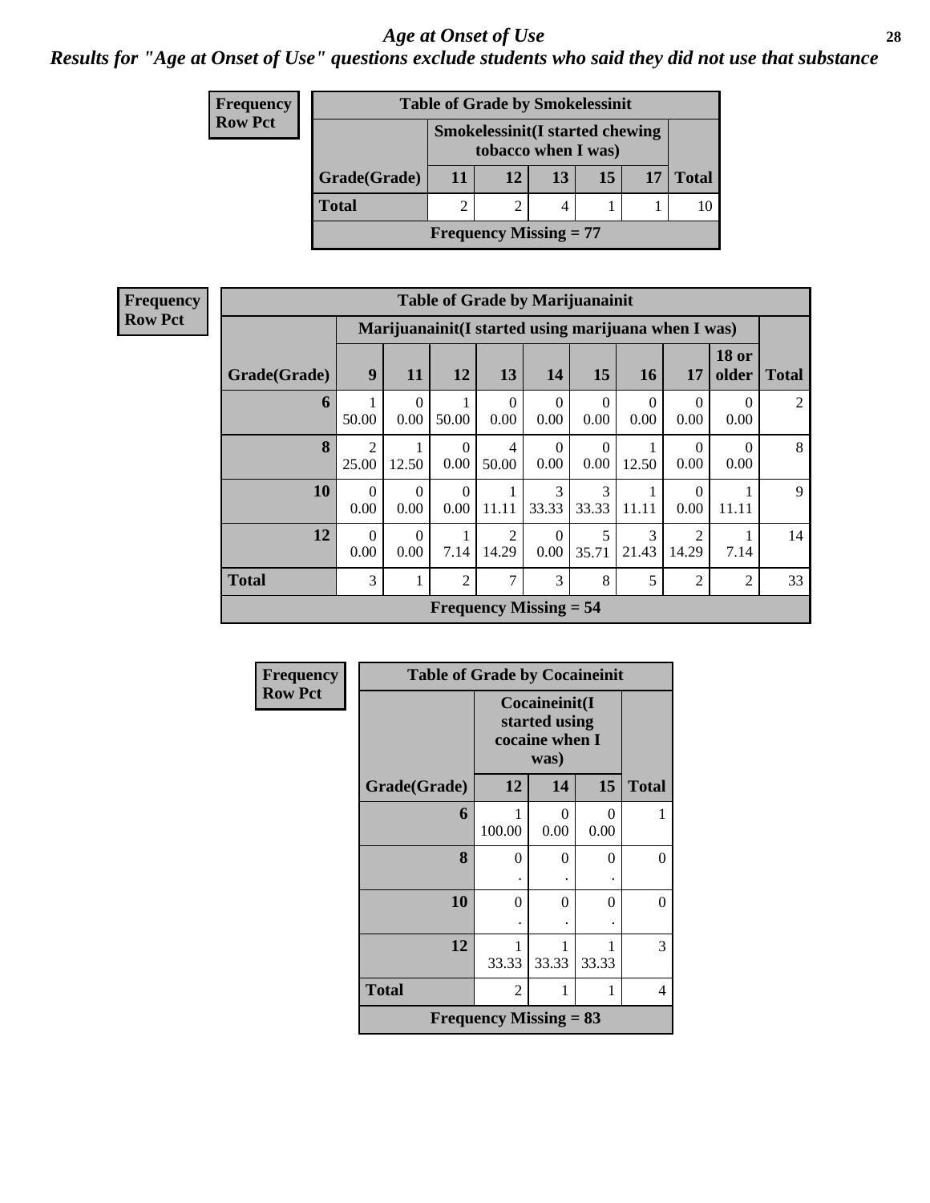# Age at Onset of Use

***Results for "Age at Onset of Use" questions exclude students who said they did not use that substance***

| Frequency<br>Row Pct | Table of Grade by Smokelessinit | | | | | |
|---|---|---|---|---|---|---|
| | Smokelessinit(I started chewing tobacco when I was) | | | | | |
| Grade(Grade) | 11 | 12 | 13 | 15 | 17 | Total |
| Total | 2 | 2 | 4 | 1 | 1 | 10 |
| Frequency Missing = 77 | | | | | | |

| Frequency<br>Row Pct | Table of Grade by Marijuanainit | | | | | | | | | |
|---|---|---|---|---|---|---|---|---|---|---|
| | Marijuanainit(I started using marijuana when I was) | | | | | | | | | |
| Grade(Grade) | 9 | 11 | 12 | 13 | 14 | 15 | 16 | 17 | 18 or older | Total |
| 6 | 1<br>50.00 | 0<br>0.00 | 1<br>50.00 | 0<br>0.00 | 0<br>0.00 | 0<br>0.00 | 0<br>0.00 | 0<br>0.00 | 0<br>0.00 | 2 |
| 8 | 2<br>25.00 | 1<br>12.50 | 0<br>0.00 | 4<br>50.00 | 0<br>0.00 | 0<br>0.00 | 1<br>12.50 | 0<br>0.00 | 0<br>0.00 | 8 |
| 10 | 0<br>0.00 | 0<br>0.00 | 0<br>0.00 | 1<br>11.11 | 3<br>33.33 | 3<br>33.33 | 1<br>11.11 | 0<br>0.00 | 1<br>11.11 | 9 |
| 12 | 0<br>0.00 | 0<br>0.00 | 1<br>7.14 | 2<br>14.29 | 0<br>0.00 | 5<br>35.71 | 3<br>21.43 | 2<br>14.29 | 1<br>7.14 | 14 |
| Total | 3 | 1 | 2 | 7 | 3 | 8 | 5 | 2 | 2 | 33 |
| Frequency Missing = 54 | | | | | | | | | | |

| Frequency<br>Row Pct | Table of Grade by Cocaineinit | | | |
|---|---|---|---|---|
| | Cocaineinit(I started using cocaine when I was) | | | |
| Grade(Grade) | 12 | 14 | 15 | Total |
| 6 | 1<br>100.00 | 0<br>0.00 | 0<br>0.00 | 1 |
| 8 | 0<br>. | 0<br>. | 0<br>. | 0 |
| 10 | 0<br>. | 0<br>. | 0<br>. | 0 |
| 12 | 1<br>33.33 | 1<br>33.33 | 1<br>33.33 | 3 |
| Total | 2 | 1 | 1 | 4 |
| Frequency Missing = 83 | | | | |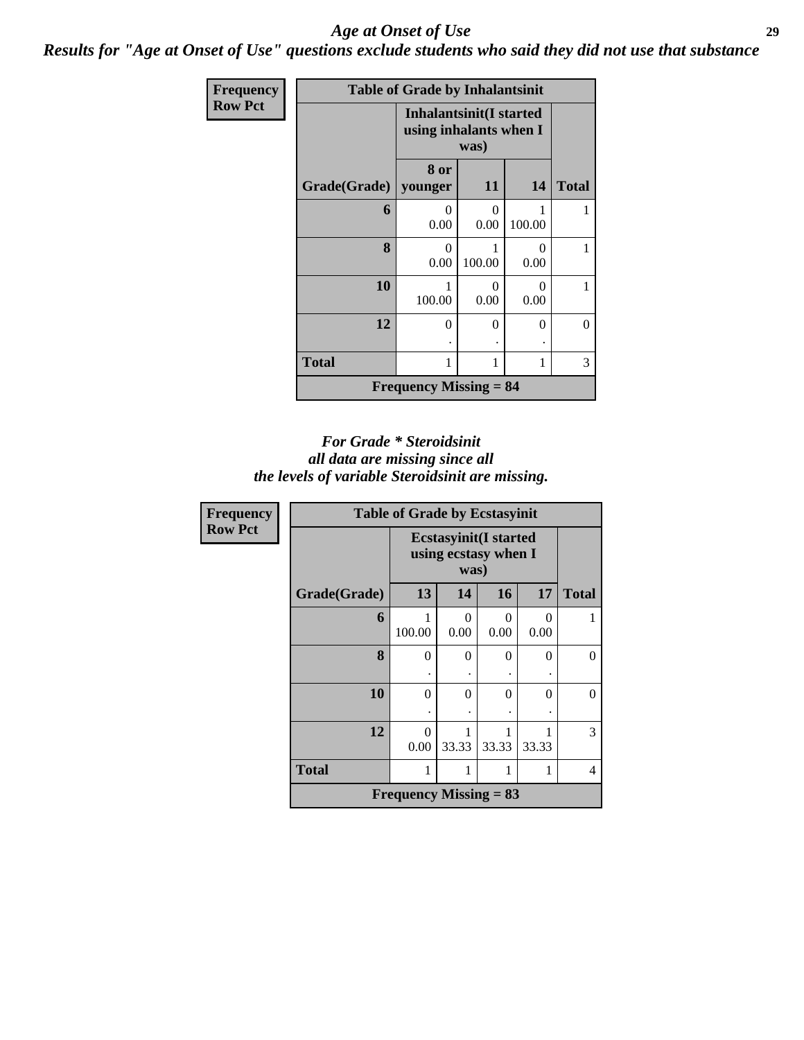*Age at Onset of Use*

***Results for "Age at Onset of Use" questions exclude students who said they did not use that substance***

**Frequency**
**Row Pct**

| Table of Grade by Inhalantsinit | | | | |
|---|---|---|---|---|
| | Inhalantsinit(I started using inhalants when I was) | | | |
| Grade(Grade) | 8 or younger | 11 | 14 | Total |
| 6 | 0<br>0.00 | 0<br>0.00 | 1<br>100.00 | 1 |
| 8 | 0<br>0.00 | 1<br>100.00 | 0<br>0.00 | 1 |
| 10 | 1<br>100.00 | 0<br>0.00 | 0<br>0.00 | 1 |
| 12 | 0<br>. | 0<br>. | 0<br>. | 0 |
| Total | 1 | 1 | 1 | 3 |
| Frequency Missing = 84 | | | | |

*For Grade \* Steroidsinit all data are missing since all the levels of variable Steroidsinit are missing.*

**Frequency**
**Row Pct**

| Table of Grade by Ecstasyinit | | | | | |
|---|---|---|---|---|---|
| | Ecstasyinit(I started using ecstasy when I was) | | | | |
| Grade(Grade) | 13 | 14 | 16 | 17 | Total |
| 6 | 1<br>100.00 | 0<br>0.00 | 0<br>0.00 | 0<br>0.00 | 1 |
| 8 | 0<br>. | 0<br>. | 0<br>. | 0<br>. | 0 |
| 10 | 0<br>. | 0<br>. | 0<br>. | 0<br>. | 0 |
| 12 | 0<br>0.00 | 1<br>33.33 | 1<br>33.33 | 1<br>33.33 | 3 |
| Total | 1 | 1 | 1 | 1 | 4 |
| Frequency Missing = 83 | | | | | |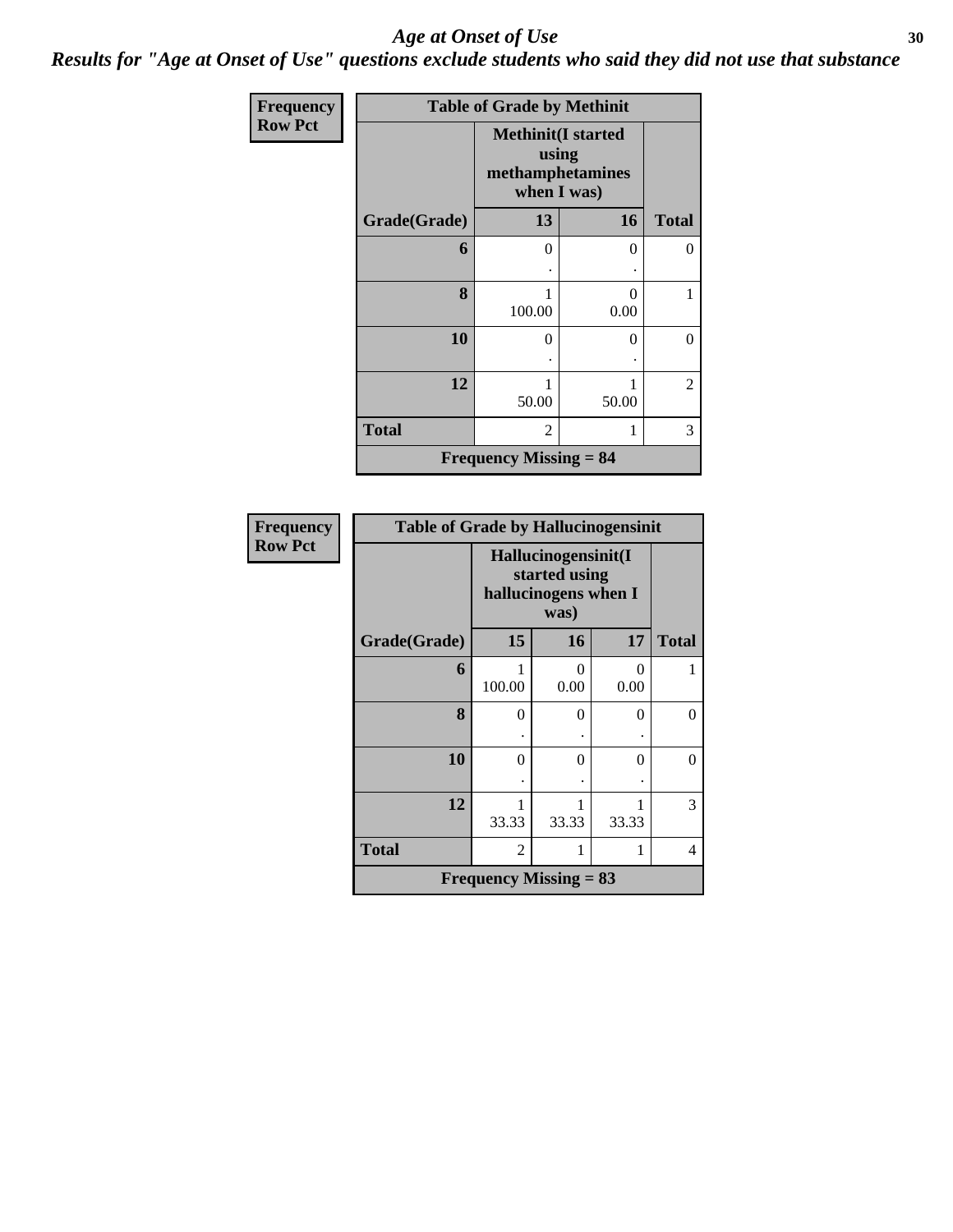# Age at Onset of Use

## Results for "Age at Onset of Use" questions exclude students who said they did not use that substance

**Frequency**
**Row Pct**

| Table of Grade by Methinit | | | |
|---|---|---|---|
| | Methinit(I started using methamphetamines when I was) | | |
| Grade(Grade) | 13 | 16 | Total |
| 6 | 0<br>. | 0<br>. | 0 |
| 8 | 1<br>100.00 | 0<br>0.00 | 1 |
| 10 | 0<br>. | 0<br>. | 0 |
| 12 | 1<br>50.00 | 1<br>50.00 | 2 |
| Total | 2 | 1 | 3 |
| Frequency Missing = 84 | | | |

**Frequency**
**Row Pct**

| Table of Grade by Hallucinogensinit | | | | |
|---|---|---|---|---|
| | Hallucinogensinit(I started using hallucinogens when I was) | | | |
| Grade(Grade) | 15 | 16 | 17 | Total |
| 6 | 1<br>100.00 | 0<br>0.00 | 0<br>0.00 | 1 |
| 8 | 0<br>. | 0<br>. | 0<br>. | 0 |
| 10 | 0<br>. | 0<br>. | 0<br>. | 0 |
| 12 | 1<br>33.33 | 1<br>33.33 | 1<br>33.33 | 3 |
| Total | 2 | 1 | 1 | 4 |
| Frequency Missing = 83 | | | | |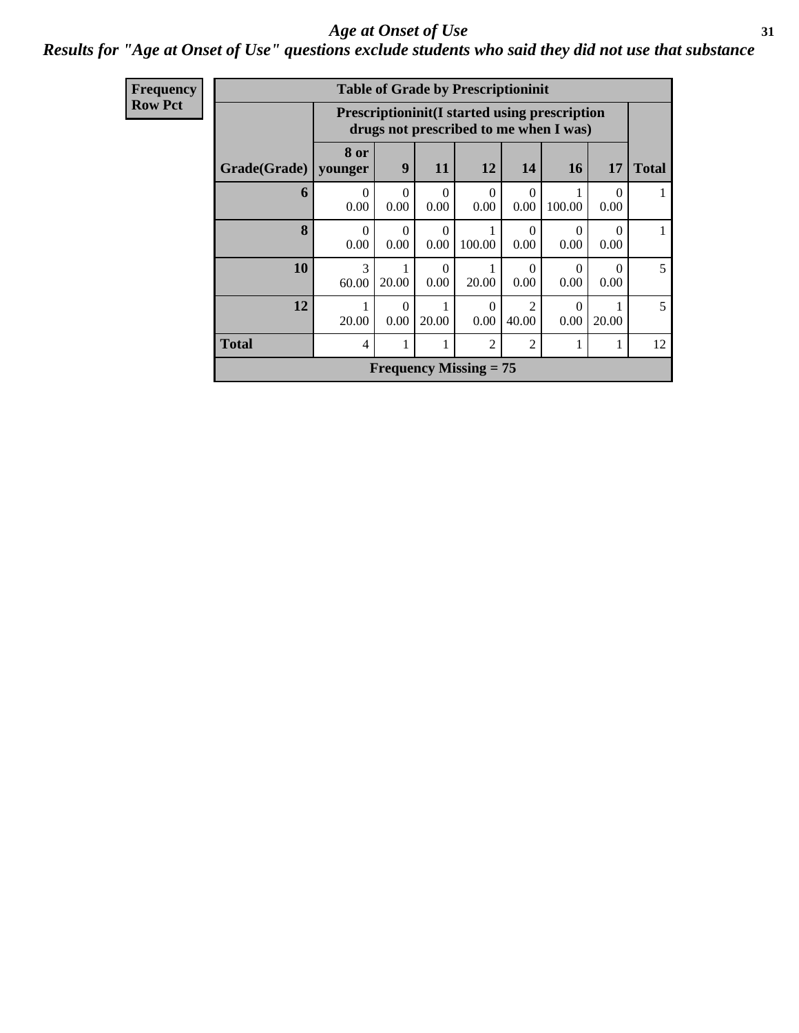# Age at Onset of Use

## Results for "Age at Onset of Use" questions exclude students who said they did not use that substance

| Frequency Row Pct |
|---|

**Table of Grade by Prescriptioninit**

| Grade(Grade) | Prescriptioninit(I started using prescription drugs not prescribed to me when I was) | | | | | | | Total |
|---|---|---|---|---|---|---|---|---|
| | 8 or younger | 9 | 11 | 12 | 14 | 16 | 17 | |
| 6 | 0<br>0.00 | 0<br>0.00 | 0<br>0.00 | 0<br>0.00 | 0<br>0.00 | 1<br>100.00 | 0<br>0.00 | 1 |
| 8 | 0<br>0.00 | 0<br>0.00 | 0<br>0.00 | 1<br>100.00 | 0<br>0.00 | 0<br>0.00 | 0<br>0.00 | 1 |
| 10 | 3<br>60.00 | 1<br>20.00 | 0<br>0.00 | 1<br>20.00 | 0<br>0.00 | 0<br>0.00 | 0<br>0.00 | 5 |
| 12 | 1<br>20.00 | 0<br>0.00 | 1<br>20.00 | 0<br>0.00 | 2<br>40.00 | 0<br>0.00 | 1<br>20.00 | 5 |
| Total | 4 | 1 | 1 | 2 | 2 | 1 | 1 | 12 |

Frequency Missing = 75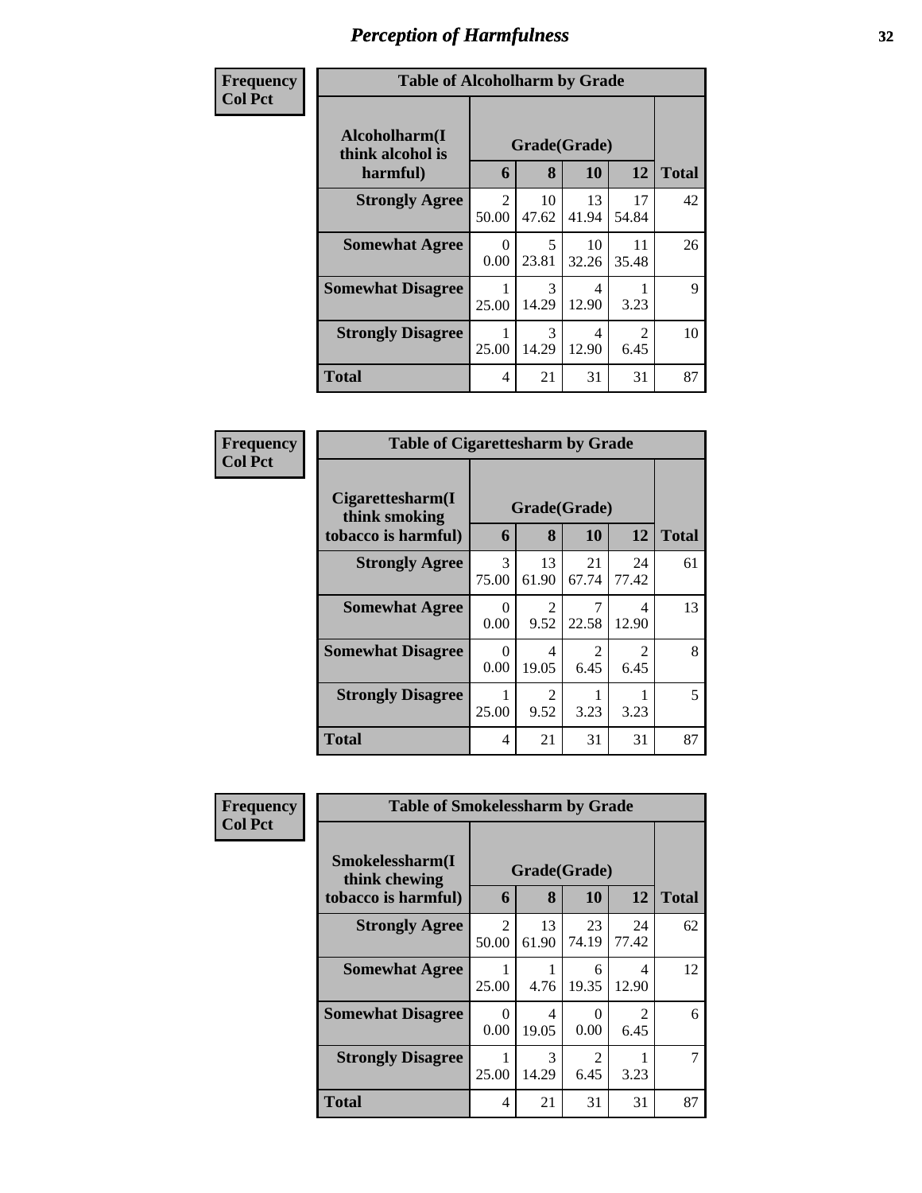# Perception of Harmfulness

| Frequency Col Pct | Table of Alcoholharm by Grade | | | | |
|---|---|---|---|---|---|
| Alcoholharm(I think alcohol is harmful) | Grade(Grade) | | | | |
| | 6 | 8 | 10 | 12 | Total |
| Strongly Agree | 2<br>50.00 | 10<br>47.62 | 13<br>41.94 | 17<br>54.84 | 42 |
| Somewhat Agree | 0<br>0.00 | 5<br>23.81 | 10<br>32.26 | 11<br>35.48 | 26 |
| Somewhat Disagree | 1<br>25.00 | 3<br>14.29 | 4<br>12.90 | 1<br>3.23 | 9 |
| Strongly Disagree | 1<br>25.00 | 3<br>14.29 | 4<br>12.90 | 2<br>6.45 | 10 |
| Total | 4 | 21 | 31 | 31 | 87 |

| Frequency Col Pct | Table of Cigarettesharm by Grade | | | | |
|---|---|---|---|---|---|
| Cigarettesharm(I think smoking tobacco is harmful) | Grade(Grade) | | | | |
| | 6 | 8 | 10 | 12 | Total |
| Strongly Agree | 3<br>75.00 | 13<br>61.90 | 21<br>67.74 | 24<br>77.42 | 61 |
| Somewhat Agree | 0<br>0.00 | 2<br>9.52 | 7<br>22.58 | 4<br>12.90 | 13 |
| Somewhat Disagree | 0<br>0.00 | 4<br>19.05 | 2<br>6.45 | 2<br>6.45 | 8 |
| Strongly Disagree | 1<br>25.00 | 2<br>9.52 | 1<br>3.23 | 1<br>3.23 | 5 |
| Total | 4 | 21 | 31 | 31 | 87 |

| Frequency Col Pct | Table of Smokelessharm by Grade | | | | |
|---|---|---|---|---|---|
| Smokelessharm(I think chewing tobacco is harmful) | Grade(Grade) | | | | |
| | 6 | 8 | 10 | 12 | Total |
| Strongly Agree | 2<br>50.00 | 13<br>61.90 | 23<br>74.19 | 24<br>77.42 | 62 |
| Somewhat Agree | 1<br>25.00 | 1<br>4.76 | 6<br>19.35 | 4<br>12.90 | 12 |
| Somewhat Disagree | 0<br>0.00 | 4<br>19.05 | 0<br>0.00 | 2<br>6.45 | 6 |
| Strongly Disagree | 1<br>25.00 | 3<br>14.29 | 2<br>6.45 | 1<br>3.23 | 7 |
| Total | 4 | 21 | 31 | 31 | 87 |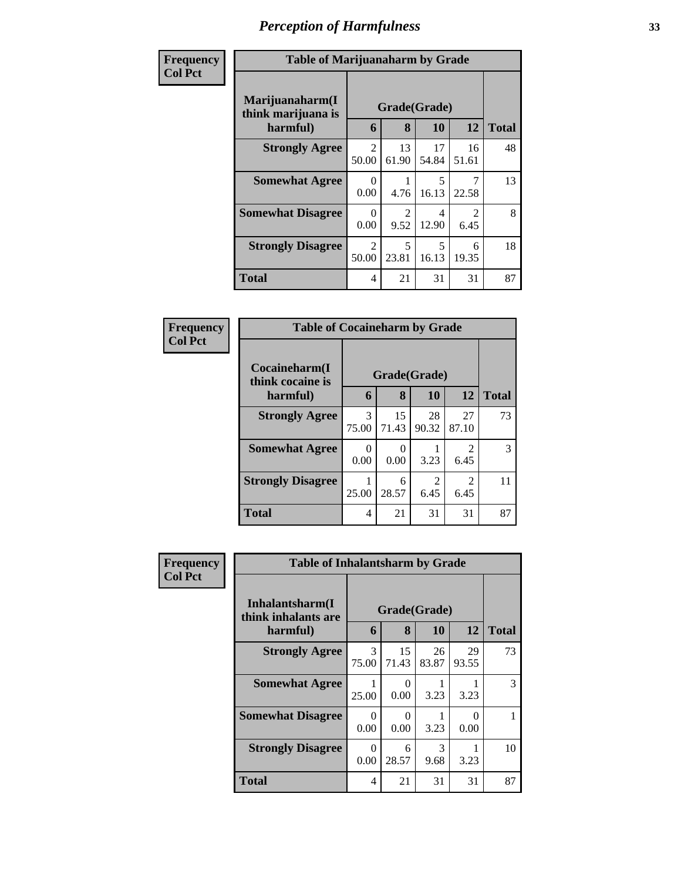# Perception of Harmfulness

| Frequency<br>Col Pct | Table of Marijuanaharm by Grade | | | | |
|---|---|---|---|---|---|
| **Marijuanaharm(I think marijuana is harmful)** | **Grade(Grade)** | | | | |
| | **6** | **8** | **10** | **12** | **Total** |
| **Strongly Agree** | 2<br>50.00 | 13<br>61.90 | 17<br>54.84 | 16<br>51.61 | 48 |
| **Somewhat Agree** | 0<br>0.00 | 1<br>4.76 | 5<br>16.13 | 7<br>22.58 | 13 |
| **Somewhat Disagree** | 0<br>0.00 | 2<br>9.52 | 4<br>12.90 | 2<br>6.45 | 8 |
| **Strongly Disagree** | 2<br>50.00 | 5<br>23.81 | 5<br>16.13 | 6<br>19.35 | 18 |
| **Total** | 4 | 21 | 31 | 31 | 87 |

| Frequency<br>Col Pct | Table of Cocaineharm by Grade | | | | |
|---|---|---|---|---|---|
| **Cocaineharm(I think cocaine is harmful)** | **Grade(Grade)** | | | | |
| | **6** | **8** | **10** | **12** | **Total** |
| **Strongly Agree** | 3<br>75.00 | 15<br>71.43 | 28<br>90.32 | 27<br>87.10 | 73 |
| **Somewhat Agree** | 0<br>0.00 | 0<br>0.00 | 1<br>3.23 | 2<br>6.45 | 3 |
| **Strongly Disagree** | 1<br>25.00 | 6<br>28.57 | 2<br>6.45 | 2<br>6.45 | 11 |
| **Total** | 4 | 21 | 31 | 31 | 87 |

| Frequency<br>Col Pct | Table of Inhalantsharm by Grade | | | | |
|---|---|---|---|---|---|
| **Inhalantsharm(I think inhalants are harmful)** | **Grade(Grade)** | | | | |
| | **6** | **8** | **10** | **12** | **Total** |
| **Strongly Agree** | 3<br>75.00 | 15<br>71.43 | 26<br>83.87 | 29<br>93.55 | 73 |
| **Somewhat Agree** | 1<br>25.00 | 0<br>0.00 | 1<br>3.23 | 1<br>3.23 | 3 |
| **Somewhat Disagree** | 0<br>0.00 | 0<br>0.00 | 1<br>3.23 | 0<br>0.00 | 1 |
| **Strongly Disagree** | 0<br>0.00 | 6<br>28.57 | 3<br>9.68 | 1<br>3.23 | 10 |
| **Total** | 4 | 21 | 31 | 31 | 87 |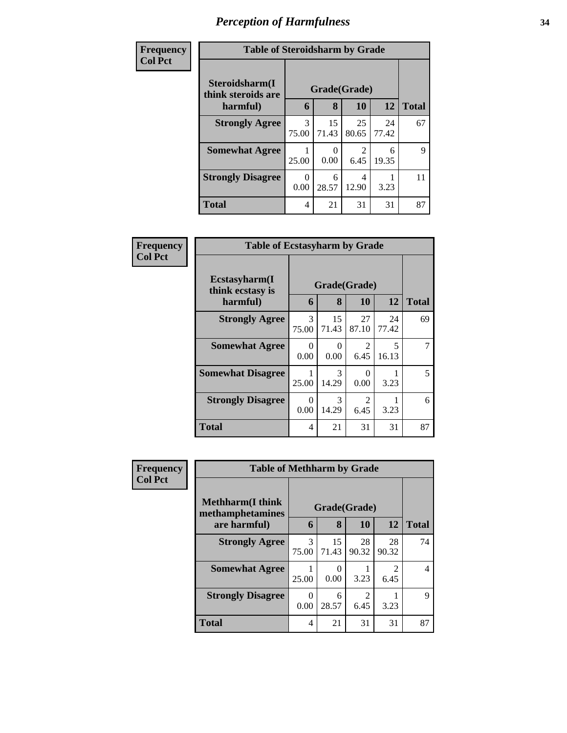# Perception of Harmfulness

**Frequency**
**Col Pct**

| Table of Steroidsharm by Grade | | | | | |
|---|---|---|---|---|---|
| Steroidsharm(I think steroids are harmful) | Grade(Grade) | | | | |
| | 6 | 8 | 10 | 12 | Total |
| Strongly Agree | 3<br>75.00 | 15<br>71.43 | 25<br>80.65 | 24<br>77.42 | 67 |
| Somewhat Agree | 1<br>25.00 | 0<br>0.00 | 2<br>6.45 | 6<br>19.35 | 9 |
| Strongly Disagree | 0<br>0.00 | 6<br>28.57 | 4<br>12.90 | 1<br>3.23 | 11 |
| Total | 4 | 21 | 31 | 31 | 87 |

**Frequency**
**Col Pct**

| Table of Ecstasyharm by Grade | | | | | |
|---|---|---|---|---|---|
| Ecstasyharm(I think ecstasy is harmful) | Grade(Grade) | | | | |
| | 6 | 8 | 10 | 12 | Total |
| Strongly Agree | 3<br>75.00 | 15<br>71.43 | 27<br>87.10 | 24<br>77.42 | 69 |
| Somewhat Agree | 0<br>0.00 | 0<br>0.00 | 2<br>6.45 | 5<br>16.13 | 7 |
| Somewhat Disagree | 1<br>25.00 | 3<br>14.29 | 0<br>0.00 | 1<br>3.23 | 5 |
| Strongly Disagree | 0<br>0.00 | 3<br>14.29 | 2<br>6.45 | 1<br>3.23 | 6 |
| Total | 4 | 21 | 31 | 31 | 87 |

**Frequency**
**Col Pct**

| Table of Methharm by Grade | | | | | |
|---|---|---|---|---|---|
| Methharm(I think methamphetamines are harmful) | Grade(Grade) | | | | |
| | 6 | 8 | 10 | 12 | Total |
| Strongly Agree | 3<br>75.00 | 15<br>71.43 | 28<br>90.32 | 28<br>90.32 | 74 |
| Somewhat Agree | 1<br>25.00 | 0<br>0.00 | 1<br>3.23 | 2<br>6.45 | 4 |
| Strongly Disagree | 0<br>0.00 | 6<br>28.57 | 2<br>6.45 | 1<br>3.23 | 9 |
| Total | 4 | 21 | 31 | 31 | 87 |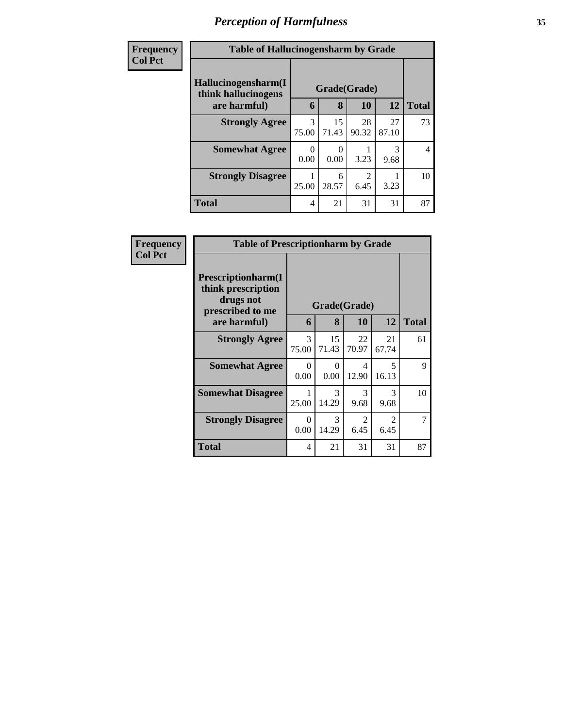# Perception of Harmfulness

| Frequency Col Pct | | | | | |
|---|---|---|---|---|---|

**Table of Hallucinogensharm by Grade**

| Hallucinogensharm(I think hallucinogens are harmful) | Grade(Grade) | | | | Total |
|---|---|---|---|---|---|
| | 6 | 8 | 10 | 12 | |
| Strongly Agree | 3<br>75.00 | 15<br>71.43 | 28<br>90.32 | 27<br>87.10 | 73 |
| Somewhat Agree | 0<br>0.00 | 0<br>0.00 | 1<br>3.23 | 3<br>9.68 | 4 |
| Strongly Disagree | 1<br>25.00 | 6<br>28.57 | 2<br>6.45 | 1<br>3.23 | 10 |
| Total | 4 | 21 | 31 | 31 | 87 |

| Frequency Col Pct | | | | | |
|---|---|---|---|---|---|

**Table of Prescriptionharm by Grade**

| Prescriptionharm(I think prescription drugs not prescribed to me are harmful) | Grade(Grade) | | | | Total |
|---|---|---|---|---|---|
| | 6 | 8 | 10 | 12 | |
| Strongly Agree | 3<br>75.00 | 15<br>71.43 | 22<br>70.97 | 21<br>67.74 | 61 |
| Somewhat Agree | 0<br>0.00 | 0<br>0.00 | 4<br>12.90 | 5<br>16.13 | 9 |
| Somewhat Disagree | 1<br>25.00 | 3<br>14.29 | 3<br>9.68 | 3<br>9.68 | 10 |
| Strongly Disagree | 0<br>0.00 | 3<br>14.29 | 2<br>6.45 | 2<br>6.45 | 7 |
| Total | 4 | 21 | 31 | 31 | 87 |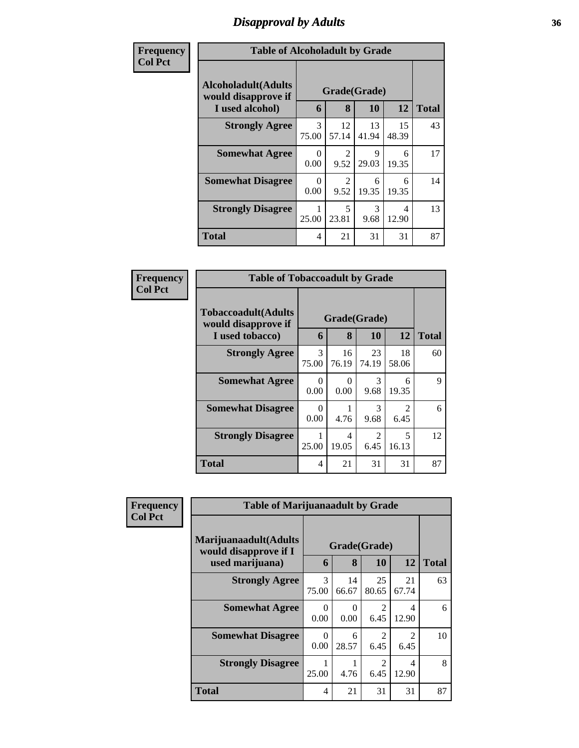# Disapproval by Adults

**Frequency**
**Col Pct**

| Table of Alcoholadult by Grade | | | | | |
|---|---|---|---|---|---|
| Alcoholadult(Adults would disapprove if I used alcohol) | Grade(Grade) | | | | |
| | 6 | 8 | 10 | 12 | Total |
| Strongly Agree | 3<br>75.00 | 12<br>57.14 | 13<br>41.94 | 15<br>48.39 | 43 |
| Somewhat Agree | 0<br>0.00 | 2<br>9.52 | 9<br>29.03 | 6<br>19.35 | 17 |
| Somewhat Disagree | 0<br>0.00 | 2<br>9.52 | 6<br>19.35 | 6<br>19.35 | 14 |
| Strongly Disagree | 1<br>25.00 | 5<br>23.81 | 3<br>9.68 | 4<br>12.90 | 13 |
| Total | 4 | 21 | 31 | 31 | 87 |

**Frequency**
**Col Pct**

| Table of Tobaccoadult by Grade | | | | | |
|---|---|---|---|---|---|
| Tobaccoadult(Adults would disapprove if I used tobacco) | Grade(Grade) | | | | |
| | 6 | 8 | 10 | 12 | Total |
| Strongly Agree | 3<br>75.00 | 16<br>76.19 | 23<br>74.19 | 18<br>58.06 | 60 |
| Somewhat Agree | 0<br>0.00 | 0<br>0.00 | 3<br>9.68 | 6<br>19.35 | 9 |
| Somewhat Disagree | 0<br>0.00 | 1<br>4.76 | 3<br>9.68 | 2<br>6.45 | 6 |
| Strongly Disagree | 1<br>25.00 | 4<br>19.05 | 2<br>6.45 | 5<br>16.13 | 12 |
| Total | 4 | 21 | 31 | 31 | 87 |

**Frequency**
**Col Pct**

| Table of Marijuanaadult by Grade | | | | | |
|---|---|---|---|---|---|
| Marijuanaadult(Adults would disapprove if I used marijuana) | Grade(Grade) | | | | |
| | 6 | 8 | 10 | 12 | Total |
| Strongly Agree | 3<br>75.00 | 14<br>66.67 | 25<br>80.65 | 21<br>67.74 | 63 |
| Somewhat Agree | 0<br>0.00 | 0<br>0.00 | 2<br>6.45 | 4<br>12.90 | 6 |
| Somewhat Disagree | 0<br>0.00 | 6<br>28.57 | 2<br>6.45 | 2<br>6.45 | 10 |
| Strongly Disagree | 1<br>25.00 | 1<br>4.76 | 2<br>6.45 | 4<br>12.90 | 8 |
| Total | 4 | 21 | 31 | 31 | 87 |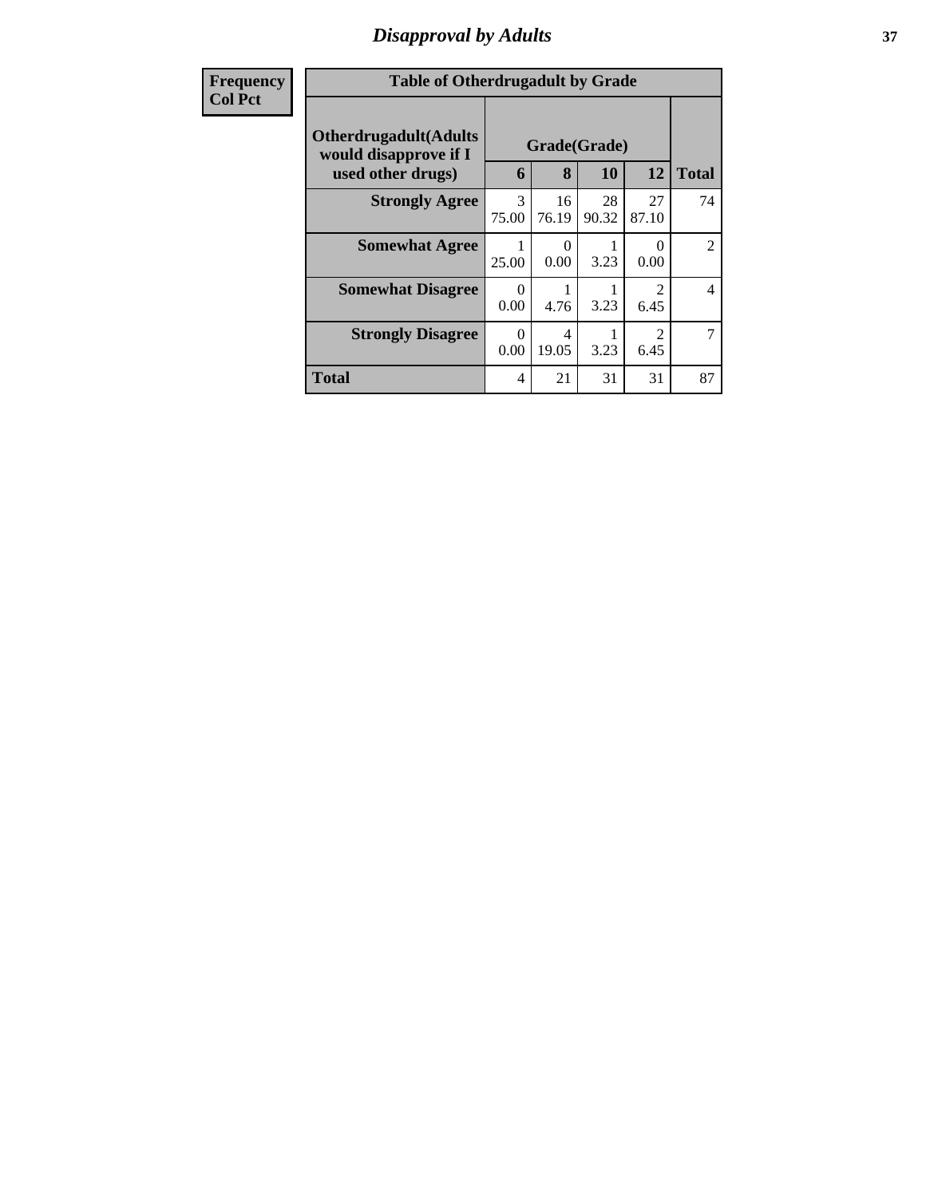## Disapproval by Adults

| Frequency<br>Col Pct | | | | | |
|---|---|---|---|---|---|

**Table of Otherdrugadult by Grade**

| Otherdrugadult(Adults would disapprove if I used other drugs) | Grade(Grade) | | | | Total |
|---|---|---|---|---|---|
| | 6 | 8 | 10 | 12 | |
| **Strongly Agree** | 3<br>75.00 | 16<br>76.19 | 28<br>90.32 | 27<br>87.10 | 74 |
| **Somewhat Agree** | 1<br>25.00 | 0<br>0.00 | 1<br>3.23 | 0<br>0.00 | 2 |
| **Somewhat Disagree** | 0<br>0.00 | 1<br>4.76 | 1<br>3.23 | 2<br>6.45 | 4 |
| **Strongly Disagree** | 0<br>0.00 | 4<br>19.05 | 1<br>3.23 | 2<br>6.45 | 7 |
| **Total** | 4 | 21 | 31 | 31 | 87 |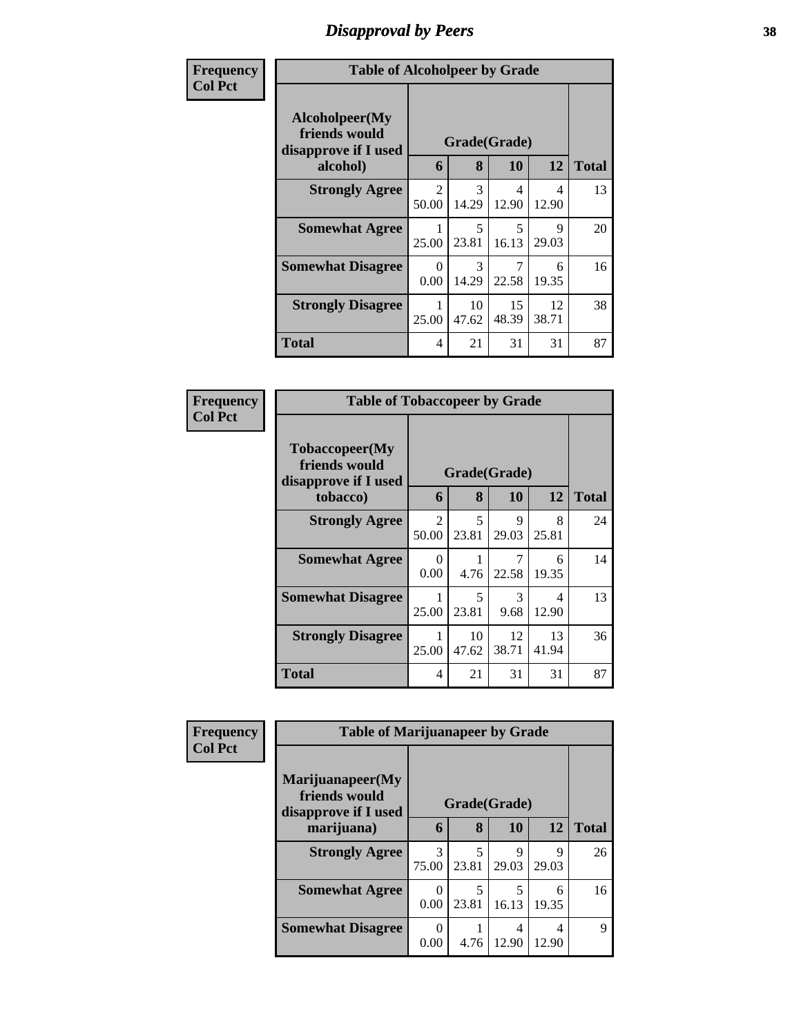# Disapproval by Peers

| Frequency Col Pct |
|---|

**Table of Alcoholpeer by Grade**

| Alcoholpeer(My friends would disapprove if I used alcohol) | Grade(Grade) 6 | 8 | 10 | 12 | Total |
|---|---|---|---|---|---|
| Strongly Agree | 2<br>50.00 | 3<br>14.29 | 4<br>12.90 | 4<br>12.90 | 13 |
| Somewhat Agree | 1<br>25.00 | 5<br>23.81 | 5<br>16.13 | 9<br>29.03 | 20 |
| Somewhat Disagree | 0<br>0.00 | 3<br>14.29 | 7<br>22.58 | 6<br>19.35 | 16 |
| Strongly Disagree | 1<br>25.00 | 10<br>47.62 | 15<br>48.39 | 12<br>38.71 | 38 |
| Total | 4 | 21 | 31 | 31 | 87 |

| Frequency Col Pct |
|---|

**Table of Tobaccopeer by Grade**

| Tobaccopeer(My friends would disapprove if I used tobacco) | Grade(Grade) 6 | 8 | 10 | 12 | Total |
|---|---|---|---|---|---|
| Strongly Agree | 2<br>50.00 | 5<br>23.81 | 9<br>29.03 | 8<br>25.81 | 24 |
| Somewhat Agree | 0<br>0.00 | 1<br>4.76 | 7<br>22.58 | 6<br>19.35 | 14 |
| Somewhat Disagree | 1<br>25.00 | 5<br>23.81 | 3<br>9.68 | 4<br>12.90 | 13 |
| Strongly Disagree | 1<br>25.00 | 10<br>47.62 | 12<br>38.71 | 13<br>41.94 | 36 |
| Total | 4 | 21 | 31 | 31 | 87 |

| Frequency Col Pct |
|---|

**Table of Marijuanapeer by Grade**

| Marijuanapeer(My friends would disapprove if I used marijuana) | Grade(Grade) 6 | 8 | 10 | 12 | Total |
|---|---|---|---|---|---|
| Strongly Agree | 3<br>75.00 | 5<br>23.81 | 9<br>29.03 | 9<br>29.03 | 26 |
| Somewhat Agree | 0<br>0.00 | 5<br>23.81 | 5<br>16.13 | 6<br>19.35 | 16 |
| Somewhat Disagree | 0<br>0.00 | 1<br>4.76 | 4<br>12.90 | 4<br>12.90 | 9 |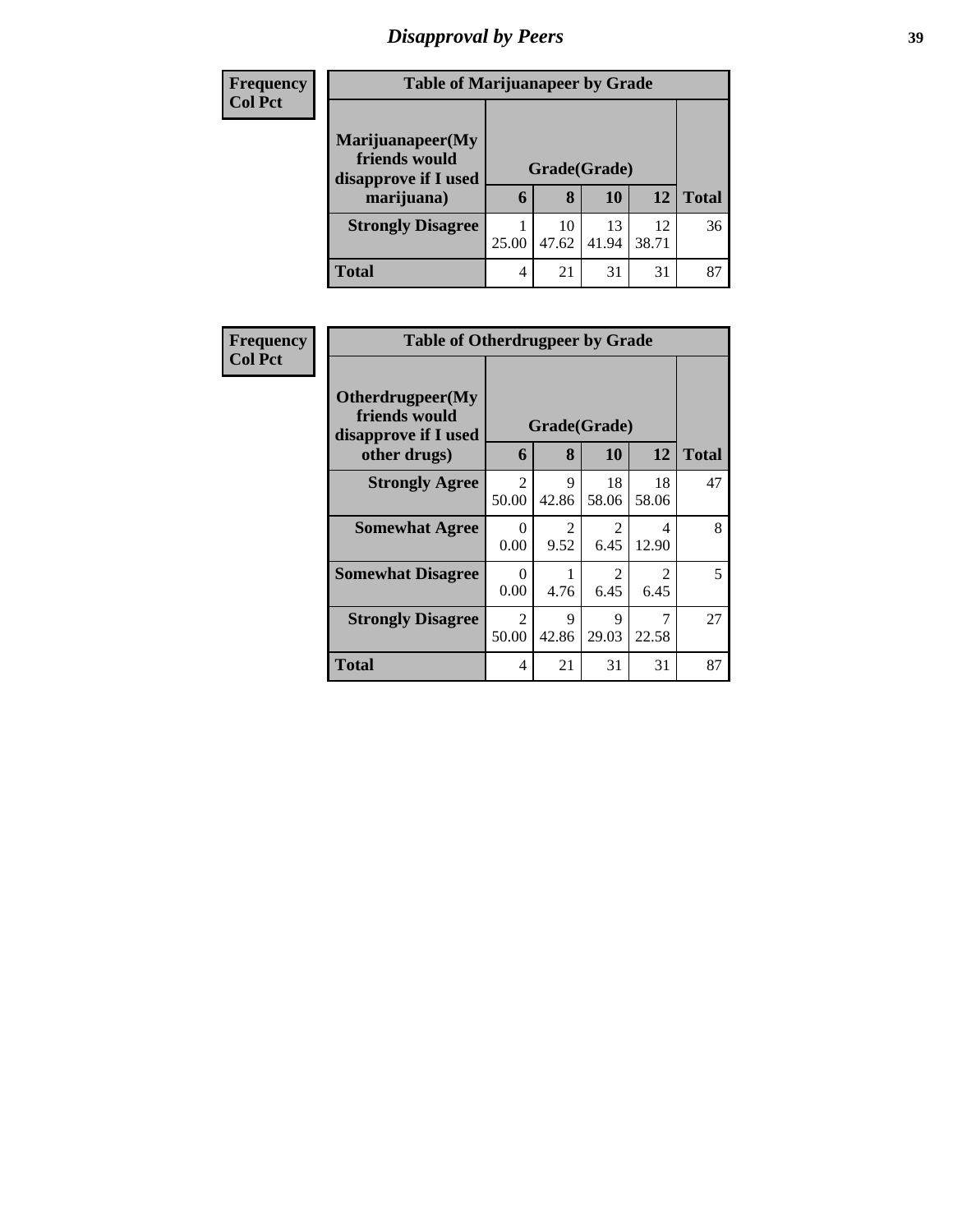| Frequency<br>Col Pct |
|---|

**Table of Marijuanapeer by Grade**

| Marijuanapeer(My friends would disapprove if I used marijuana) | Grade(Grade) | | | | Total |
|---|---|---|---|---|---|
| | 6 | 8 | 10 | 12 | |
| **Strongly Disagree** | 1<br>25.00 | 10<br>47.62 | 13<br>41.94 | 12<br>38.71 | 36 |
| **Total** | 4 | 21 | 31 | 31 | 87 |

| Frequency<br>Col Pct |
|---|

**Table of Otherdrugpeer by Grade**

| Otherdrugpeer(My friends would disapprove if I used other drugs) | Grade(Grade) | | | | Total |
|---|---|---|---|---|---|
| | 6 | 8 | 10 | 12 | |
| **Strongly Agree** | 2<br>50.00 | 9<br>42.86 | 18<br>58.06 | 18<br>58.06 | 47 |
| **Somewhat Agree** | 0<br>0.00 | 2<br>9.52 | 2<br>6.45 | 4<br>12.90 | 8 |
| **Somewhat Disagree** | 0<br>0.00 | 1<br>4.76 | 2<br>6.45 | 2<br>6.45 | 5 |
| **Strongly Disagree** | 2<br>50.00 | 9<br>42.86 | 9<br>29.03 | 7<br>22.58 | 27 |
| **Total** | 4 | 21 | 31 | 31 | 87 |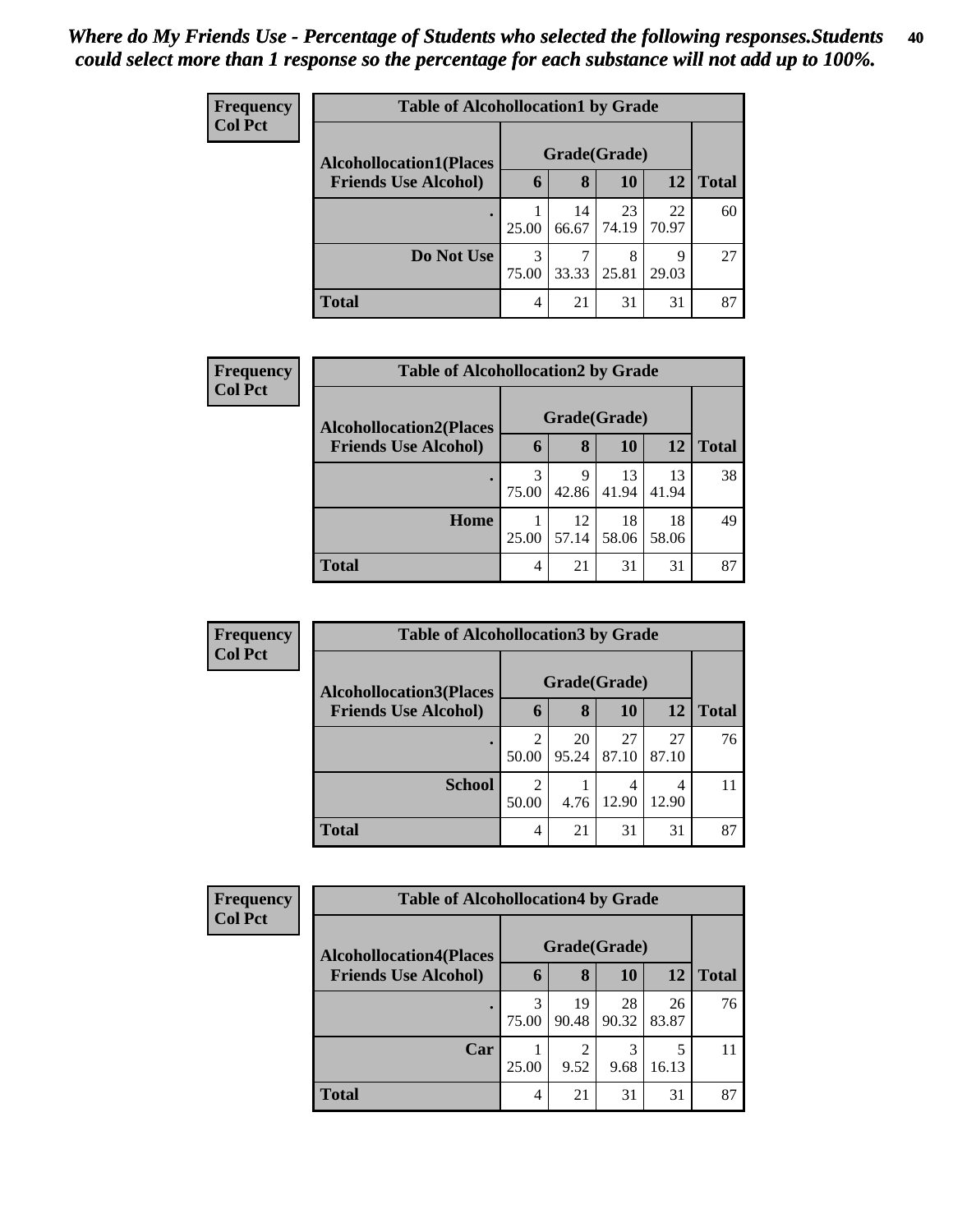*Where do My Friends Use - Percentage of Students who selected the following responses.Students could select more than 1 response so the percentage for each substance will not add up to 100%.*

**Frequency**
**Col Pct**

| Table of Alcohollocation1 by Grade | | | | | |
|---|---|---|---|---|---|
| **Alcohollocation1(Places Friends Use Alcohol)** | **Grade(Grade)** | | | | |
| | **6** | **8** | **10** | **12** | **Total** |
| **.** | 1<br>25.00 | 14<br>66.67 | 23<br>74.19 | 22<br>70.97 | 60 |
| **Do Not Use** | 3<br>75.00 | 7<br>33.33 | 8<br>25.81 | 9<br>29.03 | 27 |
| **Total** | 4 | 21 | 31 | 31 | 87 |

**Frequency**
**Col Pct**

| Table of Alcohollocation2 by Grade | | | | | |
|---|---|---|---|---|---|
| **Alcohollocation2(Places Friends Use Alcohol)** | **Grade(Grade)** | | | | |
| | **6** | **8** | **10** | **12** | **Total** |
| **.** | 3<br>75.00 | 9<br>42.86 | 13<br>41.94 | 13<br>41.94 | 38 |
| **Home** | 1<br>25.00 | 12<br>57.14 | 18<br>58.06 | 18<br>58.06 | 49 |
| **Total** | 4 | 21 | 31 | 31 | 87 |

**Frequency**
**Col Pct**

| Table of Alcohollocation3 by Grade | | | | | |
|---|---|---|---|---|---|
| **Alcohollocation3(Places Friends Use Alcohol)** | **Grade(Grade)** | | | | |
| | **6** | **8** | **10** | **12** | **Total** |
| **.** | 2<br>50.00 | 20<br>95.24 | 27<br>87.10 | 27<br>87.10 | 76 |
| **School** | 2<br>50.00 | 1<br>4.76 | 4<br>12.90 | 4<br>12.90 | 11 |
| **Total** | 4 | 21 | 31 | 31 | 87 |

**Frequency**
**Col Pct**

| Table of Alcohollocation4 by Grade | | | | | |
|---|---|---|---|---|---|
| **Alcohollocation4(Places Friends Use Alcohol)** | **Grade(Grade)** | | | | |
| | **6** | **8** | **10** | **12** | **Total** |
| **.** | 3<br>75.00 | 19<br>90.48 | 28<br>90.32 | 26<br>83.87 | 76 |
| **Car** | 1<br>25.00 | 2<br>9.52 | 3<br>9.68 | 5<br>16.13 | 11 |
| **Total** | 4 | 21 | 31 | 31 | 87 |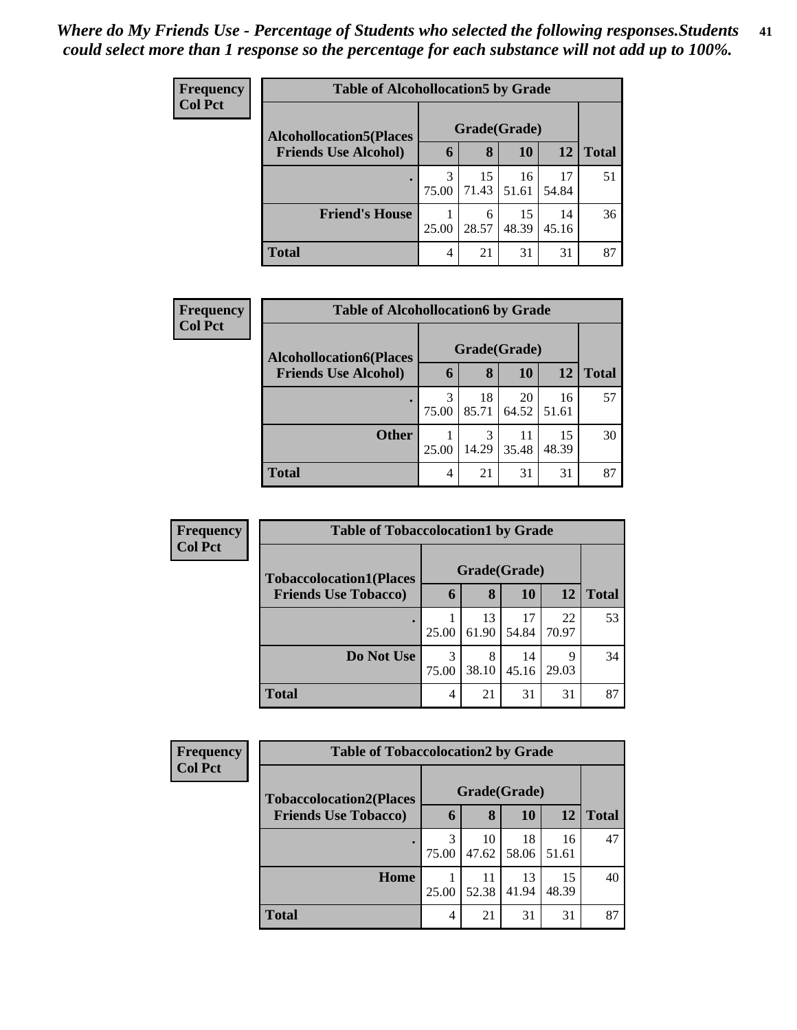*Where do My Friends Use - Percentage of Students who selected the following responses.Students could select more than 1 response so the percentage for each substance will not add up to 100%.*

**Frequency**
**Col Pct**

| Table of Alcohollocation5 by Grade | | | | | |
|---|---|---|---|---|---|
| **Alcohollocation5(Places Friends Use Alcohol)** | **Grade(Grade)** | | | | |
| | **6** | **8** | **10** | **12** | **Total** |
| **.** | 3<br>75.00 | 15<br>71.43 | 16<br>51.61 | 17<br>54.84 | 51 |
| **Friend's House** | 1<br>25.00 | 6<br>28.57 | 15<br>48.39 | 14<br>45.16 | 36 |
| **Total** | 4 | 21 | 31 | 31 | 87 |

**Frequency**
**Col Pct**

| Table of Alcohollocation6 by Grade | | | | | |
|---|---|---|---|---|---|
| **Alcohollocation6(Places Friends Use Alcohol)** | **Grade(Grade)** | | | | |
| | **6** | **8** | **10** | **12** | **Total** |
| **.** | 3<br>75.00 | 18<br>85.71 | 20<br>64.52 | 16<br>51.61 | 57 |
| **Other** | 1<br>25.00 | 3<br>14.29 | 11<br>35.48 | 15<br>48.39 | 30 |
| **Total** | 4 | 21 | 31 | 31 | 87 |

**Frequency**
**Col Pct**

| Table of Tobaccolocation1 by Grade | | | | | |
|---|---|---|---|---|---|
| **Tobaccolocation1(Places Friends Use Tobacco)** | **Grade(Grade)** | | | | |
| | **6** | **8** | **10** | **12** | **Total** |
| **.** | 1<br>25.00 | 13<br>61.90 | 17<br>54.84 | 22<br>70.97 | 53 |
| **Do Not Use** | 3<br>75.00 | 8<br>38.10 | 14<br>45.16 | 9<br>29.03 | 34 |
| **Total** | 4 | 21 | 31 | 31 | 87 |

**Frequency**
**Col Pct**

| Table of Tobaccolocation2 by Grade | | | | | |
|---|---|---|---|---|---|
| **Tobaccolocation2(Places Friends Use Tobacco)** | **Grade(Grade)** | | | | |
| | **6** | **8** | **10** | **12** | **Total** |
| **.** | 3<br>75.00 | 10<br>47.62 | 18<br>58.06 | 16<br>51.61 | 47 |
| **Home** | 1<br>25.00 | 11<br>52.38 | 13<br>41.94 | 15<br>48.39 | 40 |
| **Total** | 4 | 21 | 31 | 31 | 87 |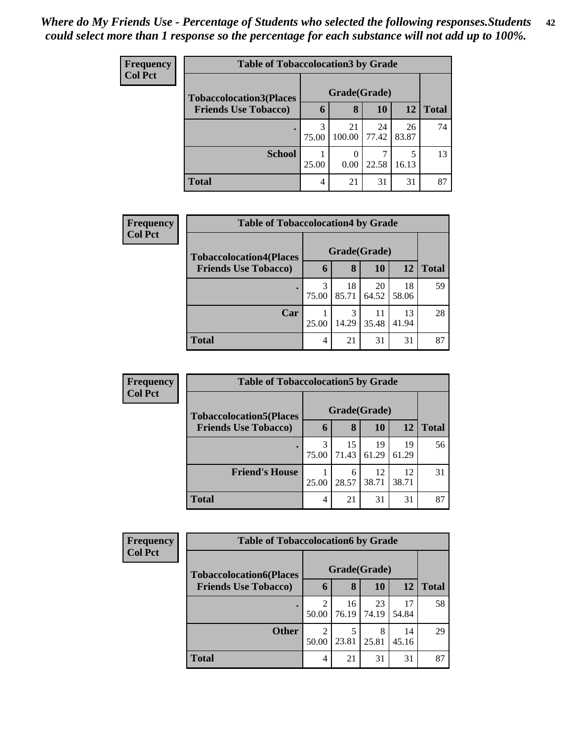*Where do My Friends Use - Percentage of Students who selected the following responses.Students could select more than 1 response so the percentage for each substance will not add up to 100%.*

**Frequency**
**Col Pct**

| Table of Tobaccolocation3 by Grade | | | | | |
|---|---|---|---|---|---|
| Tobaccolocation3(Places Friends Use Tobacco) | Grade(Grade) | | | | Total |
| | 6 | 8 | 10 | 12 | |
| . | 3<br>75.00 | 21<br>100.00 | 24<br>77.42 | 26<br>83.87 | 74 |
| School | 1<br>25.00 | 0<br>0.00 | 7<br>22.58 | 5<br>16.13 | 13 |
| Total | 4 | 21 | 31 | 31 | 87 |

**Frequency**
**Col Pct**

| Table of Tobaccolocation4 by Grade | | | | | |
|---|---|---|---|---|---|
| Tobaccolocation4(Places Friends Use Tobacco) | Grade(Grade) | | | | Total |
| | 6 | 8 | 10 | 12 | |
| . | 3<br>75.00 | 18<br>85.71 | 20<br>64.52 | 18<br>58.06 | 59 |
| Car | 1<br>25.00 | 3<br>14.29 | 11<br>35.48 | 13<br>41.94 | 28 |
| Total | 4 | 21 | 31 | 31 | 87 |

**Frequency**
**Col Pct**

| Table of Tobaccolocation5 by Grade | | | | | |
|---|---|---|---|---|---|
| Tobaccolocation5(Places Friends Use Tobacco) | Grade(Grade) | | | | Total |
| | 6 | 8 | 10 | 12 | |
| . | 3<br>75.00 | 15<br>71.43 | 19<br>61.29 | 19<br>61.29 | 56 |
| Friend's House | 1<br>25.00 | 6<br>28.57 | 12<br>38.71 | 12<br>38.71 | 31 |
| Total | 4 | 21 | 31 | 31 | 87 |

**Frequency**
**Col Pct**

| Table of Tobaccolocation6 by Grade | | | | | |
|---|---|---|---|---|---|
| Tobaccolocation6(Places Friends Use Tobacco) | Grade(Grade) | | | | Total |
| | 6 | 8 | 10 | 12 | |
| . | 2<br>50.00 | 16<br>76.19 | 23<br>74.19 | 17<br>54.84 | 58 |
| Other | 2<br>50.00 | 5<br>23.81 | 8<br>25.81 | 14<br>45.16 | 29 |
| Total | 4 | 21 | 31 | 31 | 87 |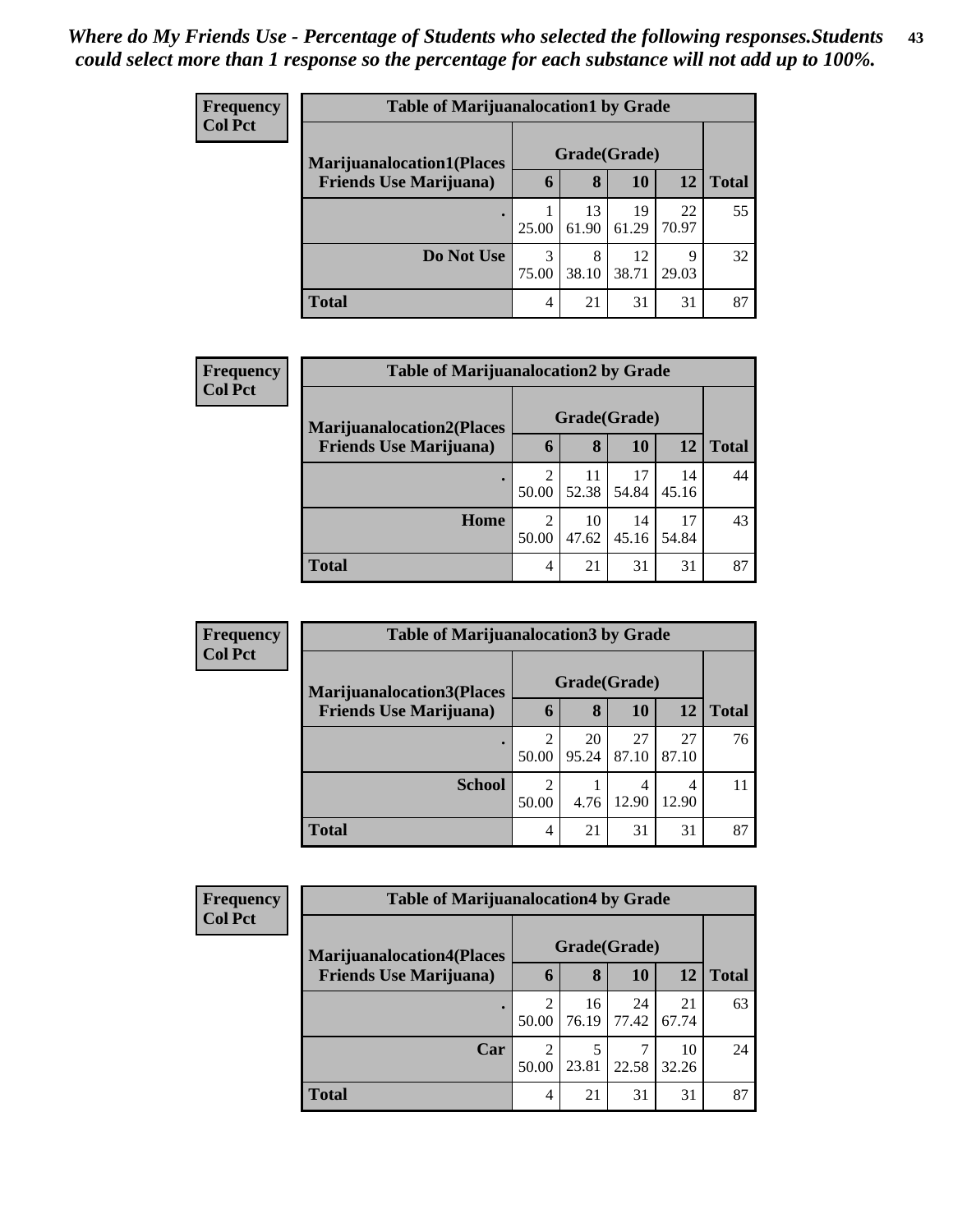*Where do My Friends Use - Percentage of Students who selected the following responses.Students could select more than 1 response so the percentage for each substance will not add up to 100%.*

**Frequency**
**Col Pct**

| Table of Marijuanalocation1 by Grade | | | | | |
|---|---|---|---|---|---|
| **Marijuanalocation1(Places Friends Use Marijuana)** | **Grade(Grade)** | | | | |
| | **6** | **8** | **10** | **12** | **Total** |
| **.** | 1<br>25.00 | 13<br>61.90 | 19<br>61.29 | 22<br>70.97 | 55 |
| **Do Not Use** | 3<br>75.00 | 8<br>38.10 | 12<br>38.71 | 9<br>29.03 | 32 |
| **Total** | 4 | 21 | 31 | 31 | 87 |

**Frequency**
**Col Pct**

| Table of Marijuanalocation2 by Grade | | | | | |
|---|---|---|---|---|---|
| **Marijuanalocation2(Places Friends Use Marijuana)** | **Grade(Grade)** | | | | |
| | **6** | **8** | **10** | **12** | **Total** |
| **.** | 2<br>50.00 | 11<br>52.38 | 17<br>54.84 | 14<br>45.16 | 44 |
| **Home** | 2<br>50.00 | 10<br>47.62 | 14<br>45.16 | 17<br>54.84 | 43 |
| **Total** | 4 | 21 | 31 | 31 | 87 |

**Frequency**
**Col Pct**

| Table of Marijuanalocation3 by Grade | | | | | |
|---|---|---|---|---|---|
| **Marijuanalocation3(Places Friends Use Marijuana)** | **Grade(Grade)** | | | | |
| | **6** | **8** | **10** | **12** | **Total** |
| **.** | 2<br>50.00 | 20<br>95.24 | 27<br>87.10 | 27<br>87.10 | 76 |
| **School** | 2<br>50.00 | 1<br>4.76 | 4<br>12.90 | 4<br>12.90 | 11 |
| **Total** | 4 | 21 | 31 | 31 | 87 |

**Frequency**
**Col Pct**

| Table of Marijuanalocation4 by Grade | | | | | |
|---|---|---|---|---|---|
| **Marijuanalocation4(Places Friends Use Marijuana)** | **Grade(Grade)** | | | | |
| | **6** | **8** | **10** | **12** | **Total** |
| **.** | 2<br>50.00 | 16<br>76.19 | 24<br>77.42 | 21<br>67.74 | 63 |
| **Car** | 2<br>50.00 | 5<br>23.81 | 7<br>22.58 | 10<br>32.26 | 24 |
| **Total** | 4 | 21 | 31 | 31 | 87 |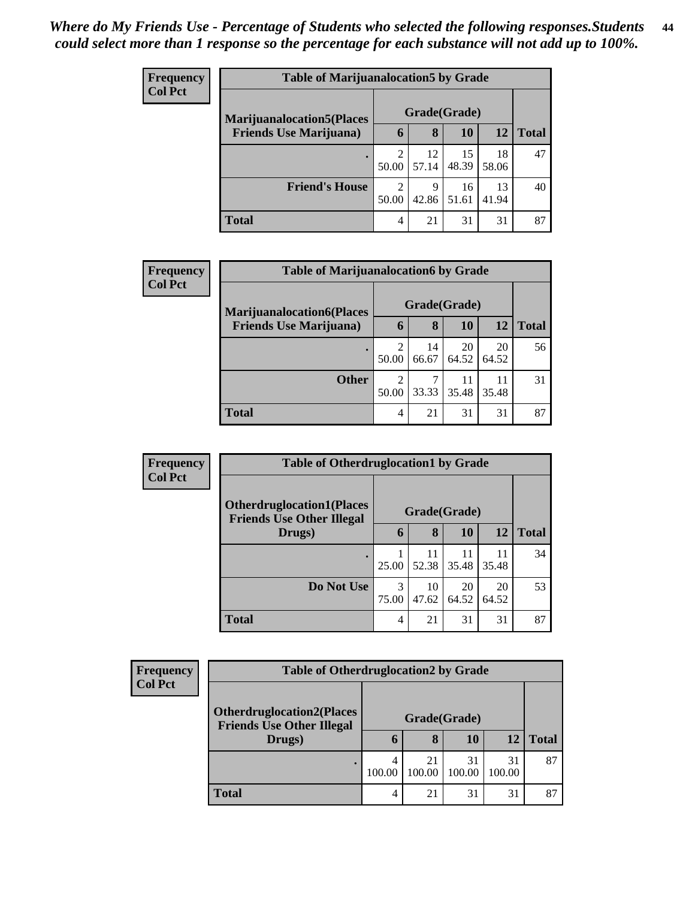*Where do My Friends Use - Percentage of Students who selected the following responses.Students could select more than 1 response so the percentage for each substance will not add up to 100%.*

**Frequency**
**Col Pct**

| Table of Marijuanalocation5 by Grade | | | | | |
|---|---|---|---|---|---|
| **Marijuanalocation5(Places Friends Use Marijuana)** | **Grade(Grade)** | | | | **Total** |
| | **6** | **8** | **10** | **12** | |
| **.** | 2<br>50.00 | 12<br>57.14 | 15<br>48.39 | 18<br>58.06 | 47 |
| **Friend's House** | 2<br>50.00 | 9<br>42.86 | 16<br>51.61 | 13<br>41.94 | 40 |
| **Total** | 4 | 21 | 31 | 31 | 87 |

**Frequency**
**Col Pct**

| Table of Marijuanalocation6 by Grade | | | | | |
|---|---|---|---|---|---|
| **Marijuanalocation6(Places Friends Use Marijuana)** | **Grade(Grade)** | | | | **Total** |
| | **6** | **8** | **10** | **12** | |
| **.** | 2<br>50.00 | 14<br>66.67 | 20<br>64.52 | 20<br>64.52 | 56 |
| **Other** | 2<br>50.00 | 7<br>33.33 | 11<br>35.48 | 11<br>35.48 | 31 |
| **Total** | 4 | 21 | 31 | 31 | 87 |

**Frequency**
**Col Pct**

| Table of Otherdruglocation1 by Grade | | | | | |
|---|---|---|---|---|---|
| **Otherdruglocation1(Places Friends Use Other Illegal Drugs)** | **Grade(Grade)** | | | | **Total** |
| | **6** | **8** | **10** | **12** | |
| **.** | 1<br>25.00 | 11<br>52.38 | 11<br>35.48 | 11<br>35.48 | 34 |
| **Do Not Use** | 3<br>75.00 | 10<br>47.62 | 20<br>64.52 | 20<br>64.52 | 53 |
| **Total** | 4 | 21 | 31 | 31 | 87 |

**Frequency**
**Col Pct**

| Table of Otherdruglocation2 by Grade | | | | | |
|---|---|---|---|---|---|
| **Otherdruglocation2(Places Friends Use Other Illegal Drugs)** | **Grade(Grade)** | | | | **Total** |
| | **6** | **8** | **10** | **12** | |
| **.** | 4<br>100.00 | 21<br>100.00 | 31<br>100.00 | 31<br>100.00 | 87 |
| **Total** | 4 | 21 | 31 | 31 | 87 |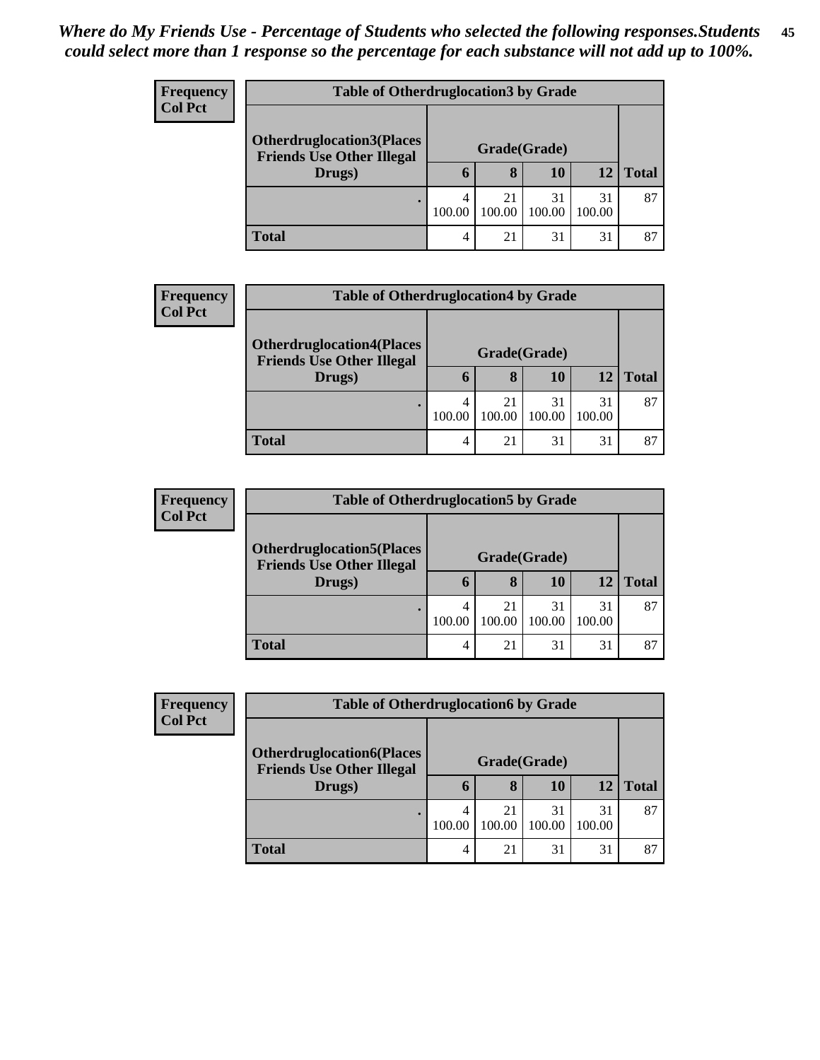*Where do My Friends Use - Percentage of Students who selected the following responses.Students could select more than 1 response so the percentage for each substance will not add up to 100%.*

**Frequency**
**Col Pct**

| Table of Otherdruglocation3 by Grade | | | | | |
|---|---|---|---|---|---|
| **Otherdruglocation3(Places Friends Use Other Illegal Drugs)** | **Grade(Grade)** | | | | |
| | **6** | **8** | **10** | **12** | **Total** |
| . | 4<br>100.00 | 21<br>100.00 | 31<br>100.00 | 31<br>100.00 | 87 |
| **Total** | 4 | 21 | 31 | 31 | 87 |

**Frequency**
**Col Pct**

| Table of Otherdruglocation4 by Grade | | | | | |
|---|---|---|---|---|---|
| **Otherdruglocation4(Places Friends Use Other Illegal Drugs)** | **Grade(Grade)** | | | | |
| | **6** | **8** | **10** | **12** | **Total** |
| . | 4<br>100.00 | 21<br>100.00 | 31<br>100.00 | 31<br>100.00 | 87 |
| **Total** | 4 | 21 | 31 | 31 | 87 |

**Frequency**
**Col Pct**

| Table of Otherdruglocation5 by Grade | | | | | |
|---|---|---|---|---|---|
| **Otherdruglocation5(Places Friends Use Other Illegal Drugs)** | **Grade(Grade)** | | | | |
| | **6** | **8** | **10** | **12** | **Total** |
| . | 4<br>100.00 | 21<br>100.00 | 31<br>100.00 | 31<br>100.00 | 87 |
| **Total** | 4 | 21 | 31 | 31 | 87 |

**Frequency**
**Col Pct**

| Table of Otherdruglocation6 by Grade | | | | | |
|---|---|---|---|---|---|
| **Otherdruglocation6(Places Friends Use Other Illegal Drugs)** | **Grade(Grade)** | | | | |
| | **6** | **8** | **10** | **12** | **Total** |
| . | 4<br>100.00 | 21<br>100.00 | 31<br>100.00 | 31<br>100.00 | 87 |
| **Total** | 4 | 21 | 31 | 31 | 87 |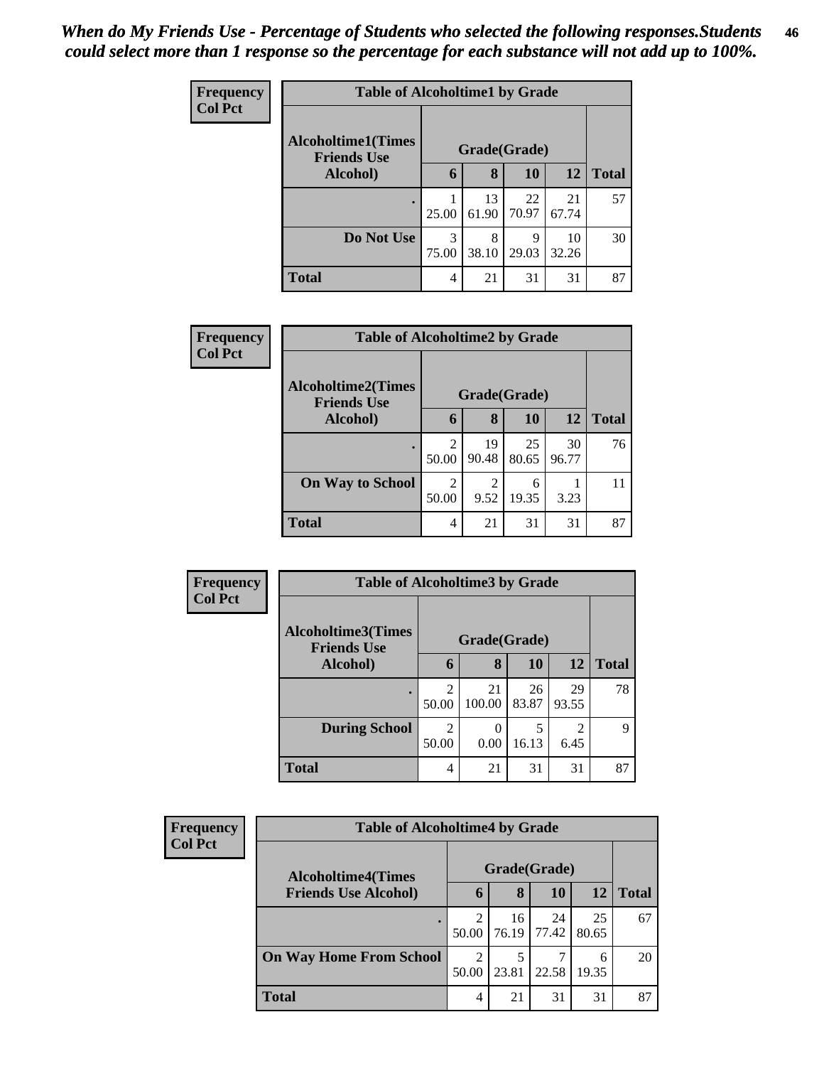*When do My Friends Use - Percentage of Students who selected the following responses.Students could select more than 1 response so the percentage for each substance will not add up to 100%.*

**Frequency**
**Col Pct**

**Table of Alcoholtime1 by Grade**

| Alcoholtime1(Times Friends Use Alcohol) | Grade(Grade) | | | | Total |
|---|---|---|---|---|---|
| | 6 | 8 | 10 | 12 | |
| . | 1<br>25.00 | 13<br>61.90 | 22<br>70.97 | 21<br>67.74 | 57 |
| Do Not Use | 3<br>75.00 | 8<br>38.10 | 9<br>29.03 | 10<br>32.26 | 30 |
| Total | 4 | 21 | 31 | 31 | 87 |

**Frequency**
**Col Pct**

**Table of Alcoholtime2 by Grade**

| Alcoholtime2(Times Friends Use Alcohol) | Grade(Grade) | | | | Total |
|---|---|---|---|---|---|
| | 6 | 8 | 10 | 12 | |
| . | 2<br>50.00 | 19<br>90.48 | 25<br>80.65 | 30<br>96.77 | 76 |
| On Way to School | 2<br>50.00 | 2<br>9.52 | 6<br>19.35 | 1<br>3.23 | 11 |
| Total | 4 | 21 | 31 | 31 | 87 |

**Frequency**
**Col Pct**

**Table of Alcoholtime3 by Grade**

| Alcoholtime3(Times Friends Use Alcohol) | Grade(Grade) | | | | Total |
|---|---|---|---|---|---|
| | 6 | 8 | 10 | 12 | |
| . | 2<br>50.00 | 21<br>100.00 | 26<br>83.87 | 29<br>93.55 | 78 |
| During School | 2<br>50.00 | 0<br>0.00 | 5<br>16.13 | 2<br>6.45 | 9 |
| Total | 4 | 21 | 31 | 31 | 87 |

**Frequency**
**Col Pct**

**Table of Alcoholtime4 by Grade**

| Alcoholtime4(Times Friends Use Alcohol) | Grade(Grade) | | | | Total |
|---|---|---|---|---|---|
| | 6 | 8 | 10 | 12 | |
| . | 2<br>50.00 | 16<br>76.19 | 24<br>77.42 | 25<br>80.65 | 67 |
| On Way Home From School | 2<br>50.00 | 5<br>23.81 | 7<br>22.58 | 6<br>19.35 | 20 |
| Total | 4 | 21 | 31 | 31 | 87 |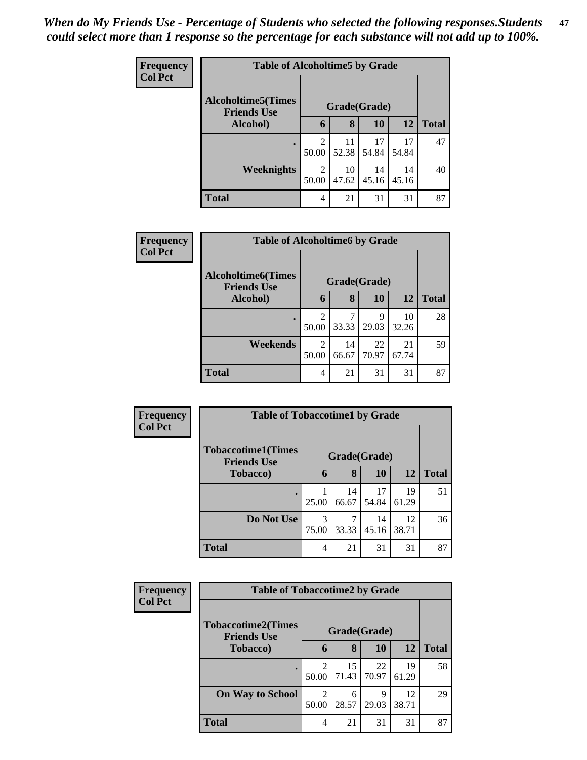*When do My Friends Use - Percentage of Students who selected the following responses.Students could select more than 1 response so the percentage for each substance will not add up to 100%.*

**Frequency**
**Col Pct**

**Table of Alcoholtime5 by Grade**

| Alcoholtime5(Times Friends Use Alcohol) | Grade(Grade) | | | | Total |
|---|---|---|---|---|---|
| | 6 | 8 | 10 | 12 | |
| . | 2<br>50.00 | 11<br>52.38 | 17<br>54.84 | 17<br>54.84 | 47 |
| Weeknights | 2<br>50.00 | 10<br>47.62 | 14<br>45.16 | 14<br>45.16 | 40 |
| Total | 4 | 21 | 31 | 31 | 87 |

**Frequency**
**Col Pct**

**Table of Alcoholtime6 by Grade**

| Alcoholtime6(Times Friends Use Alcohol) | Grade(Grade) | | | | Total |
|---|---|---|---|---|---|
| | 6 | 8 | 10 | 12 | |
| . | 2<br>50.00 | 7<br>33.33 | 9<br>29.03 | 10<br>32.26 | 28 |
| Weekends | 2<br>50.00 | 14<br>66.67 | 22<br>70.97 | 21<br>67.74 | 59 |
| Total | 4 | 21 | 31 | 31 | 87 |

**Frequency**
**Col Pct**

**Table of Tobaccotime1 by Grade**

| Tobaccotime1(Times Friends Use Tobacco) | Grade(Grade) | | | | Total |
|---|---|---|---|---|---|
| | 6 | 8 | 10 | 12 | |
| . | 1<br>25.00 | 14<br>66.67 | 17<br>54.84 | 19<br>61.29 | 51 |
| Do Not Use | 3<br>75.00 | 7<br>33.33 | 14<br>45.16 | 12<br>38.71 | 36 |
| Total | 4 | 21 | 31 | 31 | 87 |

**Frequency**
**Col Pct**

**Table of Tobaccotime2 by Grade**

| Tobaccotime2(Times Friends Use Tobacco) | Grade(Grade) | | | | Total |
|---|---|---|---|---|---|
| | 6 | 8 | 10 | 12 | |
| . | 2<br>50.00 | 15<br>71.43 | 22<br>70.97 | 19<br>61.29 | 58 |
| On Way to School | 2<br>50.00 | 6<br>28.57 | 9<br>29.03 | 12<br>38.71 | 29 |
| Total | 4 | 21 | 31 | 31 | 87 |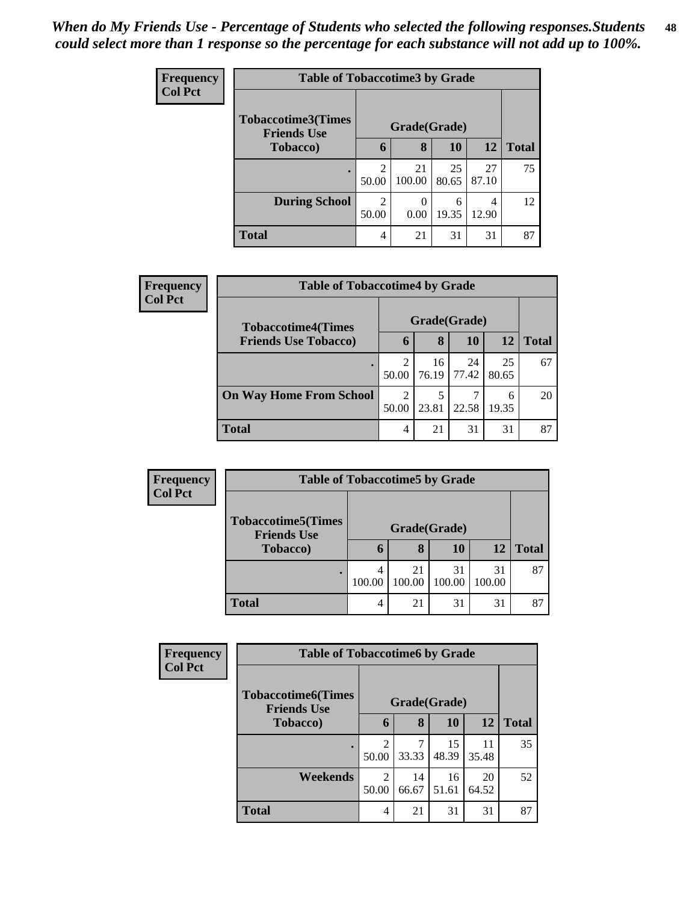*When do My Friends Use - Percentage of Students who selected the following responses.Students could select more than 1 response so the percentage for each substance will not add up to 100%.*

**Frequency**
**Col Pct**

| Table of Tobaccotime3 by Grade | | | | | |
|---|---|---|---|---|---|
| **Tobaccotime3(Times Friends Use Tobacco)** | **Grade(Grade)** | | | | |
| | **6** | **8** | **10** | **12** | **Total** |
| **.** | 2<br>50.00 | 21<br>100.00 | 25<br>80.65 | 27<br>87.10 | 75 |
| **During School** | 2<br>50.00 | 0<br>0.00 | 6<br>19.35 | 4<br>12.90 | 12 |
| **Total** | 4 | 21 | 31 | 31 | 87 |

**Frequency**
**Col Pct**

| Table of Tobaccotime4 by Grade | | | | | |
|---|---|---|---|---|---|
| **Tobaccotime4(Times Friends Use Tobacco)** | **Grade(Grade)** | | | | |
| | **6** | **8** | **10** | **12** | **Total** |
| **.** | 2<br>50.00 | 16<br>76.19 | 24<br>77.42 | 25<br>80.65 | 67 |
| **On Way Home From School** | 2<br>50.00 | 5<br>23.81 | 7<br>22.58 | 6<br>19.35 | 20 |
| **Total** | 4 | 21 | 31 | 31 | 87 |

**Frequency**
**Col Pct**

| Table of Tobaccotime5 by Grade | | | | | |
|---|---|---|---|---|---|
| **Tobaccotime5(Times Friends Use Tobacco)** | **Grade(Grade)** | | | | |
| | **6** | **8** | **10** | **12** | **Total** |
| **.** | 4<br>100.00 | 21<br>100.00 | 31<br>100.00 | 31<br>100.00 | 87 |
| **Total** | 4 | 21 | 31 | 31 | 87 |

**Frequency**
**Col Pct**

| Table of Tobaccotime6 by Grade | | | | | |
|---|---|---|---|---|---|
| **Tobaccotime6(Times Friends Use Tobacco)** | **Grade(Grade)** | | | | |
| | **6** | **8** | **10** | **12** | **Total** |
| **.** | 2<br>50.00 | 7<br>33.33 | 15<br>48.39 | 11<br>35.48 | 35 |
| **Weekends** | 2<br>50.00 | 14<br>66.67 | 16<br>51.61 | 20<br>64.52 | 52 |
| **Total** | 4 | 21 | 31 | 31 | 87 |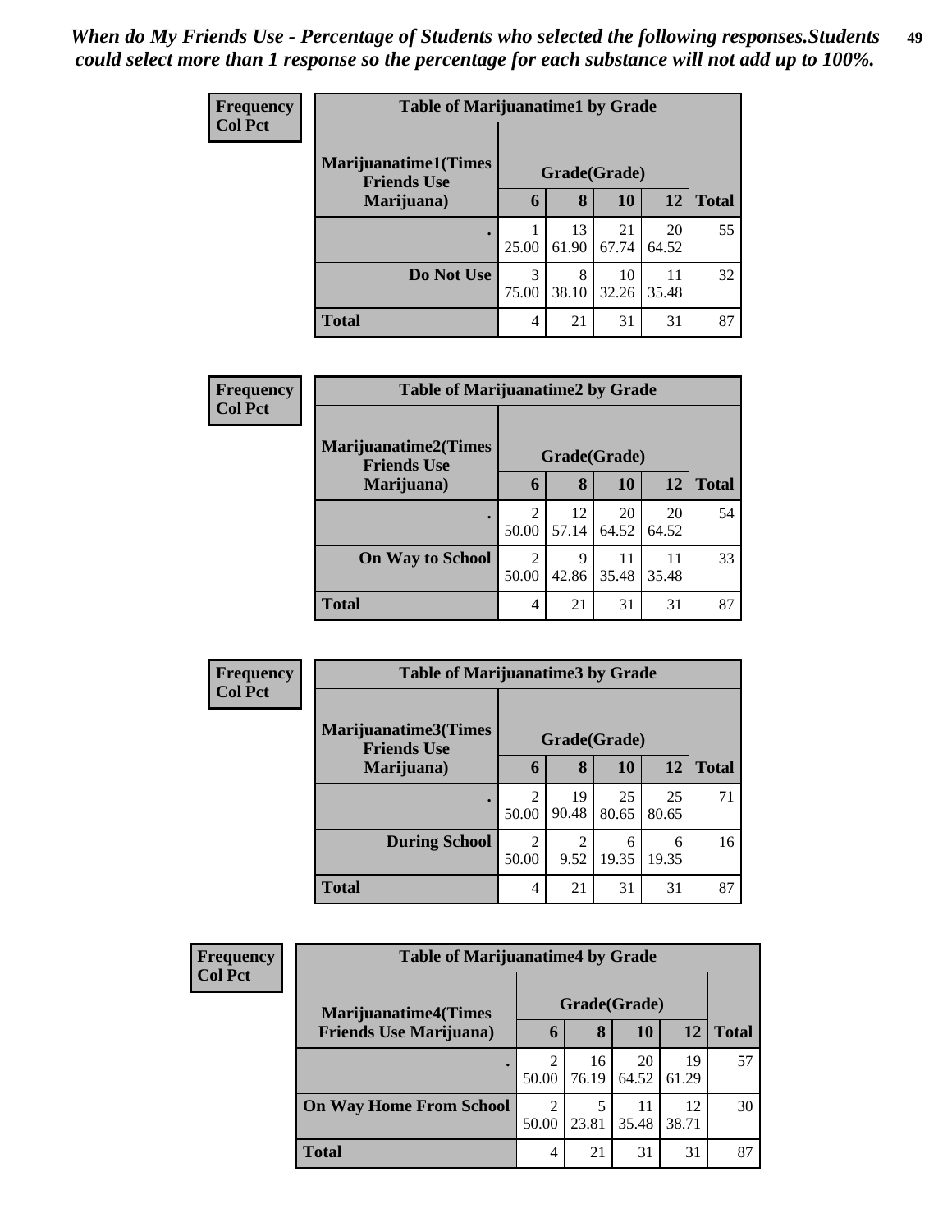*When do My Friends Use - Percentage of Students who selected the following responses.Students could select more than 1 response so the percentage for each substance will not add up to 100%.*

**Frequency**
**Col Pct**

| Table of Marijuanatime1 by Grade | | | | | |
|---|---|---|---|---|---|
| **Marijuanatime1(Times Friends Use Marijuana)** | **Grade(Grade)** | | | | |
| | **6** | **8** | **10** | **12** | **Total** |
| **.** | 1<br>25.00 | 13<br>61.90 | 21<br>67.74 | 20<br>64.52 | 55 |
| **Do Not Use** | 3<br>75.00 | 8<br>38.10 | 10<br>32.26 | 11<br>35.48 | 32 |
| **Total** | 4 | 21 | 31 | 31 | 87 |

**Frequency**
**Col Pct**

| Table of Marijuanatime2 by Grade | | | | | |
|---|---|---|---|---|---|
| **Marijuanatime2(Times Friends Use Marijuana)** | **Grade(Grade)** | | | | |
| | **6** | **8** | **10** | **12** | **Total** |
| **.** | 2<br>50.00 | 12<br>57.14 | 20<br>64.52 | 20<br>64.52 | 54 |
| **On Way to School** | 2<br>50.00 | 9<br>42.86 | 11<br>35.48 | 11<br>35.48 | 33 |
| **Total** | 4 | 21 | 31 | 31 | 87 |

**Frequency**
**Col Pct**

| Table of Marijuanatime3 by Grade | | | | | |
|---|---|---|---|---|---|
| **Marijuanatime3(Times Friends Use Marijuana)** | **Grade(Grade)** | | | | |
| | **6** | **8** | **10** | **12** | **Total** |
| **.** | 2<br>50.00 | 19<br>90.48 | 25<br>80.65 | 25<br>80.65 | 71 |
| **During School** | 2<br>50.00 | 2<br>9.52 | 6<br>19.35 | 6<br>19.35 | 16 |
| **Total** | 4 | 21 | 31 | 31 | 87 |

**Frequency**
**Col Pct**

| Table of Marijuanatime4 by Grade | | | | | |
|---|---|---|---|---|---|
| **Marijuanatime4(Times Friends Use Marijuana)** | **Grade(Grade)** | | | | |
| | **6** | **8** | **10** | **12** | **Total** |
| **.** | 2<br>50.00 | 16<br>76.19 | 20<br>64.52 | 19<br>61.29 | 57 |
| **On Way Home From School** | 2<br>50.00 | 5<br>23.81 | 11<br>35.48 | 12<br>38.71 | 30 |
| **Total** | 4 | 21 | 31 | 31 | 87 |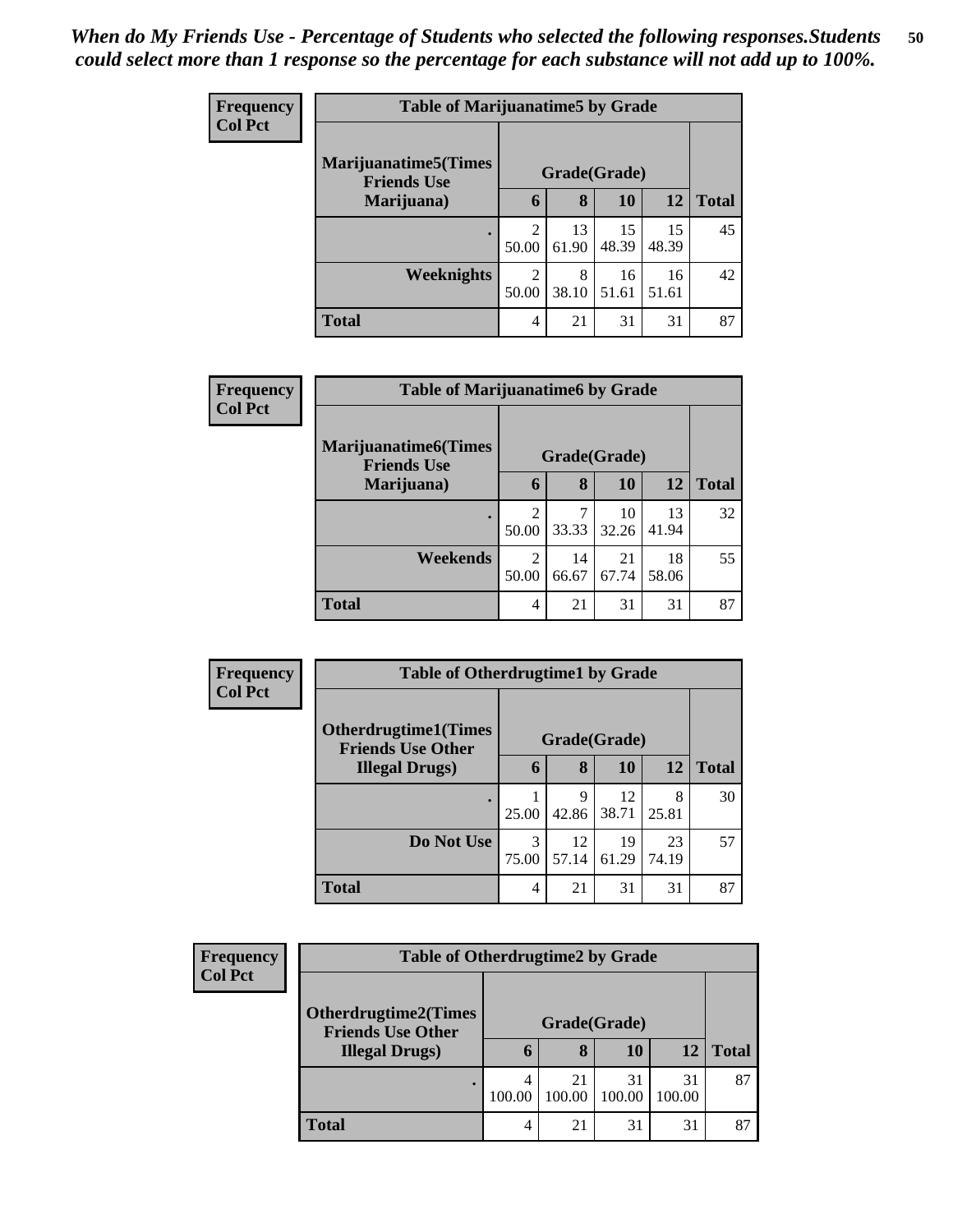*When do My Friends Use - Percentage of Students who selected the following responses.Students could select more than 1 response so the percentage for each substance will not add up to 100%.*

**Frequency**
**Col Pct**

| Table of Marijuanatime5 by Grade | | | | | |
|---|---|---|---|---|---|
| **Marijuanatime5(Times Friends Use Marijuana)** | **Grade(Grade)** | | | | |
| | **6** | **8** | **10** | **12** | **Total** |
| **.** | 2<br>50.00 | 13<br>61.90 | 15<br>48.39 | 15<br>48.39 | 45 |
| **Weeknights** | 2<br>50.00 | 8<br>38.10 | 16<br>51.61 | 16<br>51.61 | 42 |
| **Total** | 4 | 21 | 31 | 31 | 87 |

**Frequency**
**Col Pct**

| Table of Marijuanatime6 by Grade | | | | | |
|---|---|---|---|---|---|
| **Marijuanatime6(Times Friends Use Marijuana)** | **Grade(Grade)** | | | | |
| | **6** | **8** | **10** | **12** | **Total** |
| **.** | 2<br>50.00 | 7<br>33.33 | 10<br>32.26 | 13<br>41.94 | 32 |
| **Weekends** | 2<br>50.00 | 14<br>66.67 | 21<br>67.74 | 18<br>58.06 | 55 |
| **Total** | 4 | 21 | 31 | 31 | 87 |

**Frequency**
**Col Pct**

| Table of Otherdrugtime1 by Grade | | | | | |
|---|---|---|---|---|---|
| **Otherdrugtime1(Times Friends Use Other Illegal Drugs)** | **Grade(Grade)** | | | | |
| | **6** | **8** | **10** | **12** | **Total** |
| **.** | 1<br>25.00 | 9<br>42.86 | 12<br>38.71 | 8<br>25.81 | 30 |
| **Do Not Use** | 3<br>75.00 | 12<br>57.14 | 19<br>61.29 | 23<br>74.19 | 57 |
| **Total** | 4 | 21 | 31 | 31 | 87 |

**Frequency**
**Col Pct**

| Table of Otherdrugtime2 by Grade | | | | | |
|---|---|---|---|---|---|
| **Otherdrugtime2(Times Friends Use Other Illegal Drugs)** | **Grade(Grade)** | | | | |
| | **6** | **8** | **10** | **12** | **Total** |
| **.** | 4<br>100.00 | 21<br>100.00 | 31<br>100.00 | 31<br>100.00 | 87 |
| **Total** | 4 | 21 | 31 | 31 | 87 |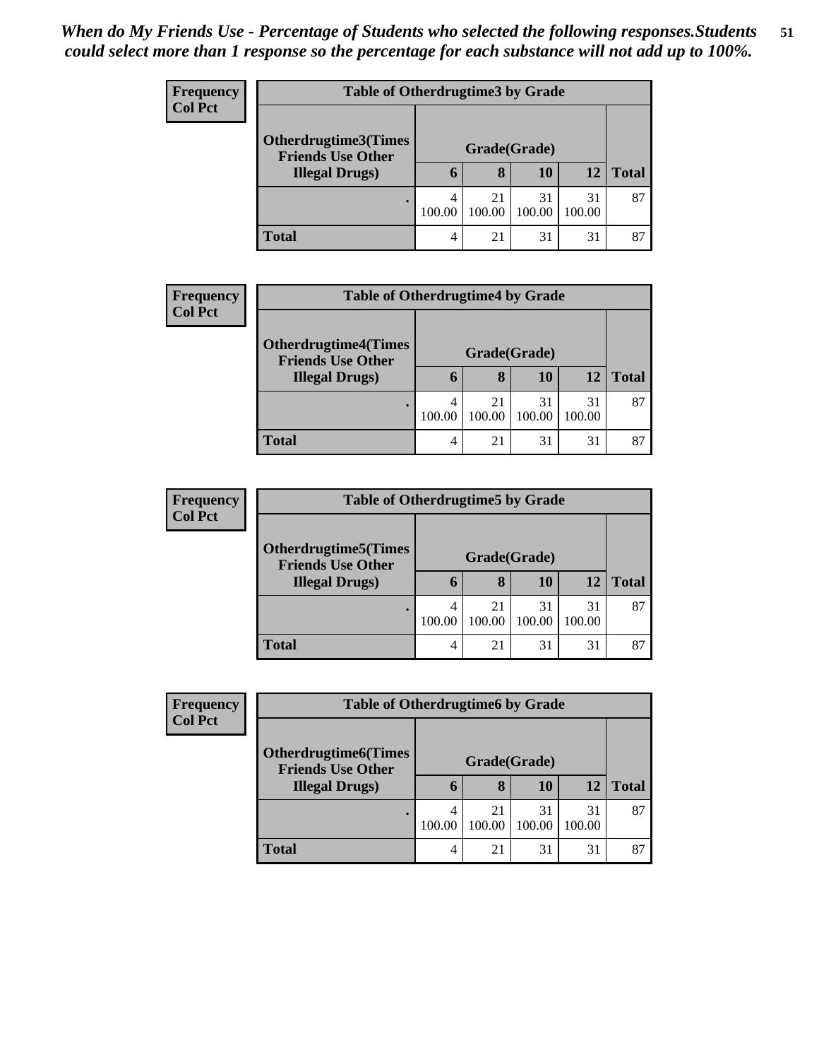*When do My Friends Use - Percentage of Students who selected the following responses.Students could select more than 1 response so the percentage for each substance will not add up to 100%.*

**Frequency**
**Col Pct**

| Table of Otherdrugtime3 by Grade | | | | | |
|---|---|---|---|---|---|
| **Otherdrugtime3(Times Friends Use Other Illegal Drugs)** | **Grade(Grade)** | | | | |
| | **6** | **8** | **10** | **12** | **Total** |
| . | 4<br>100.00 | 21<br>100.00 | 31<br>100.00 | 31<br>100.00 | 87 |
| **Total** | 4 | 21 | 31 | 31 | 87 |

**Frequency**
**Col Pct**

| Table of Otherdrugtime4 by Grade | | | | | |
|---|---|---|---|---|---|
| **Otherdrugtime4(Times Friends Use Other Illegal Drugs)** | **Grade(Grade)** | | | | |
| | **6** | **8** | **10** | **12** | **Total** |
| . | 4<br>100.00 | 21<br>100.00 | 31<br>100.00 | 31<br>100.00 | 87 |
| **Total** | 4 | 21 | 31 | 31 | 87 |

**Frequency**
**Col Pct**

| Table of Otherdrugtime5 by Grade | | | | | |
|---|---|---|---|---|---|
| **Otherdrugtime5(Times Friends Use Other Illegal Drugs)** | **Grade(Grade)** | | | | |
| | **6** | **8** | **10** | **12** | **Total** |
| . | 4<br>100.00 | 21<br>100.00 | 31<br>100.00 | 31<br>100.00 | 87 |
| **Total** | 4 | 21 | 31 | 31 | 87 |

**Frequency**
**Col Pct**

| Table of Otherdrugtime6 by Grade | | | | | |
|---|---|---|---|---|---|
| **Otherdrugtime6(Times Friends Use Other Illegal Drugs)** | **Grade(Grade)** | | | | |
| | **6** | **8** | **10** | **12** | **Total** |
| . | 4<br>100.00 | 21<br>100.00 | 31<br>100.00 | 31<br>100.00 | 87 |
| **Total** | 4 | 21 | 31 | 31 | 87 |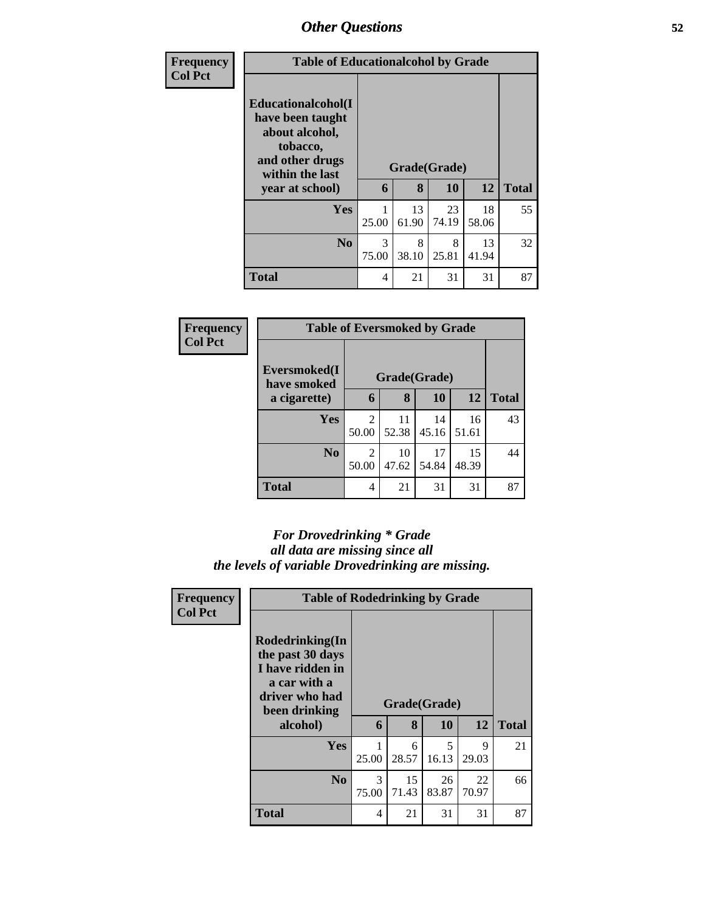# Other Questions

**Frequency**
**Col Pct**

| Table of Educationalcohol by Grade | | | | | |
|---|---|---|---|---|---|
| **Educationalcohol(I have been taught about alcohol, tobacco, and other drugs within the last year at school)** | **Grade(Grade)** | | | | |
| | **6** | **8** | **10** | **12** | **Total** |
| **Yes** | 1<br>25.00 | 13<br>61.90 | 23<br>74.19 | 18<br>58.06 | 55 |
| **No** | 3<br>75.00 | 8<br>38.10 | 8<br>25.81 | 13<br>41.94 | 32 |
| **Total** | 4 | 21 | 31 | 31 | 87 |

**Frequency**
**Col Pct**

| Table of Eversmoked by Grade | | | | | |
|---|---|---|---|---|---|
| **Eversmoked(I have smoked a cigarette)** | **Grade(Grade)** | | | | |
| | **6** | **8** | **10** | **12** | **Total** |
| **Yes** | 2<br>50.00 | 11<br>52.38 | 14<br>45.16 | 16<br>51.61 | 43 |
| **No** | 2<br>50.00 | 10<br>47.62 | 17<br>54.84 | 15<br>48.39 | 44 |
| **Total** | 4 | 21 | 31 | 31 | 87 |

***For Drovedrinking * Grade all data are missing since all the levels of variable Drovedrinking are missing.***

**Frequency**
**Col Pct**

| Table of Rodedrinking by Grade | | | | | |
|---|---|---|---|---|---|
| **Rodedrinking(In the past 30 days I have ridden in a car with a driver who had been drinking alcohol)** | **Grade(Grade)** | | | | |
| | **6** | **8** | **10** | **12** | **Total** |
| **Yes** | 1<br>25.00 | 6<br>28.57 | 5<br>16.13 | 9<br>29.03 | 21 |
| **No** | 3<br>75.00 | 15<br>71.43 | 26<br>83.87 | 22<br>70.97 | 66 |
| **Total** | 4 | 21 | 31 | 31 | 87 |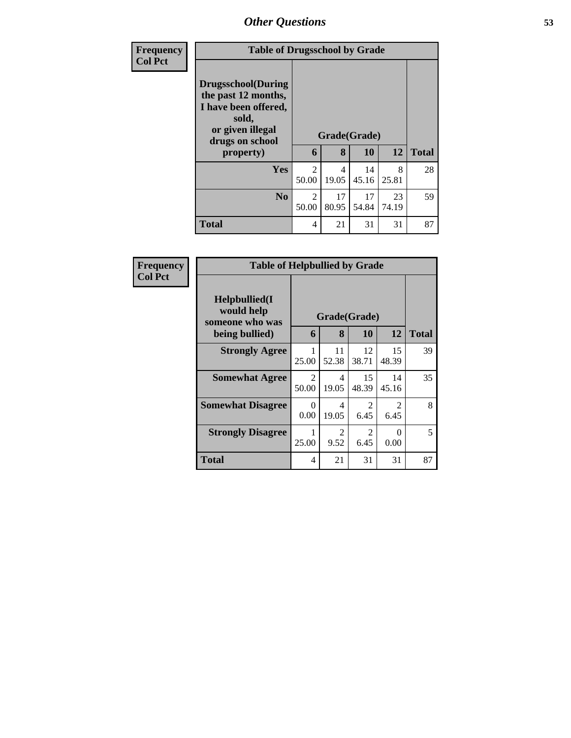*Other Questions*

**Frequency**
**Col Pct**

| Table of Drugsschool by Grade | | | | | |
|---|---|---|---|---|---|
| **Drugsschool(During the past 12 months, I have been offered, sold, or given illegal drugs on school property)** | **Grade(Grade)** | | | | |
| | **6** | **8** | **10** | **12** | **Total** |
| **Yes** | 2<br>50.00 | 4<br>19.05 | 14<br>45.16 | 8<br>25.81 | 28 |
| **No** | 2<br>50.00 | 17<br>80.95 | 17<br>54.84 | 23<br>74.19 | 59 |
| **Total** | 4 | 21 | 31 | 31 | 87 |

**Frequency**
**Col Pct**

| Table of Helpbullied by Grade | | | | | |
|---|---|---|---|---|---|
| **Helpbullied(I would help someone who was being bullied)** | **Grade(Grade)** | | | | |
| | **6** | **8** | **10** | **12** | **Total** |
| **Strongly Agree** | 1<br>25.00 | 11<br>52.38 | 12<br>38.71 | 15<br>48.39 | 39 |
| **Somewhat Agree** | 2<br>50.00 | 4<br>19.05 | 15<br>48.39 | 14<br>45.16 | 35 |
| **Somewhat Disagree** | 0<br>0.00 | 4<br>19.05 | 2<br>6.45 | 2<br>6.45 | 8 |
| **Strongly Disagree** | 1<br>25.00 | 2<br>9.52 | 2<br>6.45 | 0<br>0.00 | 5 |
| **Total** | 4 | 21 | 31 | 31 | 87 |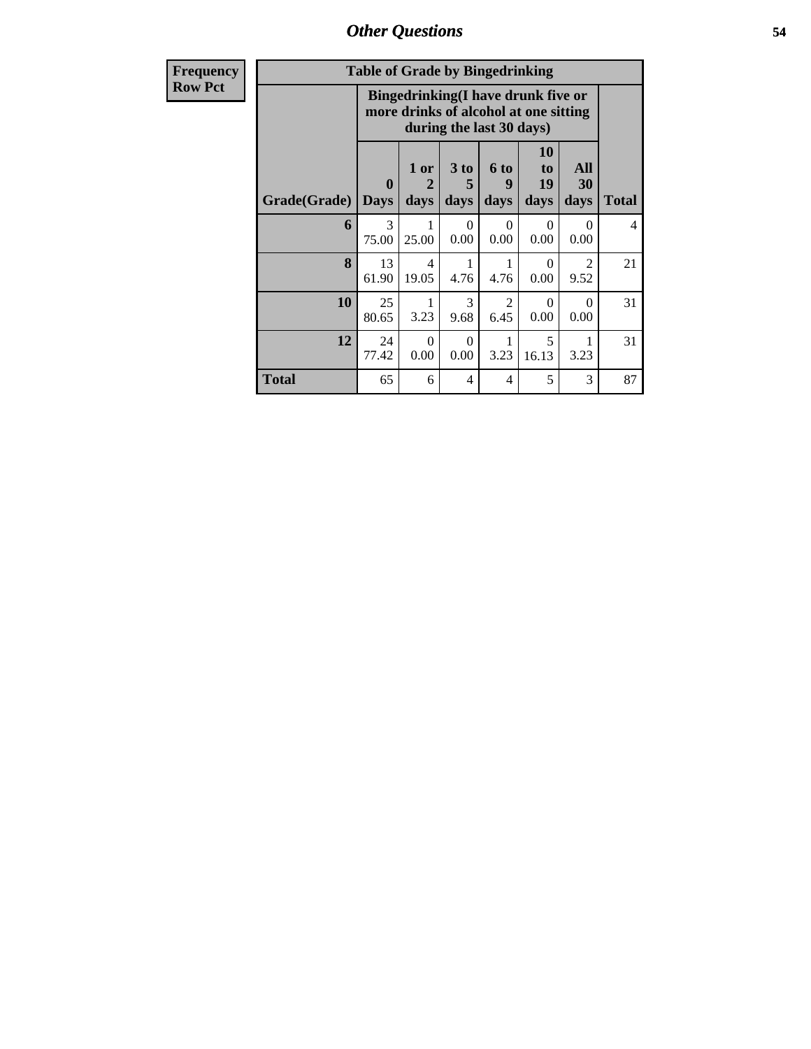## Other Questions

| Frequency<br>Row Pct |
|---|

**Table of Grade by Bingedrinking**

| | Bingedrinking(I have drunk five or more drinks of alcohol at one sitting during the last 30 days) | | | | | | |
|---|---|---|---|---|---|---|---|
| Grade(Grade) | 0 Days | 1 or 2 days | 3 to 5 days | 6 to 9 days | 10 to 19 days | All 30 days | Total |
| 6 | 3<br>75.00 | 1<br>25.00 | 0<br>0.00 | 0<br>0.00 | 0<br>0.00 | 0<br>0.00 | 4 |
| 8 | 13<br>61.90 | 4<br>19.05 | 1<br>4.76 | 1<br>4.76 | 0<br>0.00 | 2<br>9.52 | 21 |
| 10 | 25<br>80.65 | 1<br>3.23 | 3<br>9.68 | 2<br>6.45 | 0<br>0.00 | 0<br>0.00 | 31 |
| 12 | 24<br>77.42 | 0<br>0.00 | 0<br>0.00 | 1<br>3.23 | 5<br>16.13 | 1<br>3.23 | 31 |
| Total | 65 | 6 | 4 | 4 | 5 | 3 | 87 |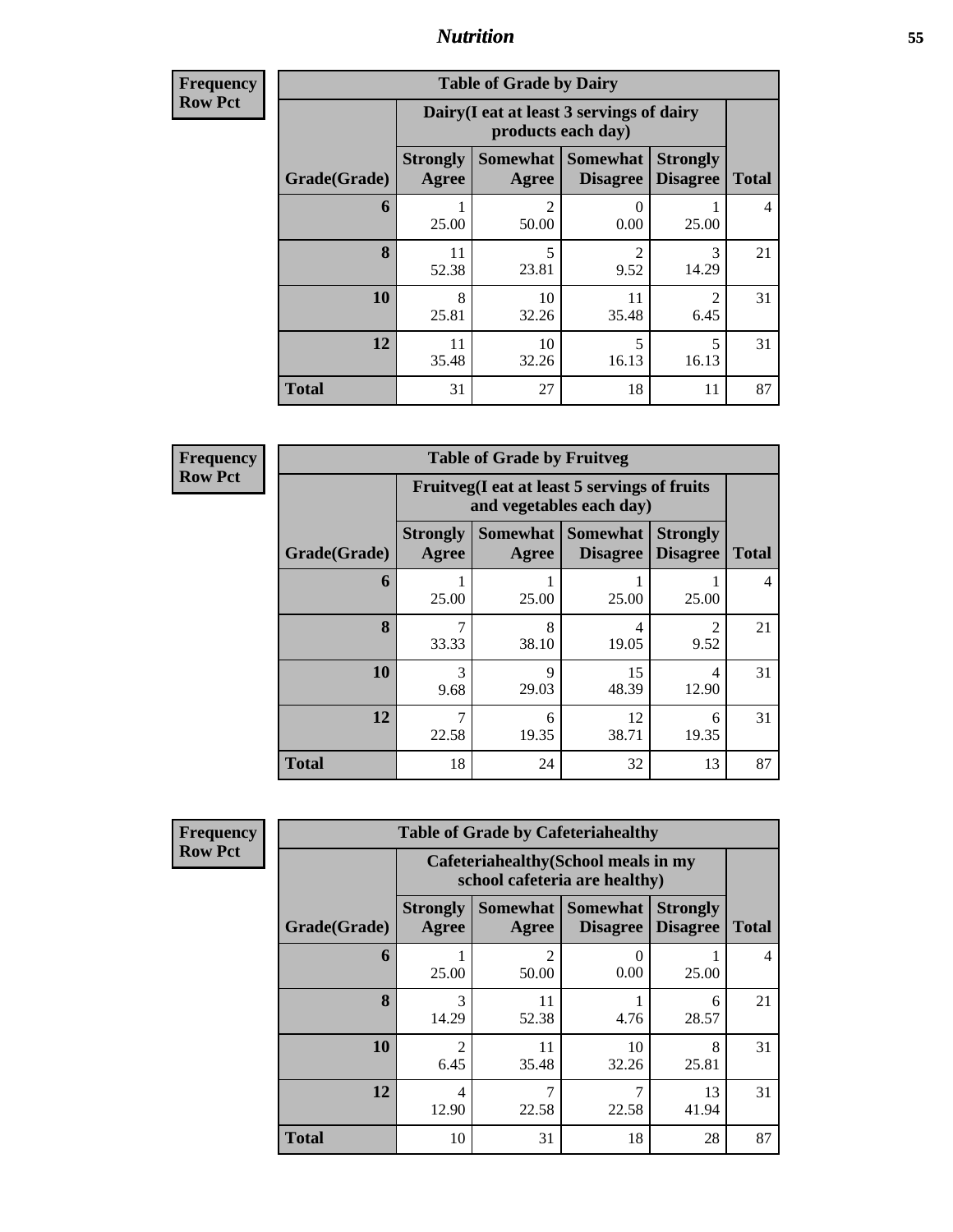## Nutrition

**Frequency**
**Row Pct**

| Table of Grade by Dairy | | | | | |
|---|---|---|---|---|---|
| | Dairy(I eat at least 3 servings of dairy products each day) | | | | |
| Grade(Grade) | Strongly Agree | Somewhat Agree | Somewhat Disagree | Strongly Disagree | Total |
| **6** | 1<br>25.00 | 2<br>50.00 | 0<br>0.00 | 1<br>25.00 | 4 |
| **8** | 11<br>52.38 | 5<br>23.81 | 2<br>9.52 | 3<br>14.29 | 21 |
| **10** | 8<br>25.81 | 10<br>32.26 | 11<br>35.48 | 2<br>6.45 | 31 |
| **12** | 11<br>35.48 | 10<br>32.26 | 5<br>16.13 | 5<br>16.13 | 31 |
| **Total** | 31 | 27 | 18 | 11 | 87 |

**Frequency**
**Row Pct**

| Table of Grade by Fruitveg | | | | | |
|---|---|---|---|---|---|
| | Fruitveg(I eat at least 5 servings of fruits and vegetables each day) | | | | |
| Grade(Grade) | Strongly Agree | Somewhat Agree | Somewhat Disagree | Strongly Disagree | Total |
| **6** | 1<br>25.00 | 1<br>25.00 | 1<br>25.00 | 1<br>25.00 | 4 |
| **8** | 7<br>33.33 | 8<br>38.10 | 4<br>19.05 | 2<br>9.52 | 21 |
| **10** | 3<br>9.68 | 9<br>29.03 | 15<br>48.39 | 4<br>12.90 | 31 |
| **12** | 7<br>22.58 | 6<br>19.35 | 12<br>38.71 | 6<br>19.35 | 31 |
| **Total** | 18 | 24 | 32 | 13 | 87 |

**Frequency**
**Row Pct**

| Table of Grade by Cafeteriahealthy | | | | | |
|---|---|---|---|---|---|
| | Cafeteriahealthy(School meals in my school cafeteria are healthy) | | | | |
| Grade(Grade) | Strongly Agree | Somewhat Agree | Somewhat Disagree | Strongly Disagree | Total |
| **6** | 1<br>25.00 | 2<br>50.00 | 0<br>0.00 | 1<br>25.00 | 4 |
| **8** | 3<br>14.29 | 11<br>52.38 | 1<br>4.76 | 6<br>28.57 | 21 |
| **10** | 2<br>6.45 | 11<br>35.48 | 10<br>32.26 | 8<br>25.81 | 31 |
| **12** | 4<br>12.90 | 7<br>22.58 | 7<br>22.58 | 13<br>41.94 | 31 |
| **Total** | 10 | 31 | 18 | 28 | 87 |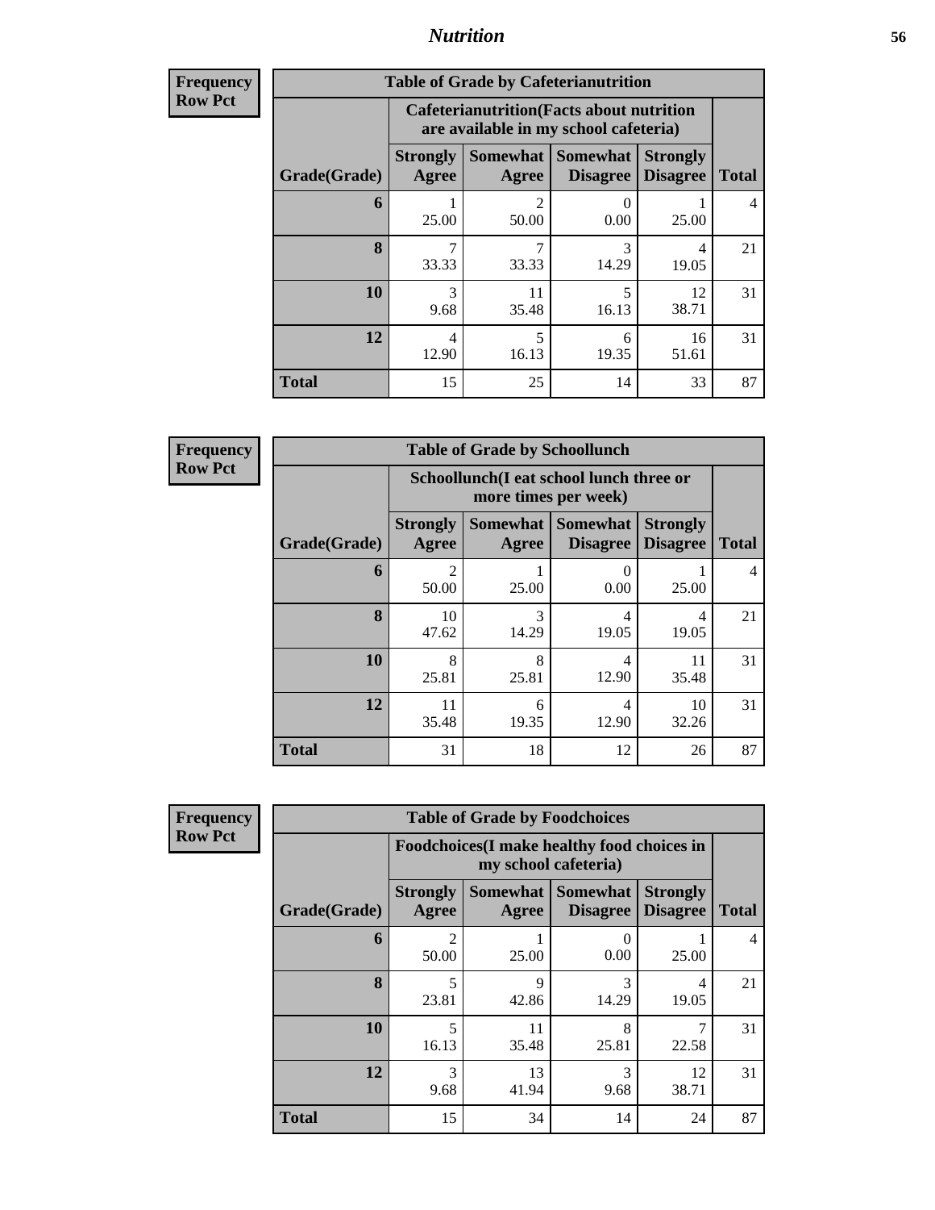| Frequency Row Pct |
|---|

**Table of Grade by Cafeterianutrition**

| Grade(Grade) | Cafeterianutrition(Facts about nutrition are available in my school cafeteria) | | | | Total |
|---|---|---|---|---|---|
| | Strongly Agree | Somewhat Agree | Somewhat Disagree | Strongly Disagree | Total |
| 6 | 1<br>25.00 | 2<br>50.00 | 0<br>0.00 | 1<br>25.00 | 4 |
| 8 | 7<br>33.33 | 7<br>33.33 | 3<br>14.29 | 4<br>19.05 | 21 |
| 10 | 3<br>9.68 | 11<br>35.48 | 5<br>16.13 | 12<br>38.71 | 31 |
| 12 | 4<br>12.90 | 5<br>16.13 | 6<br>19.35 | 16<br>51.61 | 31 |
| Total | 15 | 25 | 14 | 33 | 87 |

| Frequency Row Pct |
|---|

**Table of Grade by Schoollunch**

| Grade(Grade) | Schoollunch(I eat school lunch three or more times per week) | | | | Total |
|---|---|---|---|---|---|
| | Strongly Agree | Somewhat Agree | Somewhat Disagree | Strongly Disagree | Total |
| 6 | 2<br>50.00 | 1<br>25.00 | 0<br>0.00 | 1<br>25.00 | 4 |
| 8 | 10<br>47.62 | 3<br>14.29 | 4<br>19.05 | 4<br>19.05 | 21 |
| 10 | 8<br>25.81 | 8<br>25.81 | 4<br>12.90 | 11<br>35.48 | 31 |
| 12 | 11<br>35.48 | 6<br>19.35 | 4<br>12.90 | 10<br>32.26 | 31 |
| Total | 31 | 18 | 12 | 26 | 87 |

| Frequency Row Pct |
|---|

**Table of Grade by Foodchoices**

| Grade(Grade) | Foodchoices(I make healthy food choices in my school cafeteria) | | | | Total |
|---|---|---|---|---|---|
| | Strongly Agree | Somewhat Agree | Somewhat Disagree | Strongly Disagree | Total |
| 6 | 2<br>50.00 | 1<br>25.00 | 0<br>0.00 | 1<br>25.00 | 4 |
| 8 | 5<br>23.81 | 9<br>42.86 | 3<br>14.29 | 4<br>19.05 | 21 |
| 10 | 5<br>16.13 | 11<br>35.48 | 8<br>25.81 | 7<br>22.58 | 31 |
| 12 | 3<br>9.68 | 13<br>41.94 | 3<br>9.68 | 12<br>38.71 | 31 |
| Total | 15 | 34 | 14 | 24 | 87 |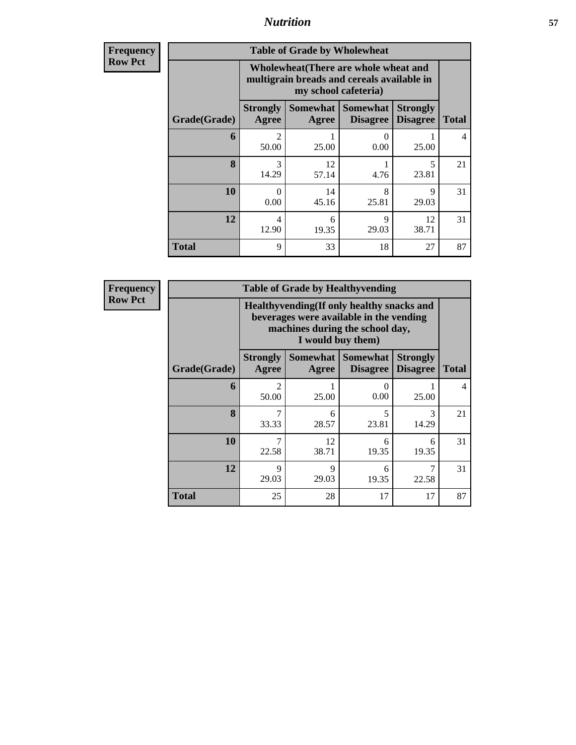**Frequency**
**Row Pct**

| Table of Grade by Wholewheat | | | | | |
|---|---|---|---|---|---|
| | Wholewheat(There are whole wheat and multigrain breads and cereals available in my school cafeteria) | | | | |
| Grade(Grade) | Strongly Agree | Somewhat Agree | Somewhat Disagree | Strongly Disagree | Total |
| **6** | 2<br>50.00 | 1<br>25.00 | 0<br>0.00 | 1<br>25.00 | 4 |
| **8** | 3<br>14.29 | 12<br>57.14 | 1<br>4.76 | 5<br>23.81 | 21 |
| **10** | 0<br>0.00 | 14<br>45.16 | 8<br>25.81 | 9<br>29.03 | 31 |
| **12** | 4<br>12.90 | 6<br>19.35 | 9<br>29.03 | 12<br>38.71 | 31 |
| **Total** | 9 | 33 | 18 | 27 | 87 |

**Frequency**
**Row Pct**

| Table of Grade by Healthyvending | | | | | |
|---|---|---|---|---|---|
| | Healthyvending(If only healthy snacks and beverages were available in the vending machines during the school day, I would buy them) | | | | |
| Grade(Grade) | Strongly Agree | Somewhat Agree | Somewhat Disagree | Strongly Disagree | Total |
| **6** | 2<br>50.00 | 1<br>25.00 | 0<br>0.00 | 1<br>25.00 | 4 |
| **8** | 7<br>33.33 | 6<br>28.57 | 5<br>23.81 | 3<br>14.29 | 21 |
| **10** | 7<br>22.58 | 12<br>38.71 | 6<br>19.35 | 6<br>19.35 | 31 |
| **12** | 9<br>29.03 | 9<br>29.03 | 6<br>19.35 | 7<br>22.58 | 31 |
| **Total** | 25 | 28 | 17 | 17 | 87 |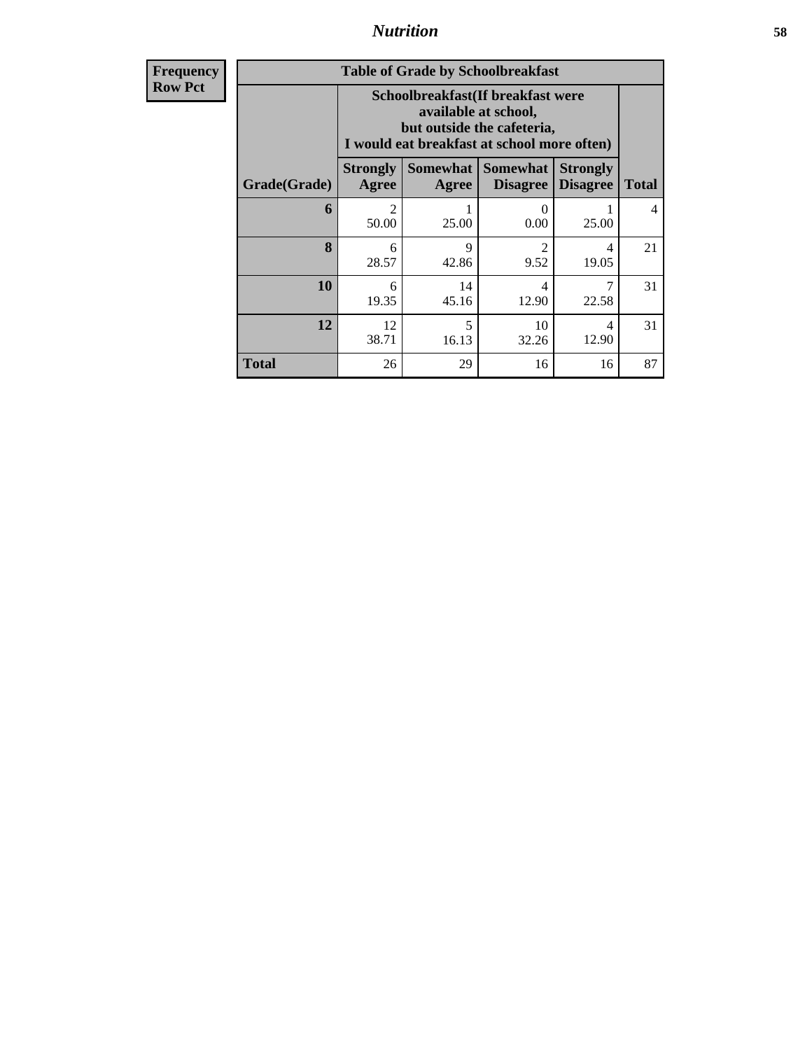| Frequency Row Pct |
|---|

**Table of Grade by Schoolbreakfast**

| Grade(Grade) | Schoolbreakfast(If breakfast were available at school, but outside the cafeteria, I would eat breakfast at school more often) | | | | Total |
|---|---|---|---|---|---|
| | Strongly Agree | Somewhat Agree | Somewhat Disagree | Strongly Disagree | |
| 6 | 2<br>50.00 | 1<br>25.00 | 0<br>0.00 | 1<br>25.00 | 4 |
| 8 | 6<br>28.57 | 9<br>42.86 | 2<br>9.52 | 4<br>19.05 | 21 |
| 10 | 6<br>19.35 | 14<br>45.16 | 4<br>12.90 | 7<br>22.58 | 31 |
| 12 | 12<br>38.71 | 5<br>16.13 | 10<br>32.26 | 4<br>12.90 | 31 |
| Total | 26 | 29 | 16 | 16 | 87 |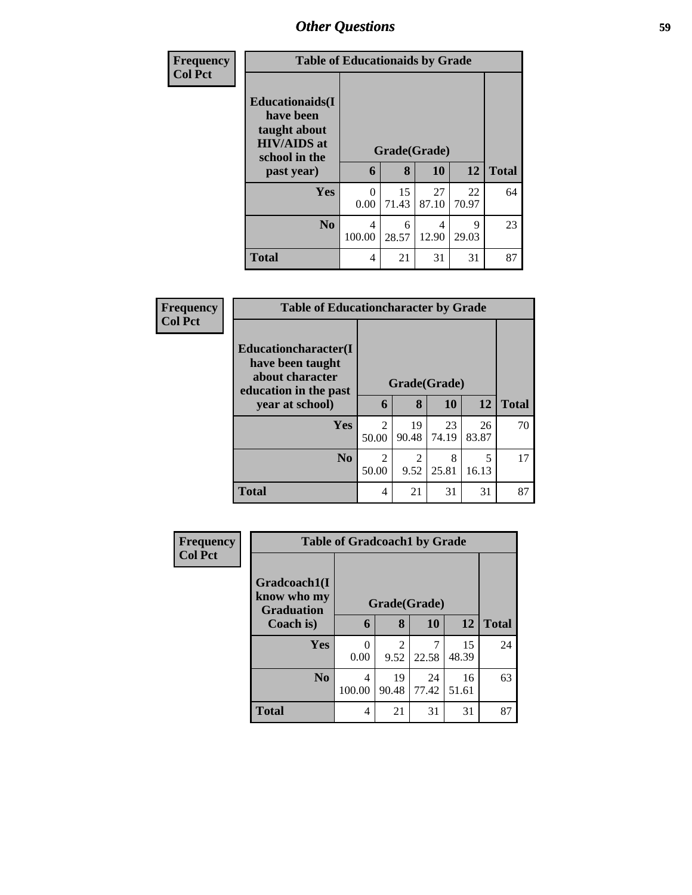## Other Questions

| Frequency<br>Col Pct |
|---|

**Table of Educationaids by Grade**

| Educationaids(I have been taught about HIV/AIDS at school in the past year) | Grade(Grade) | | | | Total |
|---|---|---|---|---|---|
| | 6 | 8 | 10 | 12 | |
| Yes | 0<br>0.00 | 15<br>71.43 | 27<br>87.10 | 22<br>70.97 | 64 |
| No | 4<br>100.00 | 6<br>28.57 | 4<br>12.90 | 9<br>29.03 | 23 |
| Total | 4 | 21 | 31 | 31 | 87 |

| Frequency<br>Col Pct |
|---|

**Table of Educationcharacter by Grade**

| Educationcharacter(I have been taught about character education in the past year at school) | Grade(Grade) | | | | Total |
|---|---|---|---|---|---|
| | 6 | 8 | 10 | 12 | |
| Yes | 2<br>50.00 | 19<br>90.48 | 23<br>74.19 | 26<br>83.87 | 70 |
| No | 2<br>50.00 | 2<br>9.52 | 8<br>25.81 | 5<br>16.13 | 17 |
| Total | 4 | 21 | 31 | 31 | 87 |

| Frequency<br>Col Pct |
|---|

**Table of Gradcoach1 by Grade**

| Gradcoach1(I know who my Graduation Coach is) | Grade(Grade) | | | | Total |
|---|---|---|---|---|---|
| | 6 | 8 | 10 | 12 | |
| Yes | 0<br>0.00 | 2<br>9.52 | 7<br>22.58 | 15<br>48.39 | 24 |
| No | 4<br>100.00 | 19<br>90.48 | 24<br>77.42 | 16<br>51.61 | 63 |
| Total | 4 | 21 | 31 | 31 | 87 |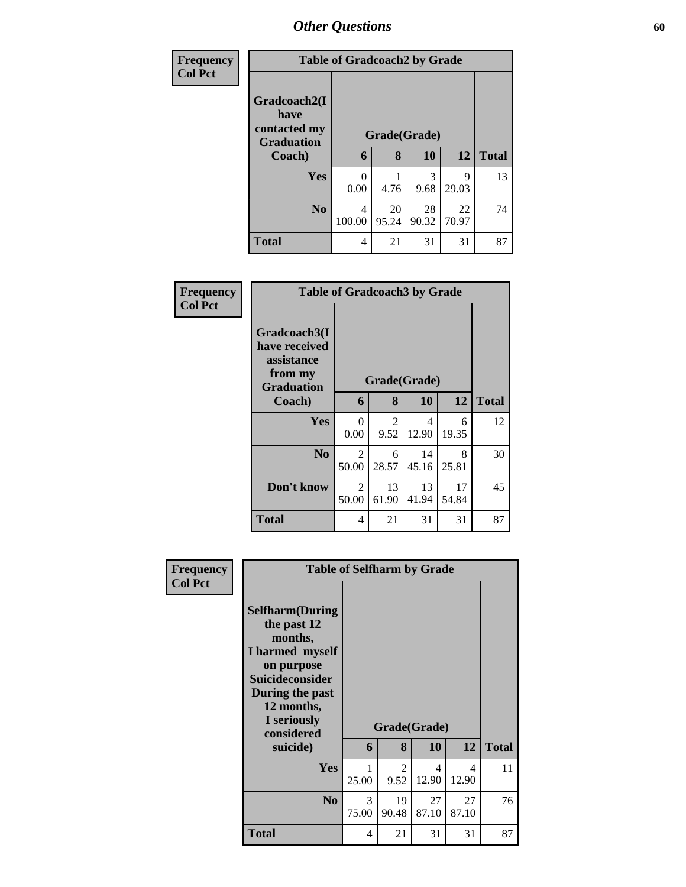## *Other Questions*

| Frequency<br>Col Pct |
|---|

**Table of Gradcoach2 by Grade**

| Gradcoach2(I have contacted my Graduation Coach) | Grade(Grade) | | | | Total |
|---|---|---|---|---|---|
| | 6 | 8 | 10 | 12 | |
| **Yes** | 0<br>0.00 | 1<br>4.76 | 3<br>9.68 | 9<br>29.03 | 13 |
| **No** | 4<br>100.00 | 20<br>95.24 | 28<br>90.32 | 22<br>70.97 | 74 |
| **Total** | 4 | 21 | 31 | 31 | 87 |

| Frequency<br>Col Pct |
|---|

**Table of Gradcoach3 by Grade**

| Gradcoach3(I have received assistance from my Graduation Coach) | Grade(Grade) | | | | Total |
|---|---|---|---|---|---|
| | 6 | 8 | 10 | 12 | |
| **Yes** | 0<br>0.00 | 2<br>9.52 | 4<br>12.90 | 6<br>19.35 | 12 |
| **No** | 2<br>50.00 | 6<br>28.57 | 14<br>45.16 | 8<br>25.81 | 30 |
| **Don't know** | 2<br>50.00 | 13<br>61.90 | 13<br>41.94 | 17<br>54.84 | 45 |
| **Total** | 4 | 21 | 31 | 31 | 87 |

| Frequency<br>Col Pct |
|---|

**Table of Selfharm by Grade**

| Selfharm(During the past 12 months, I harmed myself on purpose Suicideconsider During the past 12 months, I seriously considered suicide) | Grade(Grade) | | | | Total |
|---|---|---|---|---|---|
| | 6 | 8 | 10 | 12 | |
| **Yes** | 1<br>25.00 | 2<br>9.52 | 4<br>12.90 | 4<br>12.90 | 11 |
| **No** | 3<br>75.00 | 19<br>90.48 | 27<br>87.10 | 27<br>87.10 | 76 |
| **Total** | 4 | 21 | 31 | 31 | 87 |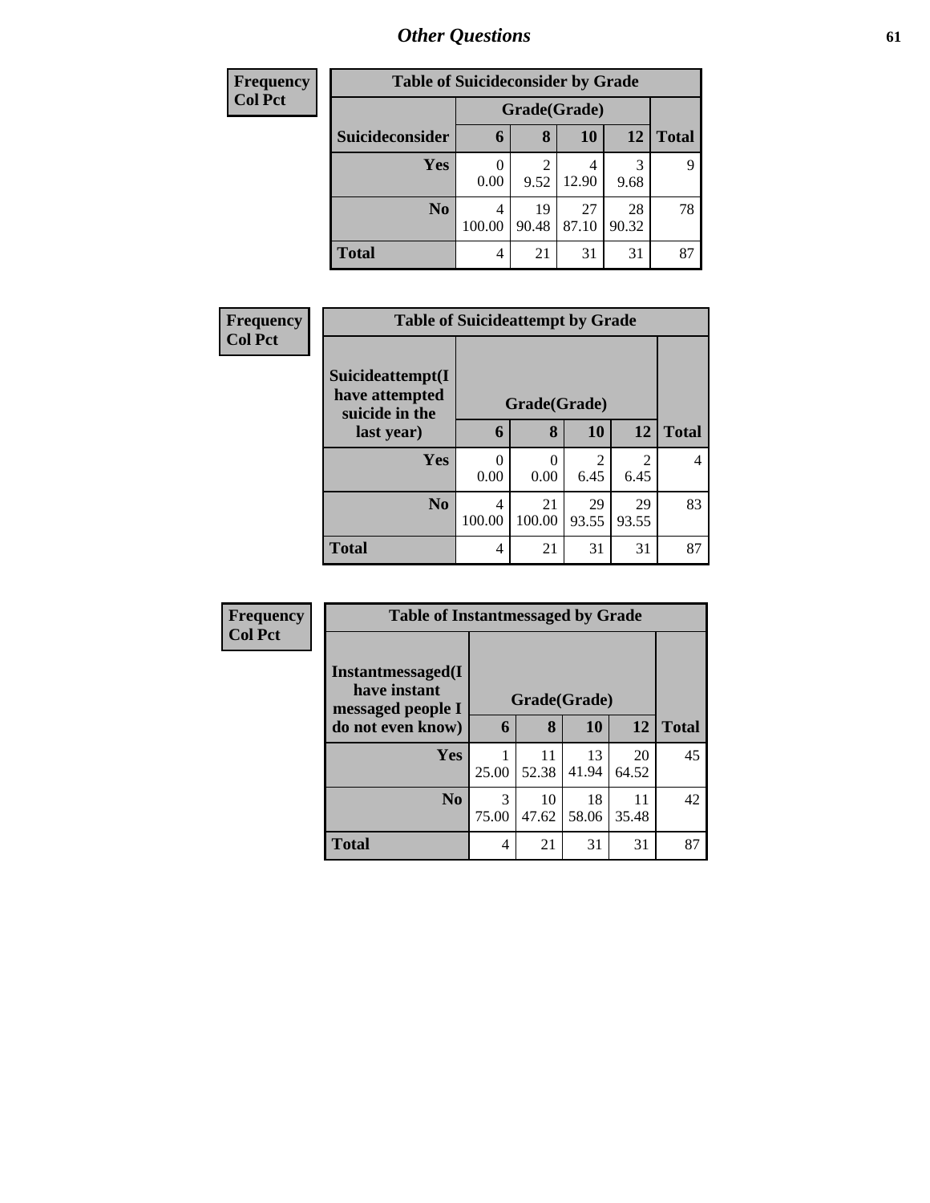| Frequency |
|---|
| Col Pct |

**Table of Suicideconsider by Grade**

| Suicideconsider | Grade(Grade) 6 | 8 | 10 | 12 | Total |
|---|---|---|---|---|---|
| Yes | 0<br>0.00 | 2<br>9.52 | 4<br>12.90 | 3<br>9.68 | 9 |
| No | 4<br>100.00 | 19<br>90.48 | 27<br>87.10 | 28<br>90.32 | 78 |
| Total | 4 | 21 | 31 | 31 | 87 |

| Frequency |
|---|
| Col Pct |

**Table of Suicideattempt by Grade**

| Suicideattempt(I have attempted suicide in the last year) | Grade(Grade) 6 | 8 | 10 | 12 | Total |
|---|---|---|---|---|---|
| Yes | 0<br>0.00 | 0<br>0.00 | 2<br>6.45 | 2<br>6.45 | 4 |
| No | 4<br>100.00 | 21<br>100.00 | 29<br>93.55 | 29<br>93.55 | 83 |
| Total | 4 | 21 | 31 | 31 | 87 |

| Frequency |
|---|
| Col Pct |

**Table of Instantmessaged by Grade**

| Instantmessaged(I have instant messaged people I do not even know) | Grade(Grade) 6 | 8 | 10 | 12 | Total |
|---|---|---|---|---|---|
| Yes | 1<br>25.00 | 11<br>52.38 | 13<br>41.94 | 20<br>64.52 | 45 |
| No | 3<br>75.00 | 10<br>47.62 | 18<br>58.06 | 11<br>35.48 | 42 |
| Total | 4 | 21 | 31 | 31 | 87 |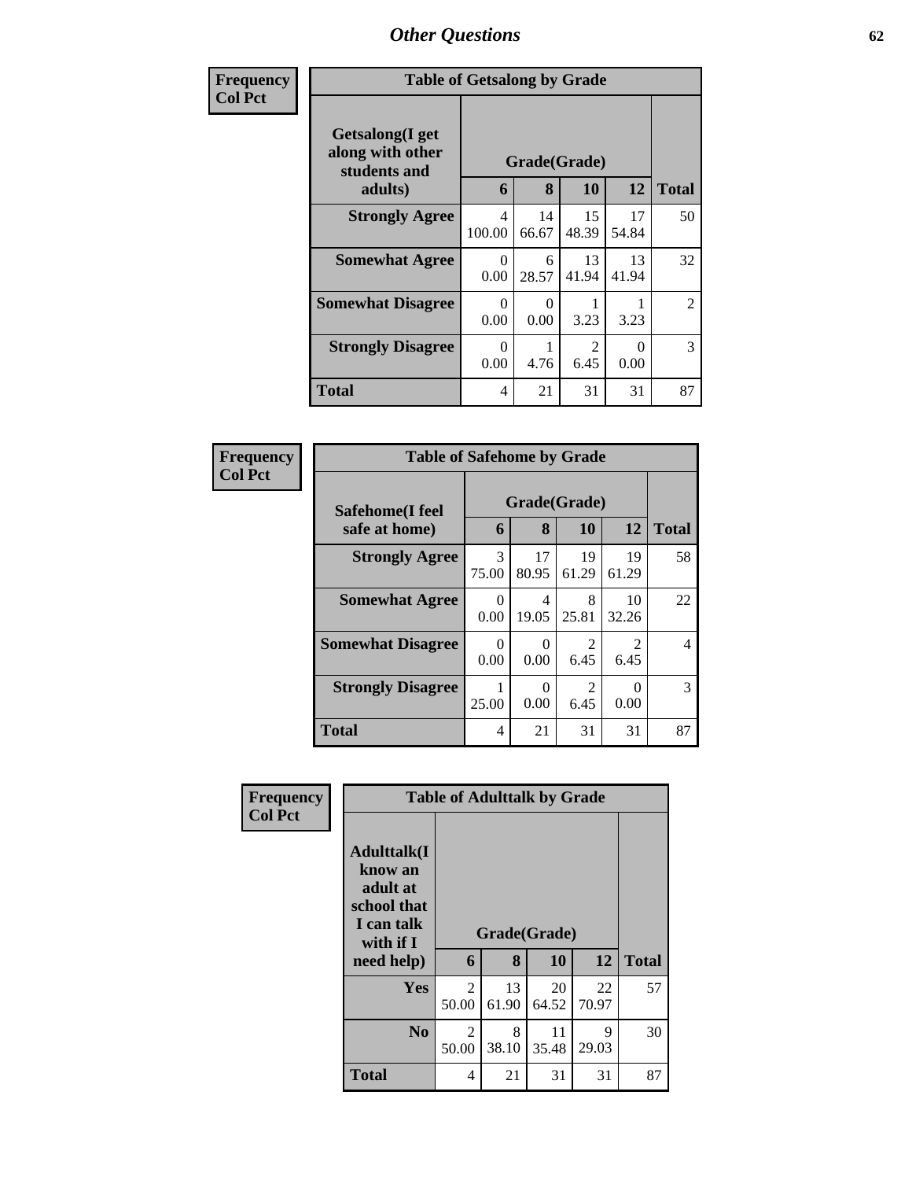## Other Questions

**Frequency**
**Col Pct**

| Table of Getsalong by Grade | | | | | |
|---|---|---|---|---|---|
| Getsalong(I get along with other students and adults) | Grade(Grade) | | | | Total |
| | 6 | 8 | 10 | 12 | |
| **Strongly Agree** | 4<br>100.00 | 14<br>66.67 | 15<br>48.39 | 17<br>54.84 | 50 |
| **Somewhat Agree** | 0<br>0.00 | 6<br>28.57 | 13<br>41.94 | 13<br>41.94 | 32 |
| **Somewhat Disagree** | 0<br>0.00 | 0<br>0.00 | 1<br>3.23 | 1<br>3.23 | 2 |
| **Strongly Disagree** | 0<br>0.00 | 1<br>4.76 | 2<br>6.45 | 0<br>0.00 | 3 |
| **Total** | 4 | 21 | 31 | 31 | 87 |

**Frequency**
**Col Pct**

| Table of Safehome by Grade | | | | | |
|---|---|---|---|---|---|
| Safehome(I feel safe at home) | Grade(Grade) | | | | Total |
| | 6 | 8 | 10 | 12 | |
| **Strongly Agree** | 3<br>75.00 | 17<br>80.95 | 19<br>61.29 | 19<br>61.29 | 58 |
| **Somewhat Agree** | 0<br>0.00 | 4<br>19.05 | 8<br>25.81 | 10<br>32.26 | 22 |
| **Somewhat Disagree** | 0<br>0.00 | 0<br>0.00 | 2<br>6.45 | 2<br>6.45 | 4 |
| **Strongly Disagree** | 1<br>25.00 | 0<br>0.00 | 2<br>6.45 | 0<br>0.00 | 3 |
| **Total** | 4 | 21 | 31 | 31 | 87 |

**Frequency**
**Col Pct**

| Table of Adulttalk by Grade | | | | | |
|---|---|---|---|---|---|
| Adulttalk(I know an adult at school that I can talk with if I need help) | Grade(Grade) | | | | Total |
| | 6 | 8 | 10 | 12 | |
| **Yes** | 2<br>50.00 | 13<br>61.90 | 20<br>64.52 | 22<br>70.97 | 57 |
| **No** | 2<br>50.00 | 8<br>38.10 | 11<br>35.48 | 9<br>29.03 | 30 |
| **Total** | 4 | 21 | 31 | 31 | 87 |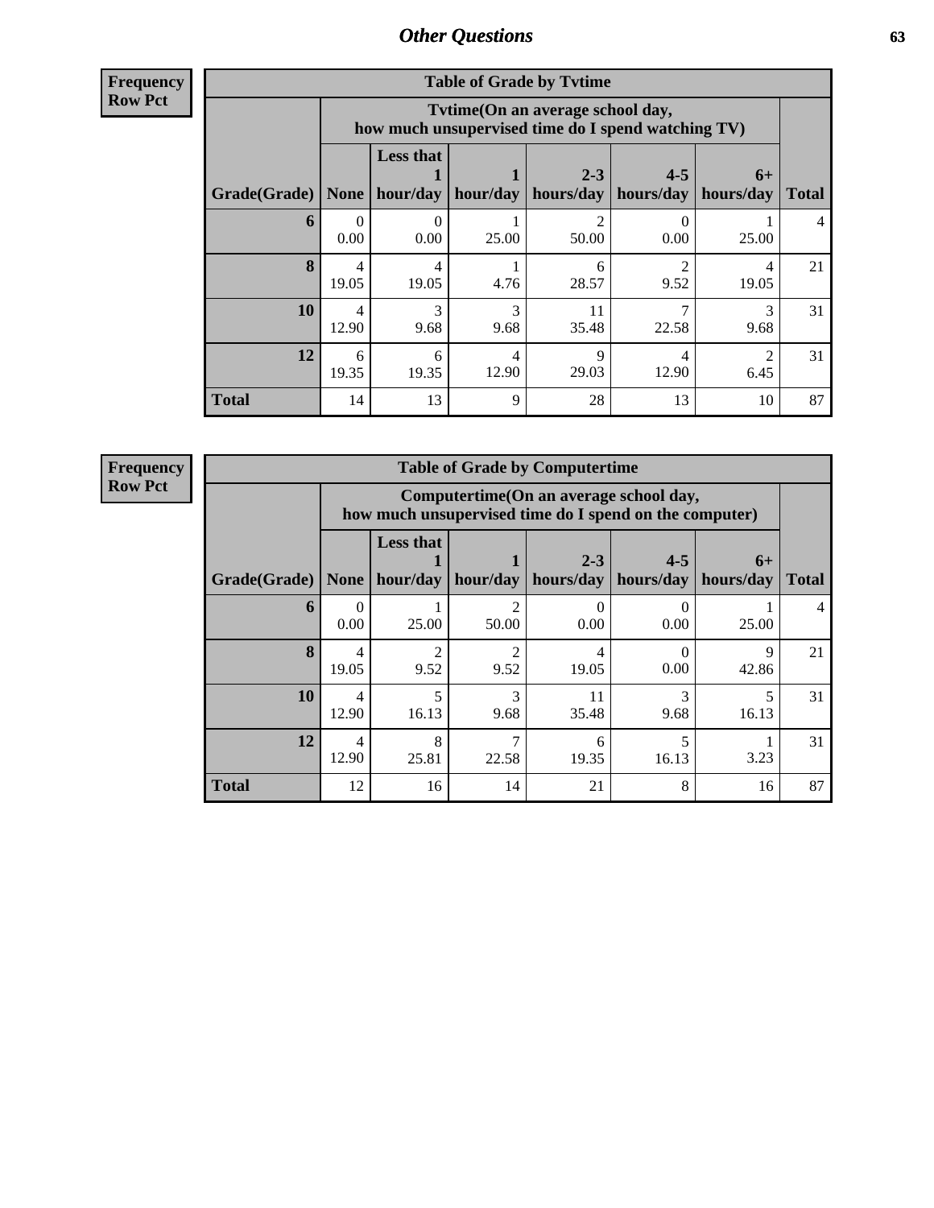## Other Questions

**Frequency**
**Row Pct**

| Table of Grade by Tvtime | | | | | | | |
|---|---|---|---|---|---|---|---|
| | Tvtime(On an average school day, how much unsupervised time do I spend watching TV) | | | | | | |
| Grade(Grade) | None | Less that 1 hour/day | 1 hour/day | 2-3 hours/day | 4-5 hours/day | 6+ hours/day | Total |
| **6** | 0<br>0.00 | 0<br>0.00 | 1<br>25.00 | 2<br>50.00 | 0<br>0.00 | 1<br>25.00 | 4 |
| **8** | 4<br>19.05 | 4<br>19.05 | 1<br>4.76 | 6<br>28.57 | 2<br>9.52 | 4<br>19.05 | 21 |
| **10** | 4<br>12.90 | 3<br>9.68 | 3<br>9.68 | 11<br>35.48 | 7<br>22.58 | 3<br>9.68 | 31 |
| **12** | 6<br>19.35 | 6<br>19.35 | 4<br>12.90 | 9<br>29.03 | 4<br>12.90 | 2<br>6.45 | 31 |
| **Total** | 14 | 13 | 9 | 28 | 13 | 10 | 87 |

**Frequency**
**Row Pct**

| Table of Grade by Computertime | | | | | | | |
|---|---|---|---|---|---|---|---|
| | Computertime(On an average school day, how much unsupervised time do I spend on the computer) | | | | | | |
| Grade(Grade) | None | Less that 1 hour/day | 1 hour/day | 2-3 hours/day | 4-5 hours/day | 6+ hours/day | Total |
| **6** | 0<br>0.00 | 1<br>25.00 | 2<br>50.00 | 0<br>0.00 | 0<br>0.00 | 1<br>25.00 | 4 |
| **8** | 4<br>19.05 | 2<br>9.52 | 2<br>9.52 | 4<br>19.05 | 0<br>0.00 | 9<br>42.86 | 21 |
| **10** | 4<br>12.90 | 5<br>16.13 | 3<br>9.68 | 11<br>35.48 | 3<br>9.68 | 5<br>16.13 | 31 |
| **12** | 4<br>12.90 | 8<br>25.81 | 7<br>22.58 | 6<br>19.35 | 5<br>16.13 | 1<br>3.23 | 31 |
| **Total** | 12 | 16 | 14 | 21 | 8 | 16 | 87 |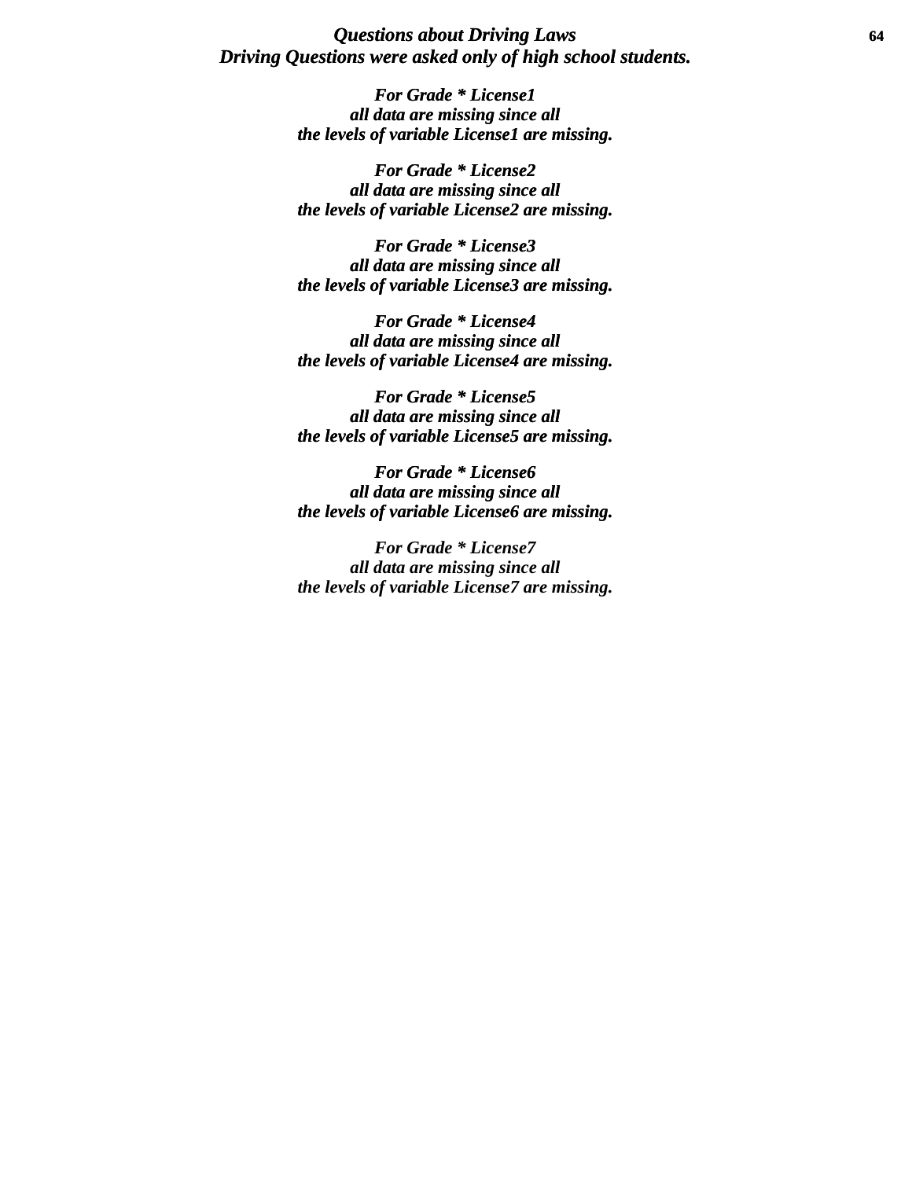***Questions about Driving Laws***
***Driving Questions were asked only of high school students.***

***For Grade * License1***
***all data are missing since all***
***the levels of variable License1 are missing.***

***For Grade * License2***
***all data are missing since all***
***the levels of variable License2 are missing.***

***For Grade * License3***
***all data are missing since all***
***the levels of variable License3 are missing.***

***For Grade * License4***
***all data are missing since all***
***the levels of variable License4 are missing.***

***For Grade * License5***
***all data are missing since all***
***the levels of variable License5 are missing.***

***For Grade * License6***
***all data are missing since all***
***the levels of variable License6 are missing.***

***For Grade * License7***
***all data are missing since all***
***the levels of variable License7 are missing.***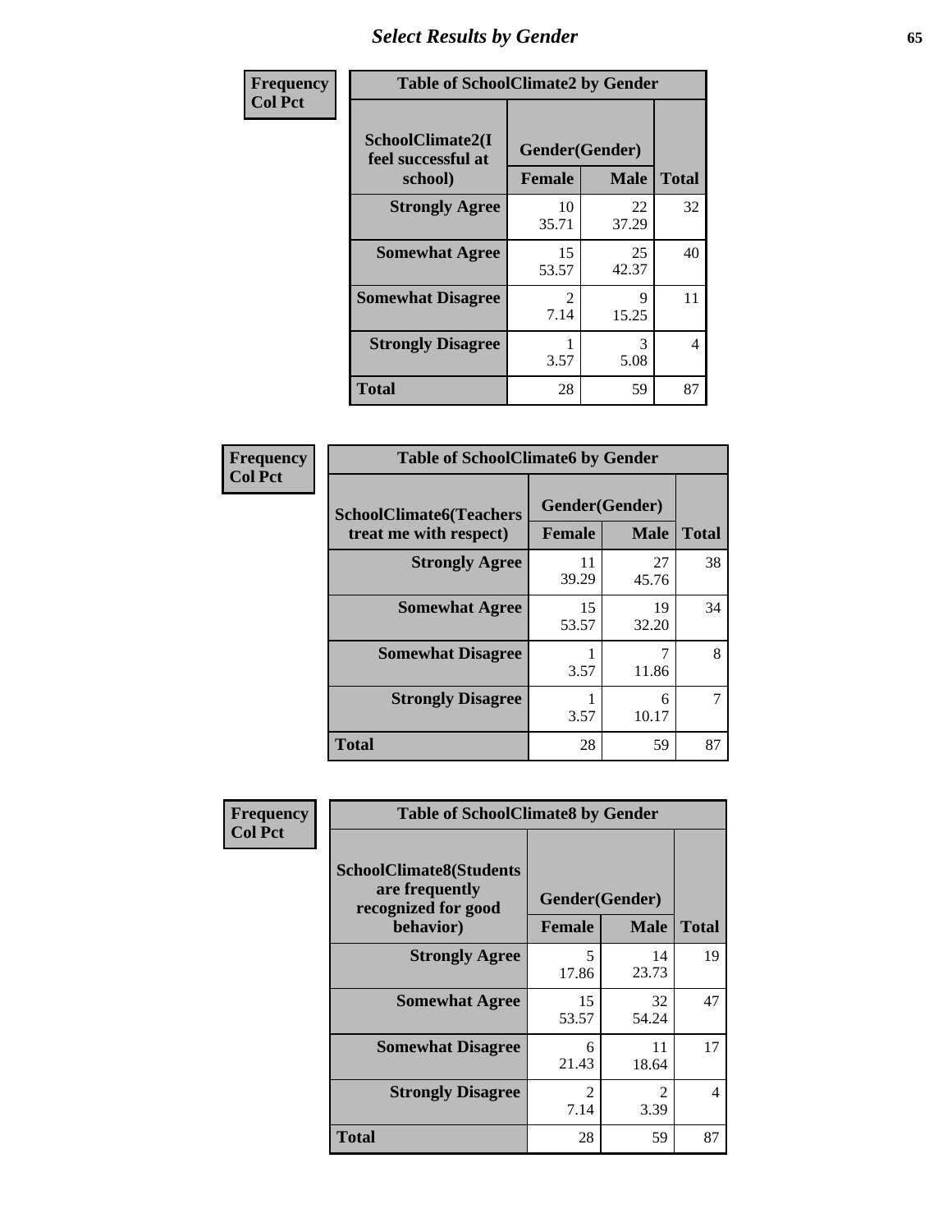| Frequency Col Pct | Table of SchoolClimate2 by Gender | | |
|---|---|---|---|
| SchoolClimate2(I feel successful at school) | Gender(Gender) | | |
| | Female | Male | Total |
| Strongly Agree | 10<br>35.71 | 22<br>37.29 | 32 |
| Somewhat Agree | 15<br>53.57 | 25<br>42.37 | 40 |
| Somewhat Disagree | 2<br>7.14 | 9<br>15.25 | 11 |
| Strongly Disagree | 1<br>3.57 | 3<br>5.08 | 4 |
| Total | 28 | 59 | 87 |

| Frequency Col Pct | Table of SchoolClimate6 by Gender | | |
|---|---|---|---|
| SchoolClimate6(Teachers treat me with respect) | Gender(Gender) | | |
| | Female | Male | Total |
| Strongly Agree | 11<br>39.29 | 27<br>45.76 | 38 |
| Somewhat Agree | 15<br>53.57 | 19<br>32.20 | 34 |
| Somewhat Disagree | 1<br>3.57 | 7<br>11.86 | 8 |
| Strongly Disagree | 1<br>3.57 | 6<br>10.17 | 7 |
| Total | 28 | 59 | 87 |

| Frequency Col Pct | Table of SchoolClimate8 by Gender | | |
|---|---|---|---|
| SchoolClimate8(Students are frequently recognized for good behavior) | Gender(Gender) | | |
| | Female | Male | Total |
| Strongly Agree | 5<br>17.86 | 14<br>23.73 | 19 |
| Somewhat Agree | 15<br>53.57 | 32<br>54.24 | 47 |
| Somewhat Disagree | 6<br>21.43 | 11<br>18.64 | 17 |
| Strongly Disagree | 2<br>7.14 | 2<br>3.39 | 4 |
| Total | 28 | 59 | 87 |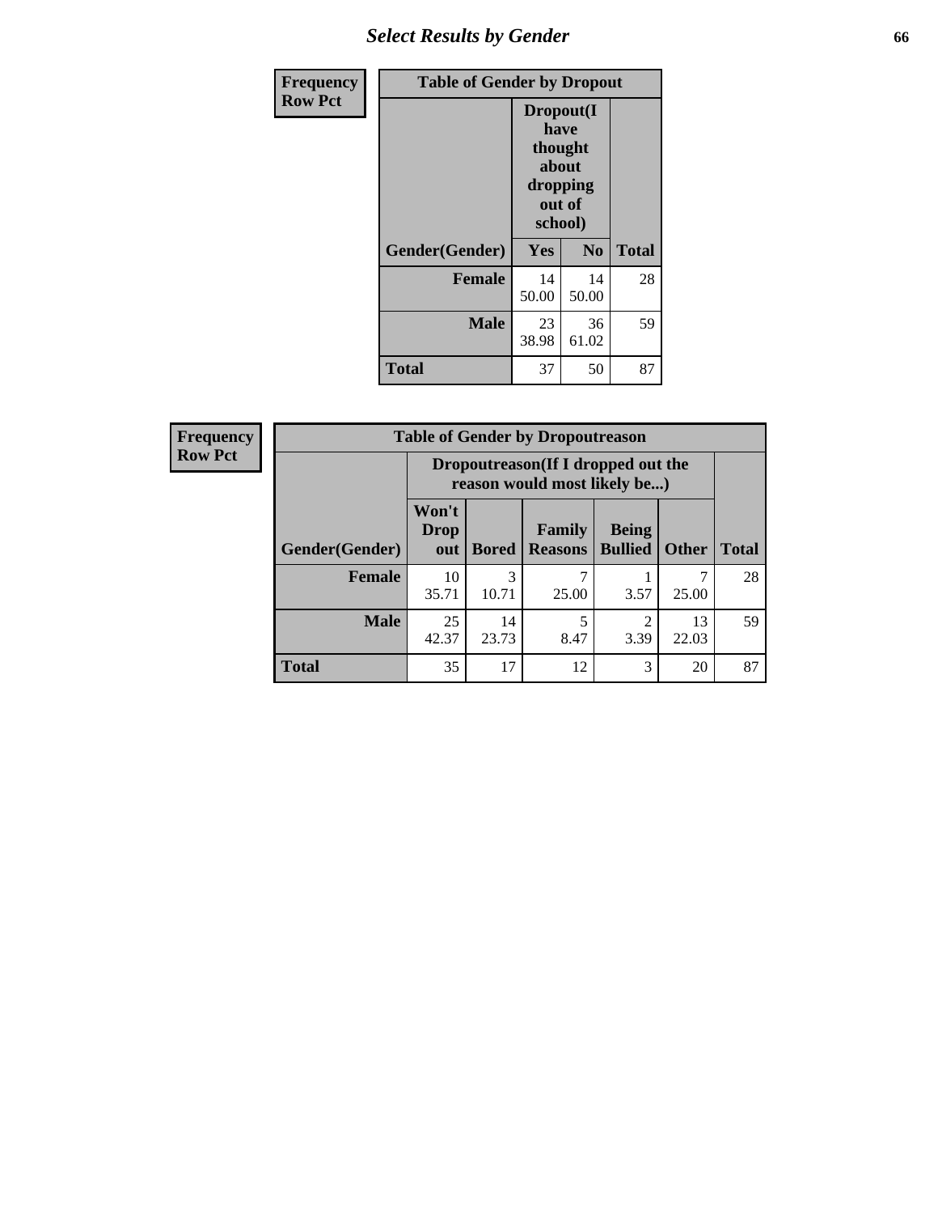## Table of Gender by Dropout

Frequency / Row Pct

| Gender(Gender) | Dropout(I have thought about dropping out of school) | | Total |
|---|---|---|---|
| | Yes | No | |
| Female | 14<br>50.00 | 14<br>50.00 | 28 |
| Male | 23<br>38.98 | 36<br>61.02 | 59 |
| Total | 37 | 50 | 87 |

## Table of Gender by Dropoutreason

Frequency / Row Pct

| Gender(Gender) | Dropoutreason(If I dropped out the reason would most likely be...) | | | | | Total |
|---|---|---|---|---|---|---|
| | Won't Drop out | Bored | Family Reasons | Being Bullied | Other | |
| Female | 10<br>35.71 | 3<br>10.71 | 7<br>25.00 | 1<br>3.57 | 7<br>25.00 | 28 |
| Male | 25<br>42.37 | 14<br>23.73 | 5<br>8.47 | 2<br>3.39 | 13<br>22.03 | 59 |
| Total | 35 | 17 | 12 | 3 | 20 | 87 |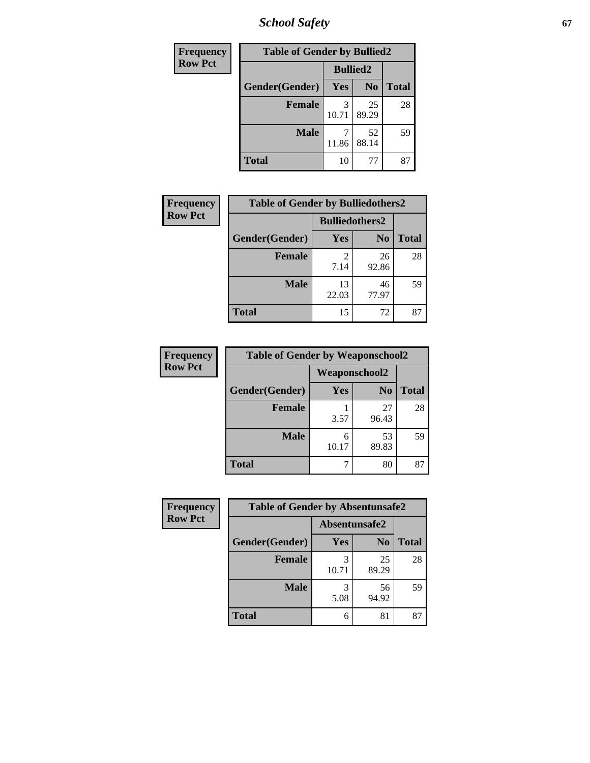# School Safety

| Frequency<br>Row Pct |
|---|

**Table of Gender by Bullied2**

| Gender(Gender) | Bullied2 Yes | Bullied2 No | Total |
|---|---|---|---|
| **Female** | 3<br>10.71 | 25<br>89.29 | 28 |
| **Male** | 7<br>11.86 | 52<br>88.14 | 59 |
| **Total** | 10 | 77 | 87 |

| Frequency<br>Row Pct |
|---|

**Table of Gender by Bulliedothers2**

| Gender(Gender) | Bulliedothers2 Yes | Bulliedothers2 No | Total |
|---|---|---|---|
| **Female** | 2<br>7.14 | 26<br>92.86 | 28 |
| **Male** | 13<br>22.03 | 46<br>77.97 | 59 |
| **Total** | 15 | 72 | 87 |

| Frequency<br>Row Pct |
|---|

**Table of Gender by Weaponschool2**

| Gender(Gender) | Weaponschool2 Yes | Weaponschool2 No | Total |
|---|---|---|---|
| **Female** | 1<br>3.57 | 27<br>96.43 | 28 |
| **Male** | 6<br>10.17 | 53<br>89.83 | 59 |
| **Total** | 7 | 80 | 87 |

| Frequency<br>Row Pct |
|---|

**Table of Gender by Absentunsafe2**

| Gender(Gender) | Absentunsafe2 Yes | Absentunsafe2 No | Total |
|---|---|---|---|
| **Female** | 3<br>10.71 | 25<br>89.29 | 28 |
| **Male** | 3<br>5.08 | 56<br>94.92 | 59 |
| **Total** | 6 | 81 | 87 |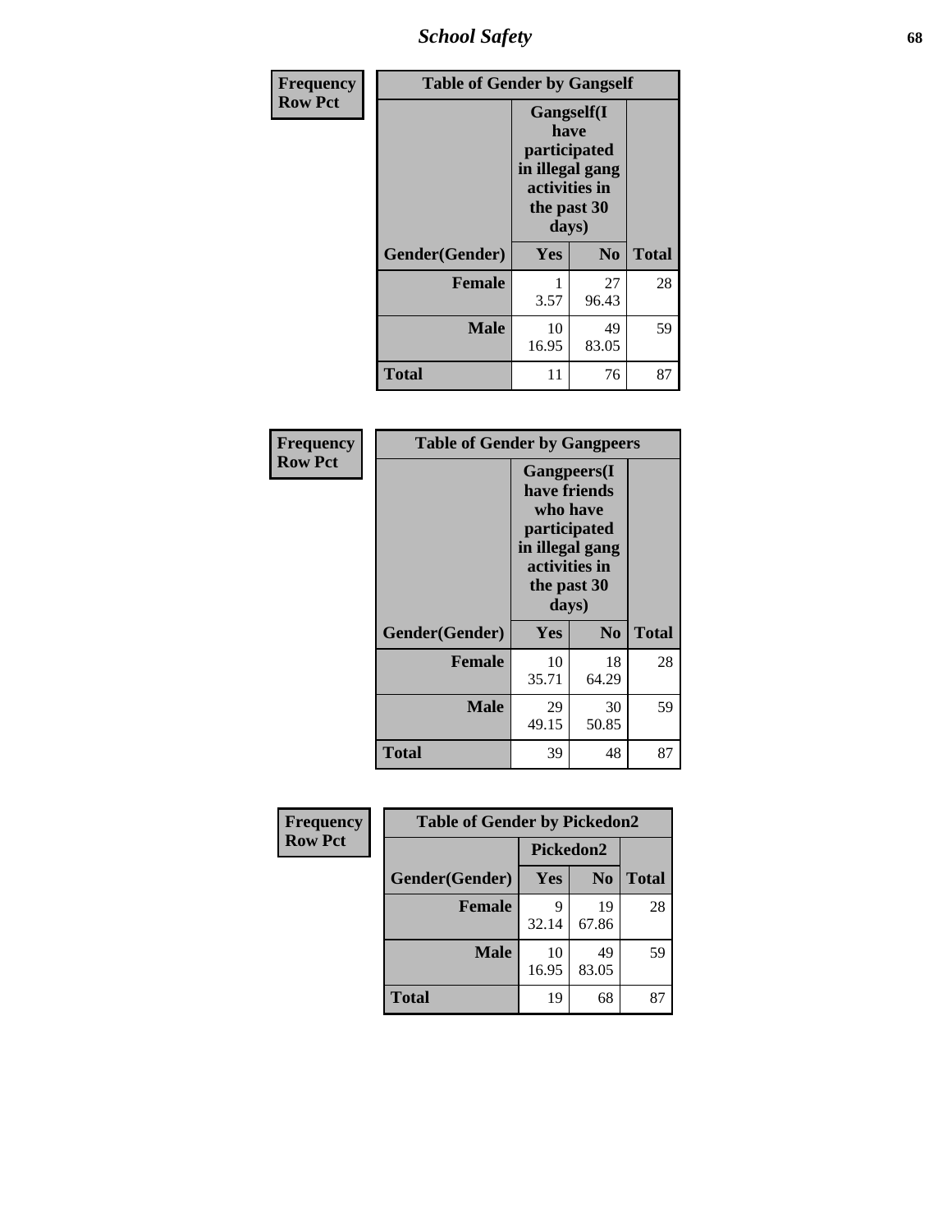| Frequency<br>Row Pct | Table of Gender by Gangself | | |
|---|---|---|---|
| | Gangself(I have participated in illegal gang activities in the past 30 days) | | |
| Gender(Gender) | Yes | No | Total |
| Female | 1<br>3.57 | 27<br>96.43 | 28 |
| Male | 10<br>16.95 | 49<br>83.05 | 59 |
| Total | 11 | 76 | 87 |

| Frequency<br>Row Pct | Table of Gender by Gangpeers | | |
|---|---|---|---|
| | Gangpeers(I have friends who have participated in illegal gang activities in the past 30 days) | | |
| Gender(Gender) | Yes | No | Total |
| Female | 10<br>35.71 | 18<br>64.29 | 28 |
| Male | 29<br>49.15 | 30<br>50.85 | 59 |
| Total | 39 | 48 | 87 |

| Frequency<br>Row Pct | Table of Gender by Pickedon2 | | |
|---|---|---|---|
| | Pickedon2 | | |
| Gender(Gender) | Yes | No | Total |
| Female | 9<br>32.14 | 19<br>67.86 | 28 |
| Male | 10<br>16.95 | 49<br>83.05 | 59 |
| Total | 19 | 68 | 87 |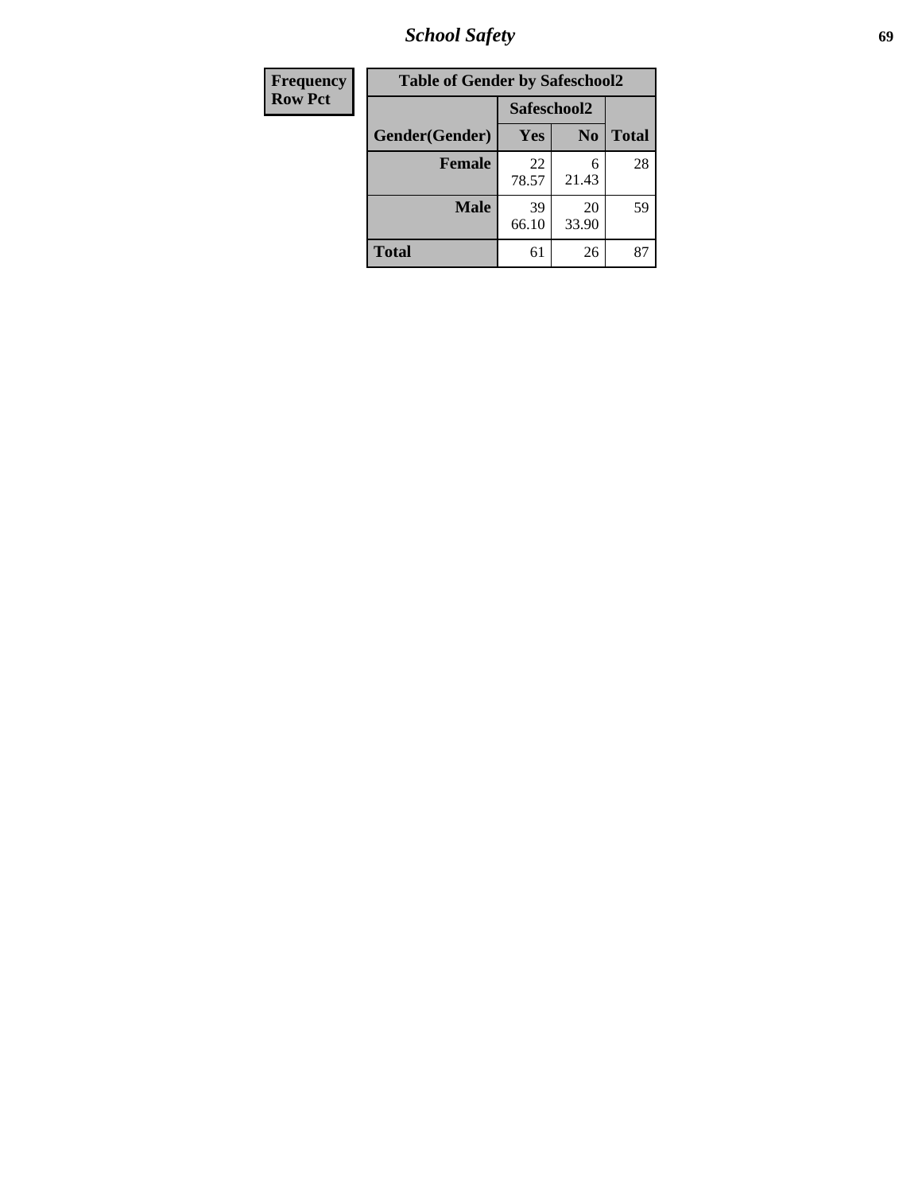# School Safety

| Frequency<br>Row Pct |
|---|

**Table of Gender by Safeschool2**

| Gender(Gender) | Safeschool2 | | Total |
|---|---|---|---|
| | Yes | No | |
| **Female** | 22<br>78.57 | 6<br>21.43 | 28 |
| **Male** | 39<br>66.10 | 20<br>33.90 | 59 |
| **Total** | 61 | 26 | 87 |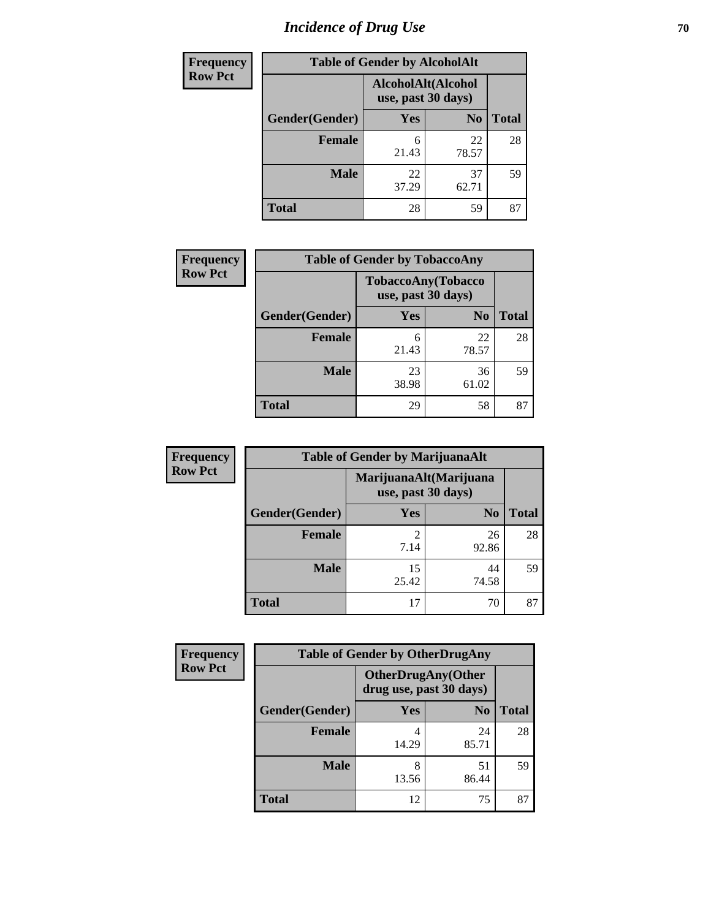# Incidence of Drug Use

**Frequency**
**Row Pct**

| Table of Gender by AlcoholAlt | | | |
|---|---|---|---|
| | AlcoholAlt(Alcohol use, past 30 days) | | |
| Gender(Gender) | Yes | No | Total |
| Female | 6<br>21.43 | 22<br>78.57 | 28 |
| Male | 22<br>37.29 | 37<br>62.71 | 59 |
| Total | 28 | 59 | 87 |

**Frequency**
**Row Pct**

| Table of Gender by TobaccoAny | | | |
|---|---|---|---|
| | TobaccoAny(Tobacco use, past 30 days) | | |
| Gender(Gender) | Yes | No | Total |
| Female | 6<br>21.43 | 22<br>78.57 | 28 |
| Male | 23<br>38.98 | 36<br>61.02 | 59 |
| Total | 29 | 58 | 87 |

**Frequency**
**Row Pct**

| Table of Gender by MarijuanaAlt | | | |
|---|---|---|---|
| | MarijuanaAlt(Marijuana use, past 30 days) | | |
| Gender(Gender) | Yes | No | Total |
| Female | 2<br>7.14 | 26<br>92.86 | 28 |
| Male | 15<br>25.42 | 44<br>74.58 | 59 |
| Total | 17 | 70 | 87 |

**Frequency**
**Row Pct**

| Table of Gender by OtherDrugAny | | | |
|---|---|---|---|
| | OtherDrugAny(Other drug use, past 30 days) | | |
| Gender(Gender) | Yes | No | Total |
| Female | 4<br>14.29 | 24<br>85.71 | 28 |
| Male | 8<br>13.56 | 51<br>86.44 | 59 |
| Total | 12 | 75 | 87 |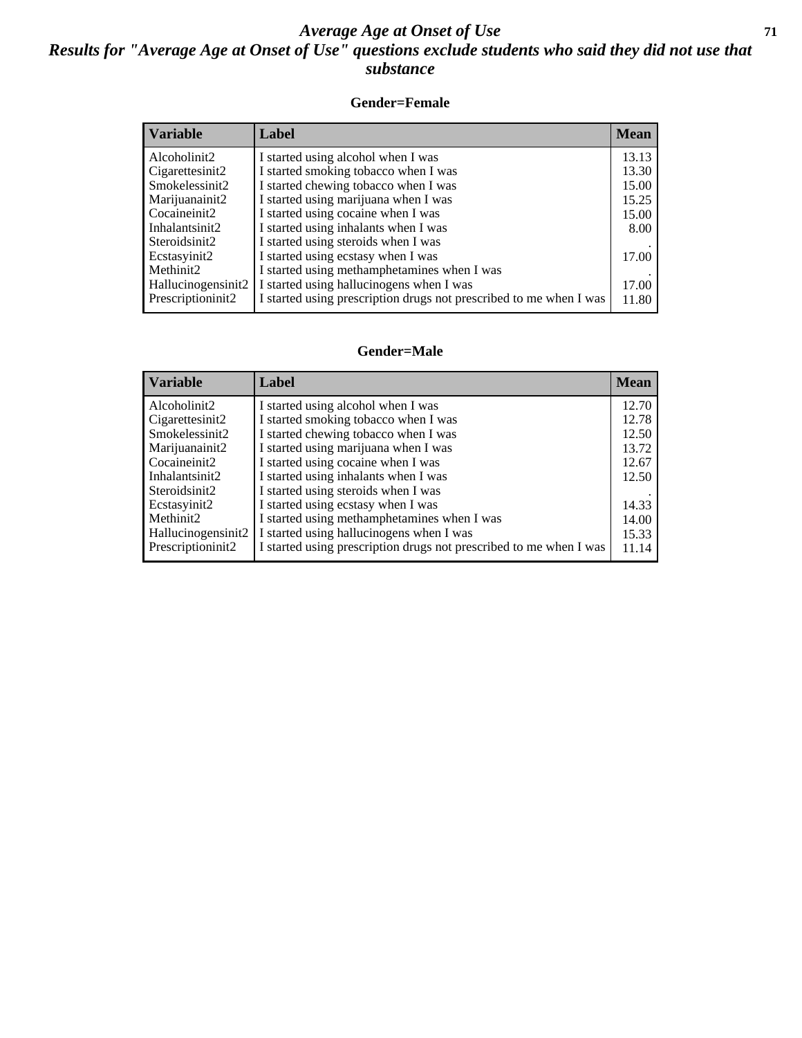# *Average Age at Onset of Use*

## *Results for "Average Age at Onset of Use" questions exclude students who said they did not use that substance*

### Gender=Female

| Variable | Label | Mean |
|---|---|---|
| Alcoholinit2 | I started using alcohol when I was | 13.13 |
| Cigarettesinit2 | I started smoking tobacco when I was | 13.30 |
| Smokelessinit2 | I started chewing tobacco when I was | 15.00 |
| Marijuanainit2 | I started using marijuana when I was | 15.25 |
| Cocaineinit2 | I started using cocaine when I was | 15.00 |
| Inhalantsinit2 | I started using inhalants when I was | 8.00 |
| Steroidsinit2 | I started using steroids when I was | . |
| Ecstasyinit2 | I started using ecstasy when I was | 17.00 |
| Methinit2 | I started using methamphetamines when I was | . |
| Hallucinogensinit2 | I started using hallucinogens when I was | 17.00 |
| Prescriptioninit2 | I started using prescription drugs not prescribed to me when I was | 11.80 |

### Gender=Male

| Variable | Label | Mean |
|---|---|---|
| Alcoholinit2 | I started using alcohol when I was | 12.70 |
| Cigarettesinit2 | I started smoking tobacco when I was | 12.78 |
| Smokelessinit2 | I started chewing tobacco when I was | 12.50 |
| Marijuanainit2 | I started using marijuana when I was | 13.72 |
| Cocaineinit2 | I started using cocaine when I was | 12.67 |
| Inhalantsinit2 | I started using inhalants when I was | 12.50 |
| Steroidsinit2 | I started using steroids when I was | . |
| Ecstasyinit2 | I started using ecstasy when I was | 14.33 |
| Methinit2 | I started using methamphetamines when I was | 14.00 |
| Hallucinogensinit2 | I started using hallucinogens when I was | 15.33 |
| Prescriptioninit2 | I started using prescription drugs not prescribed to me when I was | 11.14 |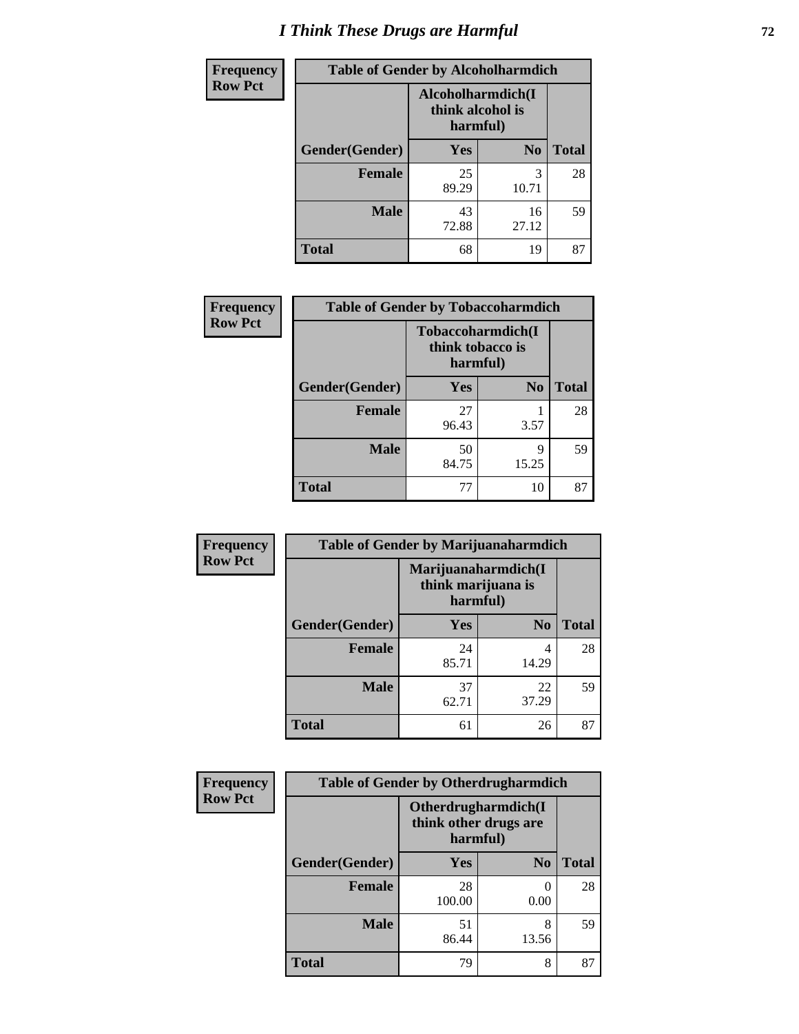# I Think These Drugs are Harmful

**Frequency**
**Row Pct**

| Table of Gender by Alcoholharmdich | | | |
|---|---|---|---|
| | Alcoholharmdich(I think alcohol is harmful) | | |
| Gender(Gender) | Yes | No | Total |
| **Female** | 25<br>89.29 | 3<br>10.71 | 28 |
| **Male** | 43<br>72.88 | 16<br>27.12 | 59 |
| **Total** | 68 | 19 | 87 |

**Frequency**
**Row Pct**

| Table of Gender by Tobaccoharmdich | | | |
|---|---|---|---|
| | Tobaccoharmdich(I think tobacco is harmful) | | |
| Gender(Gender) | Yes | No | Total |
| **Female** | 27<br>96.43 | 1<br>3.57 | 28 |
| **Male** | 50<br>84.75 | 9<br>15.25 | 59 |
| **Total** | 77 | 10 | 87 |

**Frequency**
**Row Pct**

| Table of Gender by Marijuanaharmdich | | | |
|---|---|---|---|
| | Marijuanaharmdich(I think marijuana is harmful) | | |
| Gender(Gender) | Yes | No | Total |
| **Female** | 24<br>85.71 | 4<br>14.29 | 28 |
| **Male** | 37<br>62.71 | 22<br>37.29 | 59 |
| **Total** | 61 | 26 | 87 |

**Frequency**
**Row Pct**

| Table of Gender by Otherdrugharmdich | | | |
|---|---|---|---|
| | Otherdrugharmdich(I think other drugs are harmful) | | |
| Gender(Gender) | Yes | No | Total |
| **Female** | 28<br>100.00 | 0<br>0.00 | 28 |
| **Male** | 51<br>86.44 | 8<br>13.56 | 59 |
| **Total** | 79 | 8 | 87 |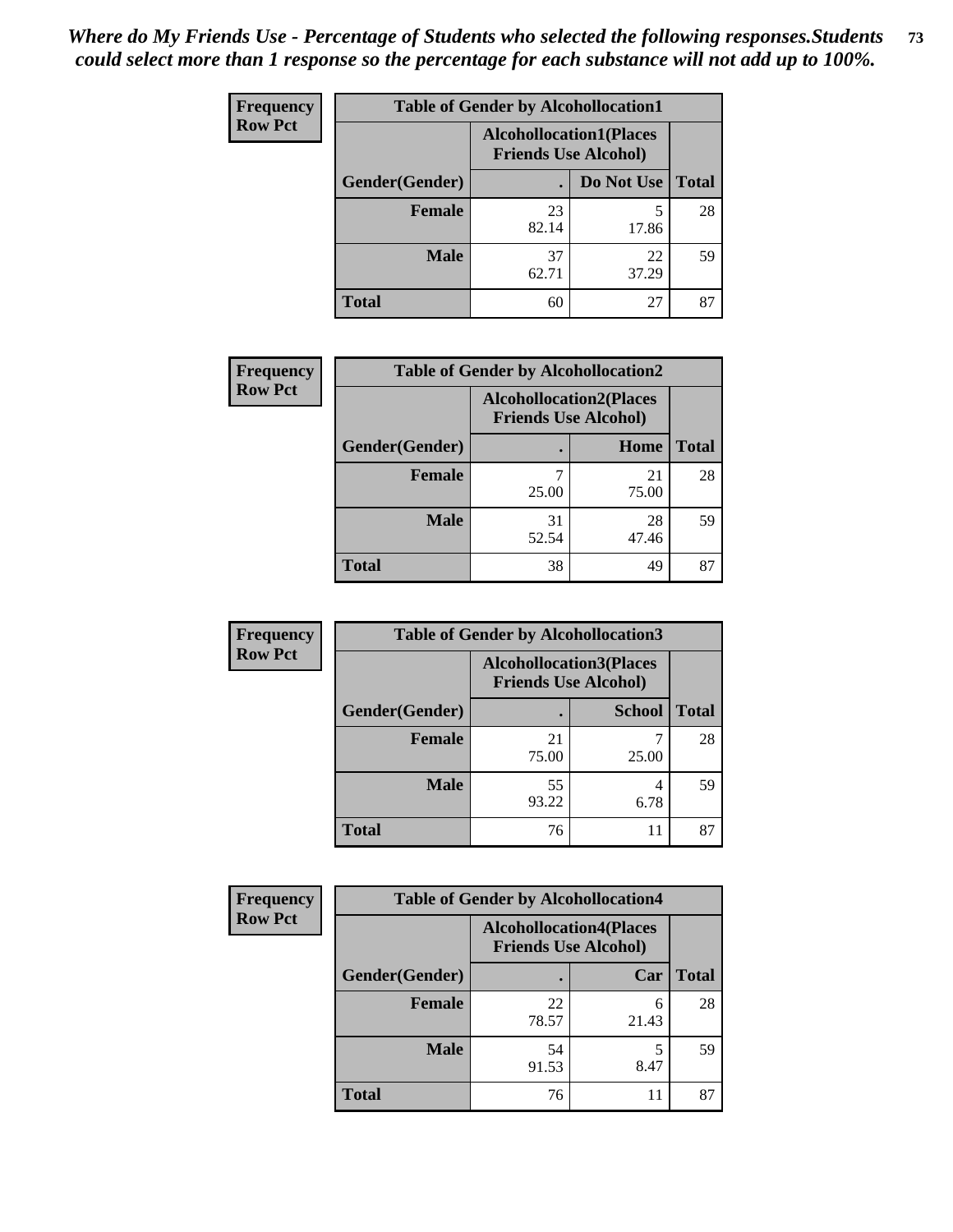*Where do My Friends Use - Percentage of Students who selected the following responses.Students could select more than 1 response so the percentage for each substance will not add up to 100%.*

**Frequency Row Pct**

| Table of Gender by Alcohollocation1 | | | |
|---|---|---|---|
| | Alcohollocation1(Places Friends Use Alcohol) | | |
| Gender(Gender) | . | Do Not Use | Total |
| **Female** | 23<br>82.14 | 5<br>17.86 | 28 |
| **Male** | 37<br>62.71 | 22<br>37.29 | 59 |
| **Total** | 60 | 27 | 87 |

**Frequency Row Pct**

| Table of Gender by Alcohollocation2 | | | |
|---|---|---|---|
| | Alcohollocation2(Places Friends Use Alcohol) | | |
| Gender(Gender) | . | Home | Total |
| **Female** | 7<br>25.00 | 21<br>75.00 | 28 |
| **Male** | 31<br>52.54 | 28<br>47.46 | 59 |
| **Total** | 38 | 49 | 87 |

**Frequency Row Pct**

| Table of Gender by Alcohollocation3 | | | |
|---|---|---|---|
| | Alcohollocation3(Places Friends Use Alcohol) | | |
| Gender(Gender) | . | School | Total |
| **Female** | 21<br>75.00 | 7<br>25.00 | 28 |
| **Male** | 55<br>93.22 | 4<br>6.78 | 59 |
| **Total** | 76 | 11 | 87 |

**Frequency Row Pct**

| Table of Gender by Alcohollocation4 | | | |
|---|---|---|---|
| | Alcohollocation4(Places Friends Use Alcohol) | | |
| Gender(Gender) | . | Car | Total |
| **Female** | 22<br>78.57 | 6<br>21.43 | 28 |
| **Male** | 54<br>91.53 | 5<br>8.47 | 59 |
| **Total** | 76 | 11 | 87 |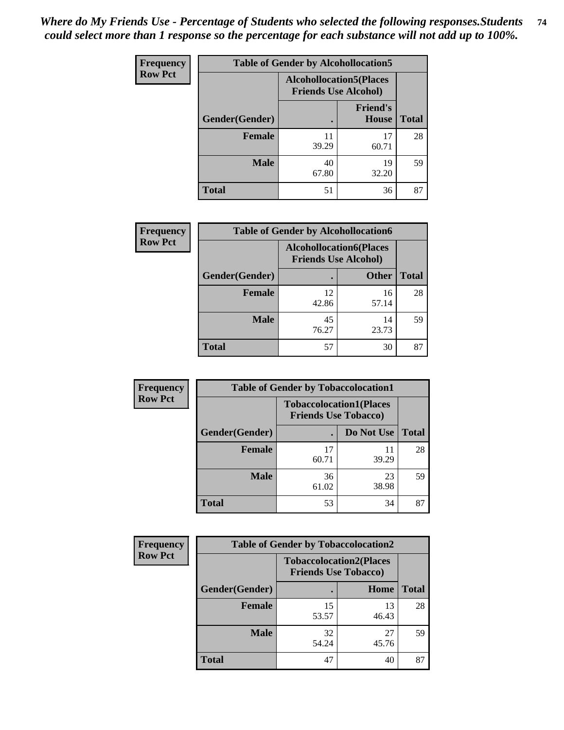*Where do My Friends Use - Percentage of Students who selected the following responses.Students could select more than 1 response so the percentage for each substance will not add up to 100%.*

**Frequency**
**Row Pct**

| Table of Gender by Alcohollocation5 | | | |
|---|---|---|---|
| | Alcohollocation5(Places Friends Use Alcohol) | | |
| Gender(Gender) | . | Friend's House | Total |
| Female | 11<br>39.29 | 17<br>60.71 | 28 |
| Male | 40<br>67.80 | 19<br>32.20 | 59 |
| Total | 51 | 36 | 87 |

**Frequency**
**Row Pct**

| Table of Gender by Alcohollocation6 | | | |
|---|---|---|---|
| | Alcohollocation6(Places Friends Use Alcohol) | | |
| Gender(Gender) | . | Other | Total |
| Female | 12<br>42.86 | 16<br>57.14 | 28 |
| Male | 45<br>76.27 | 14<br>23.73 | 59 |
| Total | 57 | 30 | 87 |

**Frequency**
**Row Pct**

| Table of Gender by Tobaccolocation1 | | | |
|---|---|---|---|
| | Tobaccolocation1(Places Friends Use Tobacco) | | |
| Gender(Gender) | . | Do Not Use | Total |
| Female | 17<br>60.71 | 11<br>39.29 | 28 |
| Male | 36<br>61.02 | 23<br>38.98 | 59 |
| Total | 53 | 34 | 87 |

**Frequency**
**Row Pct**

| Table of Gender by Tobaccolocation2 | | | |
|---|---|---|---|
| | Tobaccolocation2(Places Friends Use Tobacco) | | |
| Gender(Gender) | . | Home | Total |
| Female | 15<br>53.57 | 13<br>46.43 | 28 |
| Male | 32<br>54.24 | 27<br>45.76 | 59 |
| Total | 47 | 40 | 87 |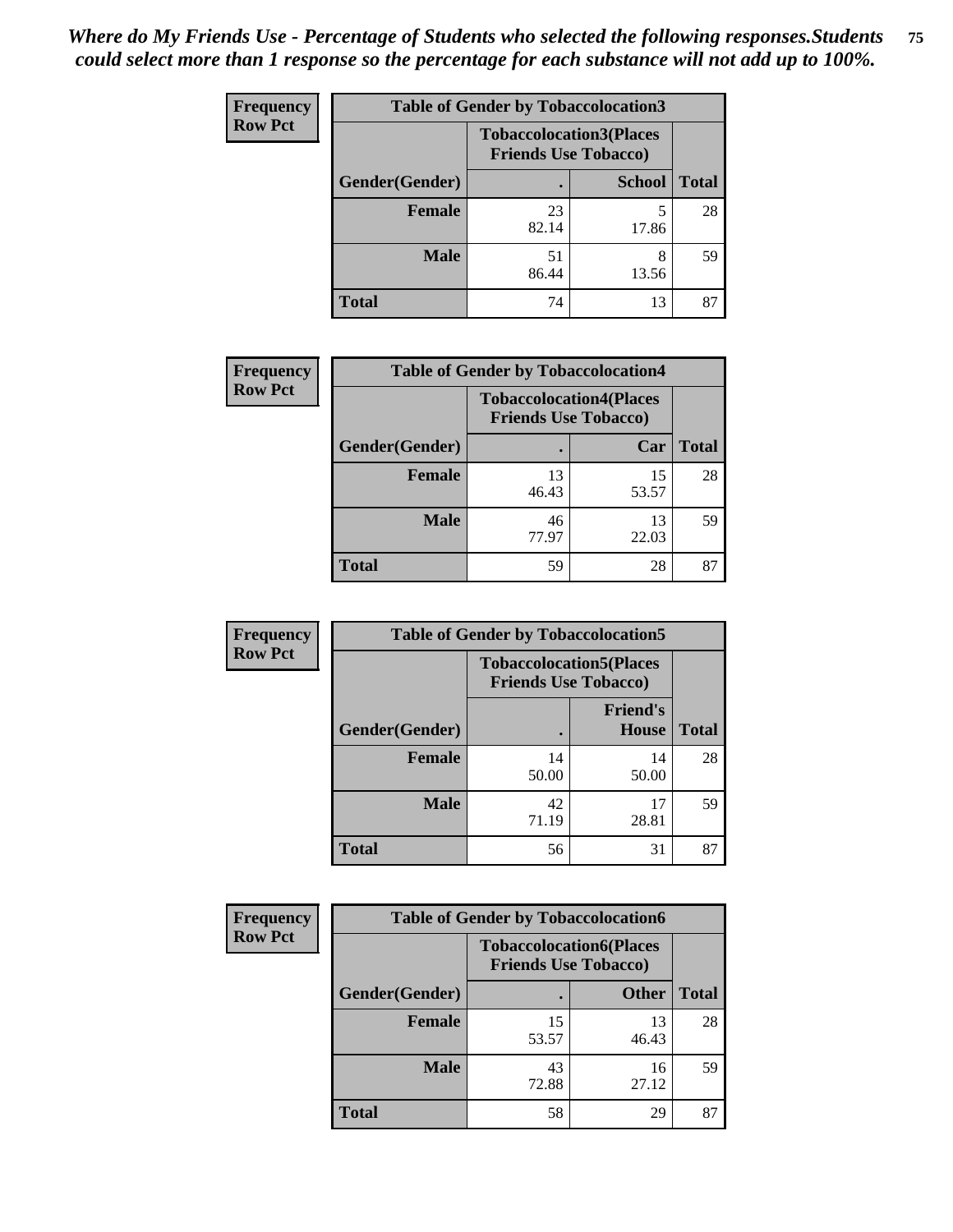*Where do My Friends Use - Percentage of Students who selected the following responses.Students could select more than 1 response so the percentage for each substance will not add up to 100%.*

**Frequency**
**Row Pct**

**Table of Gender by Tobaccolocation3**

| Gender(Gender) | Tobaccolocation3(Places Friends Use Tobacco) . | School | Total |
|---|---|---|---|
| Female | 23<br>82.14 | 5<br>17.86 | 28 |
| Male | 51<br>86.44 | 8<br>13.56 | 59 |
| Total | 74 | 13 | 87 |

**Frequency**
**Row Pct**

**Table of Gender by Tobaccolocation4**

| Gender(Gender) | Tobaccolocation4(Places Friends Use Tobacco) . | Car | Total |
|---|---|---|---|
| Female | 13<br>46.43 | 15<br>53.57 | 28 |
| Male | 46<br>77.97 | 13<br>22.03 | 59 |
| Total | 59 | 28 | 87 |

**Frequency**
**Row Pct**

**Table of Gender by Tobaccolocation5**

| Gender(Gender) | Tobaccolocation5(Places Friends Use Tobacco) . | Friend's House | Total |
|---|---|---|---|
| Female | 14<br>50.00 | 14<br>50.00 | 28 |
| Male | 42<br>71.19 | 17<br>28.81 | 59 |
| Total | 56 | 31 | 87 |

**Frequency**
**Row Pct**

**Table of Gender by Tobaccolocation6**

| Gender(Gender) | Tobaccolocation6(Places Friends Use Tobacco) . | Other | Total |
|---|---|---|---|
| Female | 15<br>53.57 | 13<br>46.43 | 28 |
| Male | 43<br>72.88 | 16<br>27.12 | 59 |
| Total | 58 | 29 | 87 |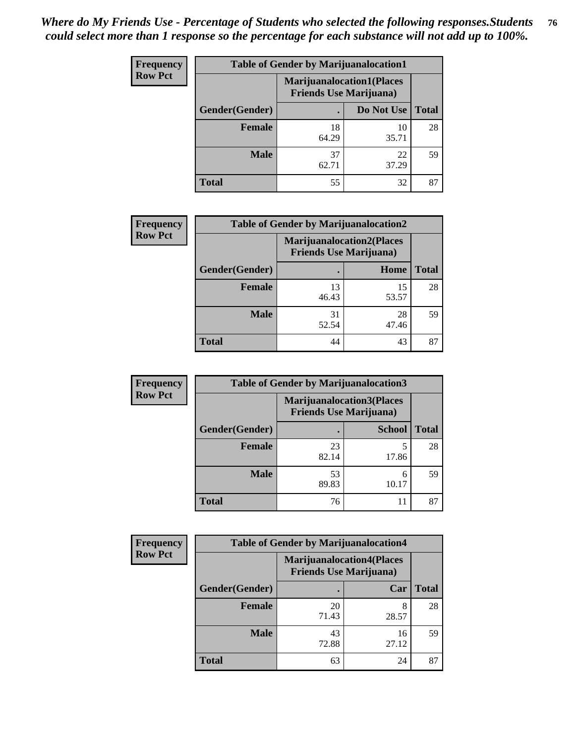*Where do My Friends Use - Percentage of Students who selected the following responses.Students could select more than 1 response so the percentage for each substance will not add up to 100%.*

**Frequency**
**Row Pct**

| Table of Gender by Marijuanalocation1 | | | |
|---|---|---|---|
| | Marijuanalocation1(Places Friends Use Marijuana) | | |
| Gender(Gender) | . | Do Not Use | Total |
| Female | 18<br>64.29 | 10<br>35.71 | 28 |
| Male | 37<br>62.71 | 22<br>37.29 | 59 |
| Total | 55 | 32 | 87 |

**Frequency**
**Row Pct**

| Table of Gender by Marijuanalocation2 | | | |
|---|---|---|---|
| | Marijuanalocation2(Places Friends Use Marijuana) | | |
| Gender(Gender) | . | Home | Total |
| Female | 13<br>46.43 | 15<br>53.57 | 28 |
| Male | 31<br>52.54 | 28<br>47.46 | 59 |
| Total | 44 | 43 | 87 |

**Frequency**
**Row Pct**

| Table of Gender by Marijuanalocation3 | | | |
|---|---|---|---|
| | Marijuanalocation3(Places Friends Use Marijuana) | | |
| Gender(Gender) | . | School | Total |
| Female | 23<br>82.14 | 5<br>17.86 | 28 |
| Male | 53<br>89.83 | 6<br>10.17 | 59 |
| Total | 76 | 11 | 87 |

**Frequency**
**Row Pct**

| Table of Gender by Marijuanalocation4 | | | |
|---|---|---|---|
| | Marijuanalocation4(Places Friends Use Marijuana) | | |
| Gender(Gender) | . | Car | Total |
| Female | 20<br>71.43 | 8<br>28.57 | 28 |
| Male | 43<br>72.88 | 16<br>27.12 | 59 |
| Total | 63 | 24 | 87 |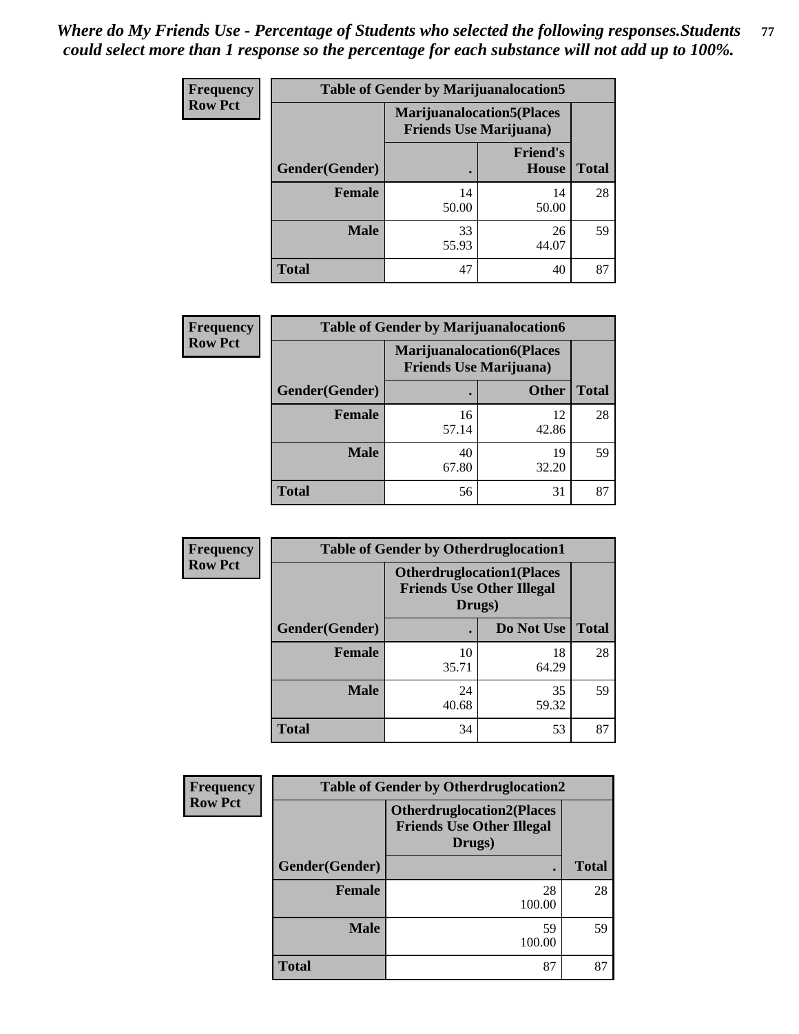*Where do My Friends Use - Percentage of Students who selected the following responses.Students could select more than 1 response so the percentage for each substance will not add up to 100%.*

**Frequency Row Pct**

| Table of Gender by Marijuanalocation5 | | | |
|---|---|---|---|
| | Marijuanalocation5(Places Friends Use Marijuana) | | |
| Gender(Gender) | . | Friend's House | Total |
| **Female** | 14<br>50.00 | 14<br>50.00 | 28 |
| **Male** | 33<br>55.93 | 26<br>44.07 | 59 |
| **Total** | 47 | 40 | 87 |

**Frequency Row Pct**

| Table of Gender by Marijuanalocation6 | | | |
|---|---|---|---|
| | Marijuanalocation6(Places Friends Use Marijuana) | | |
| Gender(Gender) | . | Other | Total |
| **Female** | 16<br>57.14 | 12<br>42.86 | 28 |
| **Male** | 40<br>67.80 | 19<br>32.20 | 59 |
| **Total** | 56 | 31 | 87 |

**Frequency Row Pct**

| Table of Gender by Otherdruglocation1 | | | |
|---|---|---|---|
| | Otherdruglocation1(Places Friends Use Other Illegal Drugs) | | |
| Gender(Gender) | . | Do Not Use | Total |
| **Female** | 10<br>35.71 | 18<br>64.29 | 28 |
| **Male** | 24<br>40.68 | 35<br>59.32 | 59 |
| **Total** | 34 | 53 | 87 |

**Frequency Row Pct**

| Table of Gender by Otherdruglocation2 | | |
|---|---|---|
| | Otherdruglocation2(Places Friends Use Other Illegal Drugs) | |
| Gender(Gender) | . | Total |
| **Female** | 28<br>100.00 | 28 |
| **Male** | 59<br>100.00 | 59 |
| **Total** | 87 | 87 |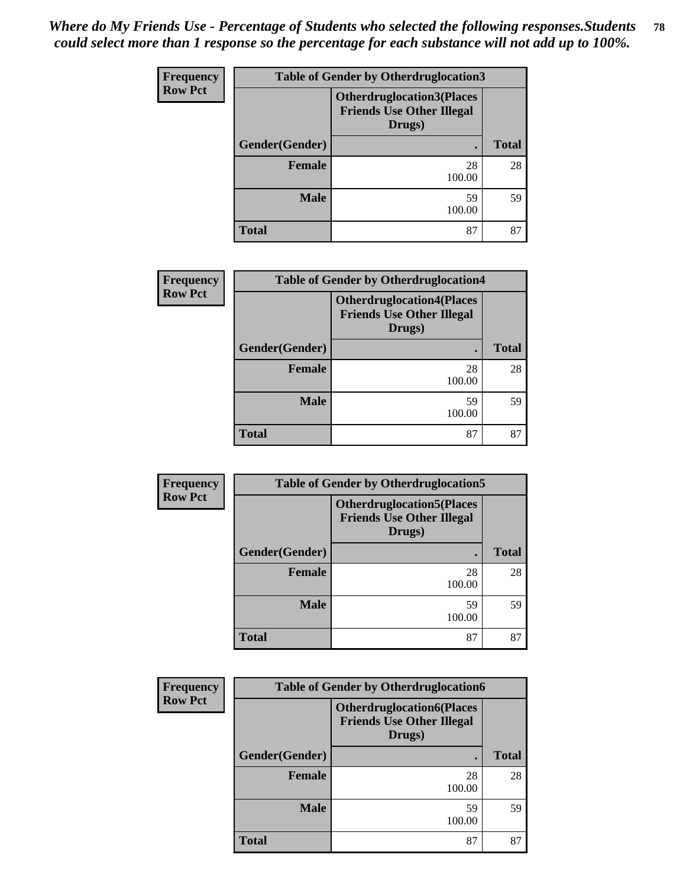*Where do My Friends Use - Percentage of Students who selected the following responses.Students could select more than 1 response so the percentage for each substance will not add up to 100%.*

**Frequency**
**Row Pct**

| Table of Gender by Otherdruglocation3 | | |
|---|---|---|
| | Otherdruglocation3(Places Friends Use Other Illegal Drugs) | |
| Gender(Gender) | . | Total |
| Female | 28<br>100.00 | 28 |
| Male | 59<br>100.00 | 59 |
| Total | 87 | 87 |

**Frequency**
**Row Pct**

| Table of Gender by Otherdruglocation4 | | |
|---|---|---|
| | Otherdruglocation4(Places Friends Use Other Illegal Drugs) | |
| Gender(Gender) | . | Total |
| Female | 28<br>100.00 | 28 |
| Male | 59<br>100.00 | 59 |
| Total | 87 | 87 |

**Frequency**
**Row Pct**

| Table of Gender by Otherdruglocation5 | | |
|---|---|---|
| | Otherdruglocation5(Places Friends Use Other Illegal Drugs) | |
| Gender(Gender) | . | Total |
| Female | 28<br>100.00 | 28 |
| Male | 59<br>100.00 | 59 |
| Total | 87 | 87 |

**Frequency**
**Row Pct**

| Table of Gender by Otherdruglocation6 | | |
|---|---|---|
| | Otherdruglocation6(Places Friends Use Other Illegal Drugs) | |
| Gender(Gender) | . | Total |
| Female | 28<br>100.00 | 28 |
| Male | 59<br>100.00 | 59 |
| Total | 87 | 87 |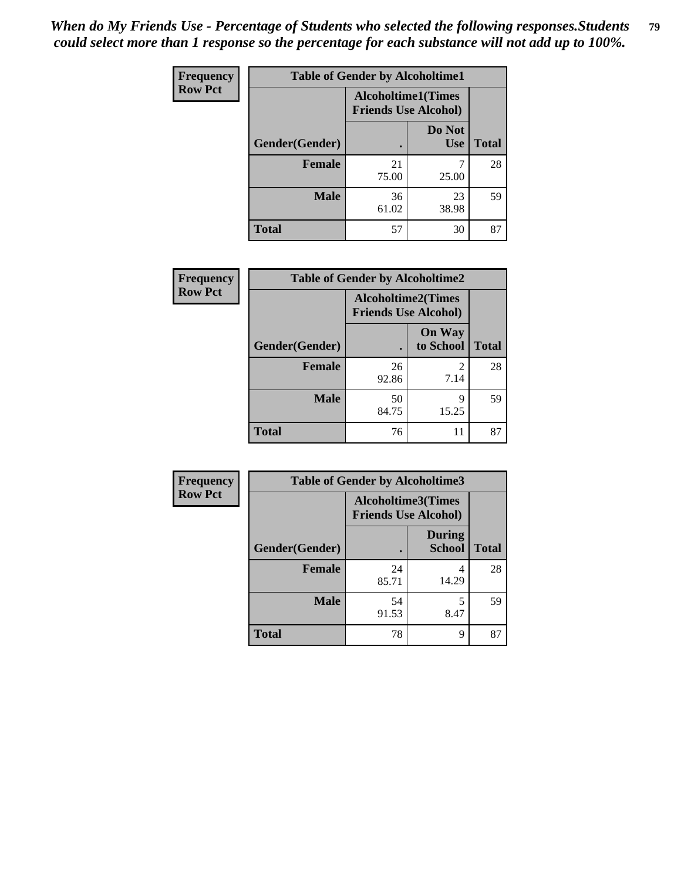*When do My Friends Use - Percentage of Students who selected the following responses.Students could select more than 1 response so the percentage for each substance will not add up to 100%.*

**Frequency**
**Row Pct**

| Table of Gender by Alcoholtime1 | | | |
|---|---|---|---|
| | Alcoholtime1(Times Friends Use Alcohol) | | |
| Gender(Gender) | . | Do Not Use | Total |
| **Female** | 21<br>75.00 | 7<br>25.00 | 28 |
| **Male** | 36<br>61.02 | 23<br>38.98 | 59 |
| **Total** | 57 | 30 | 87 |

**Frequency**
**Row Pct**

| Table of Gender by Alcoholtime2 | | | |
|---|---|---|---|
| | Alcoholtime2(Times Friends Use Alcohol) | | |
| Gender(Gender) | . | On Way to School | Total |
| **Female** | 26<br>92.86 | 2<br>7.14 | 28 |
| **Male** | 50<br>84.75 | 9<br>15.25 | 59 |
| **Total** | 76 | 11 | 87 |

**Frequency**
**Row Pct**

| Table of Gender by Alcoholtime3 | | | |
|---|---|---|---|
| | Alcoholtime3(Times Friends Use Alcohol) | | |
| Gender(Gender) | . | During School | Total |
| **Female** | 24<br>85.71 | 4<br>14.29 | 28 |
| **Male** | 54<br>91.53 | 5<br>8.47 | 59 |
| **Total** | 78 | 9 | 87 |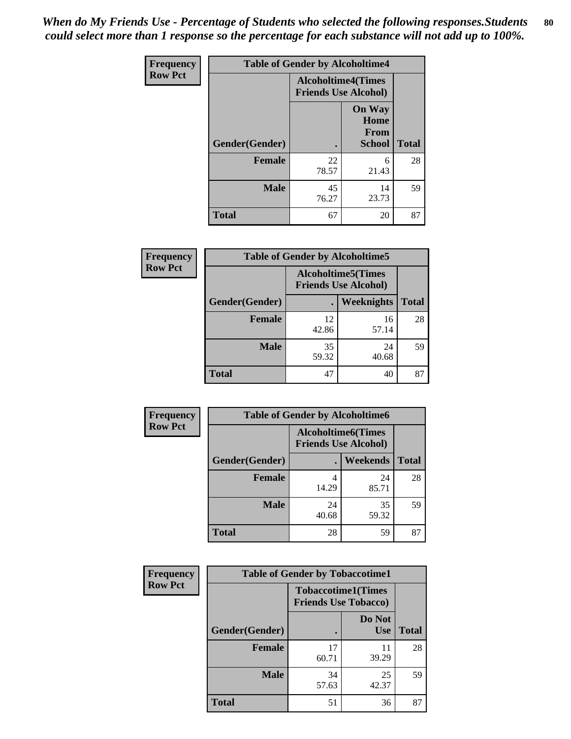*When do My Friends Use - Percentage of Students who selected the following responses.Students could select more than 1 response so the percentage for each substance will not add up to 100%.*

| Frequency Row Pct | Table of Gender by Alcoholtime4 | | |
|---|---|---|---|
| | Alcoholtime4(Times Friends Use Alcohol) | | |
| Gender(Gender) | . | On Way Home From School | Total |
| Female | 22<br>78.57 | 6<br>21.43 | 28 |
| Male | 45<br>76.27 | 14<br>23.73 | 59 |
| Total | 67 | 20 | 87 |

| Frequency Row Pct | Table of Gender by Alcoholtime5 | | |
|---|---|---|---|
| | Alcoholtime5(Times Friends Use Alcohol) | | |
| Gender(Gender) | . | Weeknights | Total |
| Female | 12<br>42.86 | 16<br>57.14 | 28 |
| Male | 35<br>59.32 | 24<br>40.68 | 59 |
| Total | 47 | 40 | 87 |

| Frequency Row Pct | Table of Gender by Alcoholtime6 | | |
|---|---|---|---|
| | Alcoholtime6(Times Friends Use Alcohol) | | |
| Gender(Gender) | . | Weekends | Total |
| Female | 4<br>14.29 | 24<br>85.71 | 28 |
| Male | 24<br>40.68 | 35<br>59.32 | 59 |
| Total | 28 | 59 | 87 |

| Frequency Row Pct | Table of Gender by Tobaccotime1 | | |
|---|---|---|---|
| | Tobaccotime1(Times Friends Use Tobacco) | | |
| Gender(Gender) | . | Do Not Use | Total |
| Female | 17<br>60.71 | 11<br>39.29 | 28 |
| Male | 34<br>57.63 | 25<br>42.37 | 59 |
| Total | 51 | 36 | 87 |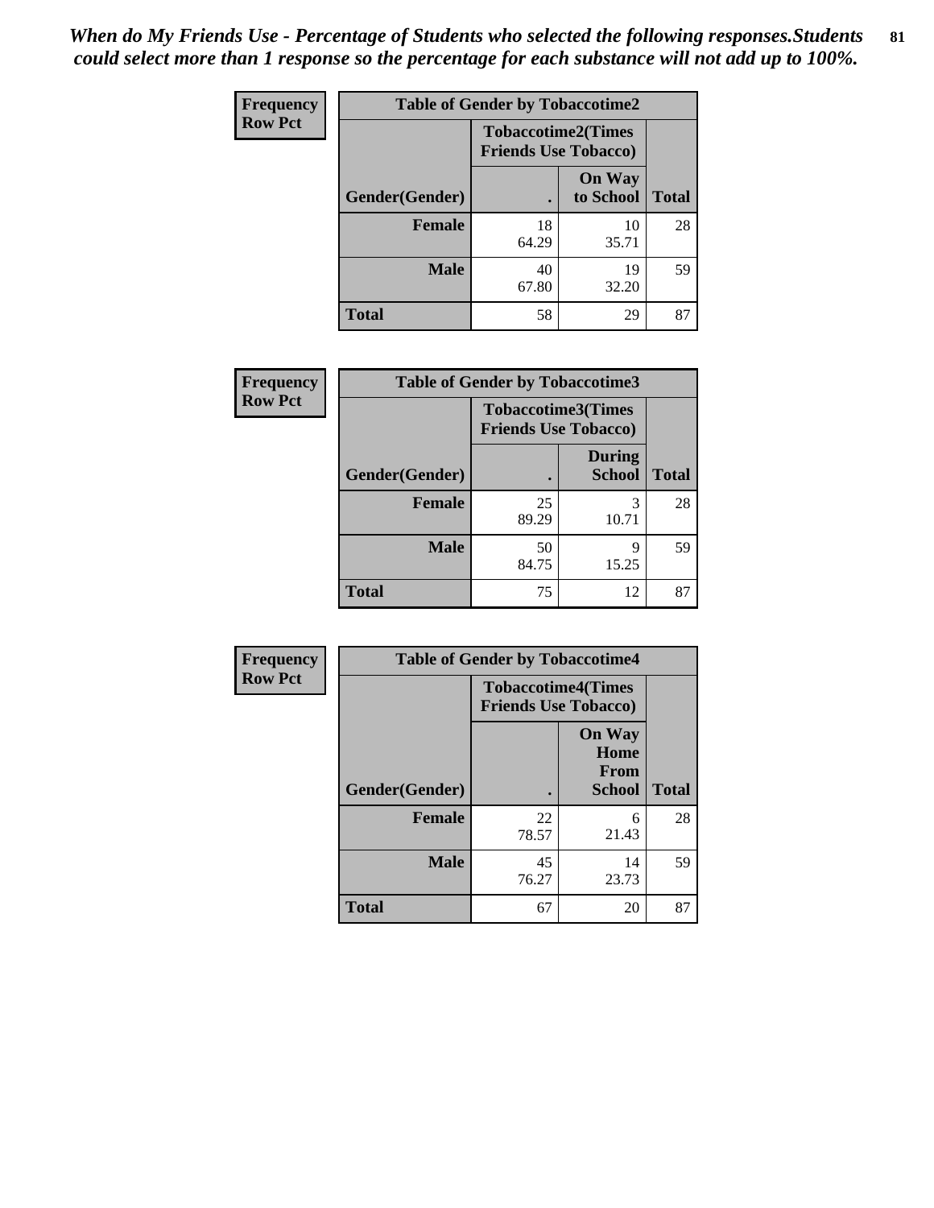*When do My Friends Use - Percentage of Students who selected the following responses.Students could select more than 1 response so the percentage for each substance will not add up to 100%.*

**Frequency**
**Row Pct**

| Table of Gender by Tobaccotime2 | | | |
|---|---|---|---|
| | Tobaccotime2(Times Friends Use Tobacco) | | |
| Gender(Gender) | . | On Way to School | Total |
| **Female** | 18<br>64.29 | 10<br>35.71 | 28 |
| **Male** | 40<br>67.80 | 19<br>32.20 | 59 |
| **Total** | 58 | 29 | 87 |

**Frequency**
**Row Pct**

| Table of Gender by Tobaccotime3 | | | |
|---|---|---|---|
| | Tobaccotime3(Times Friends Use Tobacco) | | |
| Gender(Gender) | . | During School | Total |
| **Female** | 25<br>89.29 | 3<br>10.71 | 28 |
| **Male** | 50<br>84.75 | 9<br>15.25 | 59 |
| **Total** | 75 | 12 | 87 |

**Frequency**
**Row Pct**

| Table of Gender by Tobaccotime4 | | | |
|---|---|---|---|
| | Tobaccotime4(Times Friends Use Tobacco) | | |
| Gender(Gender) | . | On Way Home From School | Total |
| **Female** | 22<br>78.57 | 6<br>21.43 | 28 |
| **Male** | 45<br>76.27 | 14<br>23.73 | 59 |
| **Total** | 67 | 20 | 87 |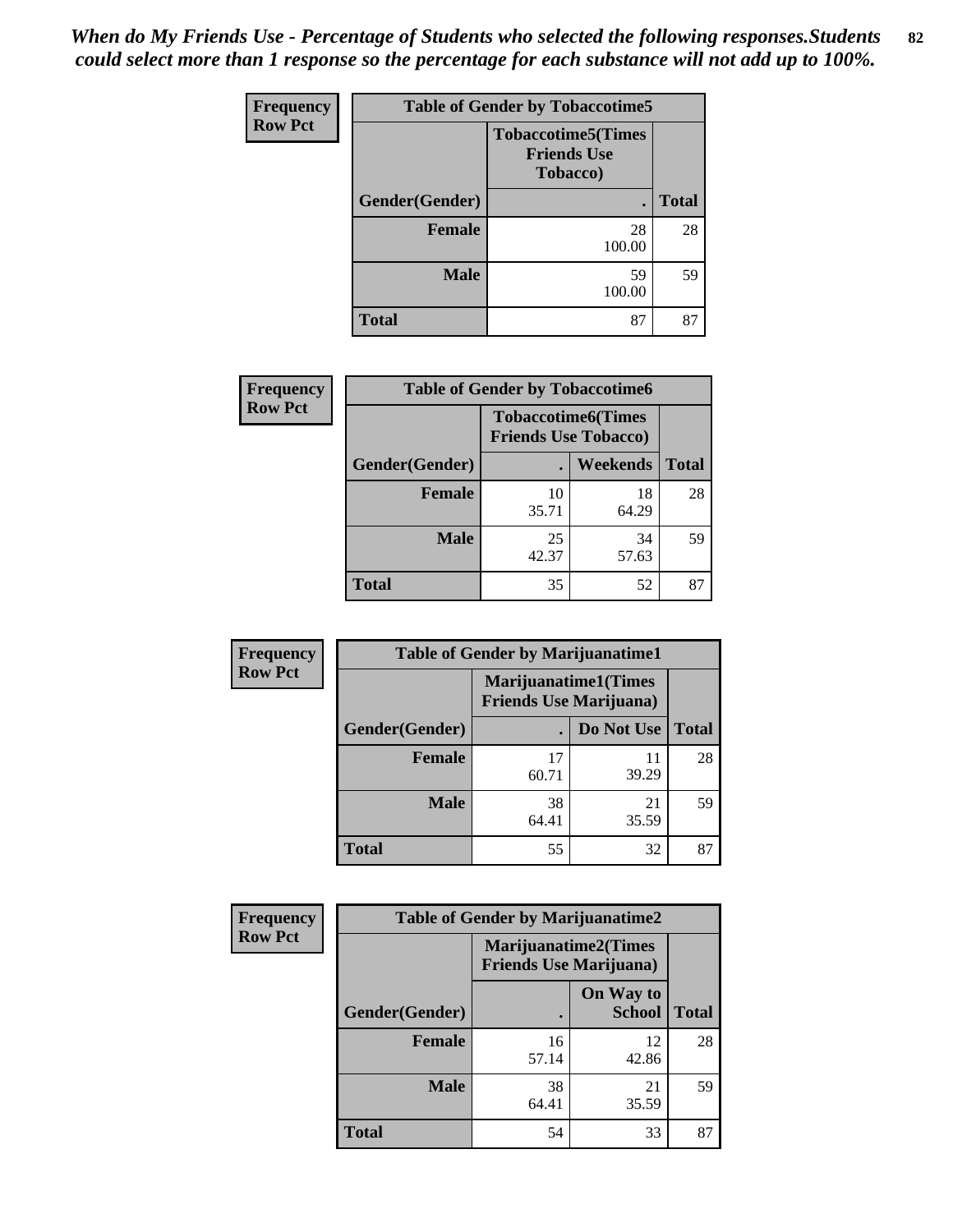*When do My Friends Use - Percentage of Students who selected the following responses.Students could select more than 1 response so the percentage for each substance will not add up to 100%.*

**Frequency**
**Row Pct**

| Table of Gender by Tobaccotime5 | | |
|---|---|---|
| | Tobaccotime5(Times Friends Use Tobacco) | |
| Gender(Gender) | . | Total |
| Female | 28<br>100.00 | 28 |
| Male | 59<br>100.00 | 59 |
| Total | 87 | 87 |

**Frequency**
**Row Pct**

| Table of Gender by Tobaccotime6 | | | |
|---|---|---|---|
| | Tobaccotime6(Times Friends Use Tobacco) | | |
| Gender(Gender) | . | Weekends | Total |
| Female | 10<br>35.71 | 18<br>64.29 | 28 |
| Male | 25<br>42.37 | 34<br>57.63 | 59 |
| Total | 35 | 52 | 87 |

**Frequency**
**Row Pct**

| Table of Gender by Marijuanatime1 | | | |
|---|---|---|---|
| | Marijuanatime1(Times Friends Use Marijuana) | | |
| Gender(Gender) | . | Do Not Use | Total |
| Female | 17<br>60.71 | 11<br>39.29 | 28 |
| Male | 38<br>64.41 | 21<br>35.59 | 59 |
| Total | 55 | 32 | 87 |

**Frequency**
**Row Pct**

| Table of Gender by Marijuanatime2 | | | |
|---|---|---|---|
| | Marijuanatime2(Times Friends Use Marijuana) | | |
| Gender(Gender) | . | On Way to School | Total |
| Female | 16<br>57.14 | 12<br>42.86 | 28 |
| Male | 38<br>64.41 | 21<br>35.59 | 59 |
| Total | 54 | 33 | 87 |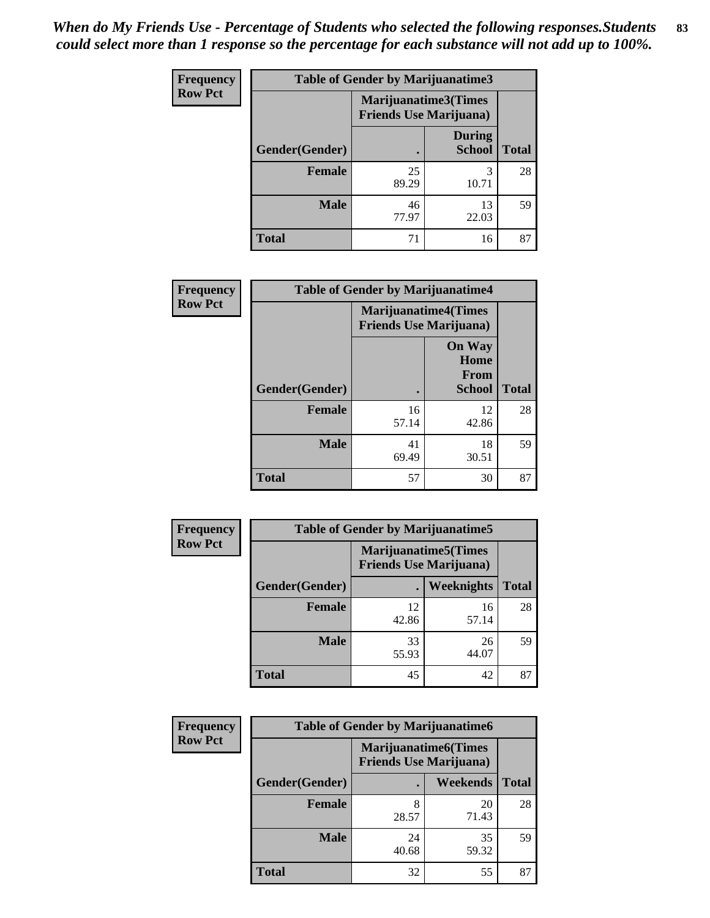*When do My Friends Use - Percentage of Students who selected the following responses.Students could select more than 1 response so the percentage for each substance will not add up to 100%.*

**Frequency / Row Pct**

**Table of Gender by Marijuanatime3**

| Gender(Gender) | Marijuanatime3(Times Friends Use Marijuana) . | During School | Total |
|---|---|---|---|
| Female | 25<br>89.29 | 3<br>10.71 | 28 |
| Male | 46<br>77.97 | 13<br>22.03 | 59 |
| Total | 71 | 16 | 87 |

**Frequency / Row Pct**

**Table of Gender by Marijuanatime4**

| Gender(Gender) | Marijuanatime4(Times Friends Use Marijuana) . | On Way Home From School | Total |
|---|---|---|---|
| Female | 16<br>57.14 | 12<br>42.86 | 28 |
| Male | 41<br>69.49 | 18<br>30.51 | 59 |
| Total | 57 | 30 | 87 |

**Frequency / Row Pct**

**Table of Gender by Marijuanatime5**

| Gender(Gender) | Marijuanatime5(Times Friends Use Marijuana) . | Weeknights | Total |
|---|---|---|---|
| Female | 12<br>42.86 | 16<br>57.14 | 28 |
| Male | 33<br>55.93 | 26<br>44.07 | 59 |
| Total | 45 | 42 | 87 |

**Frequency / Row Pct**

**Table of Gender by Marijuanatime6**

| Gender(Gender) | Marijuanatime6(Times Friends Use Marijuana) . | Weekends | Total |
|---|---|---|---|
| Female | 8<br>28.57 | 20<br>71.43 | 28 |
| Male | 24<br>40.68 | 35<br>59.32 | 59 |
| Total | 32 | 55 | 87 |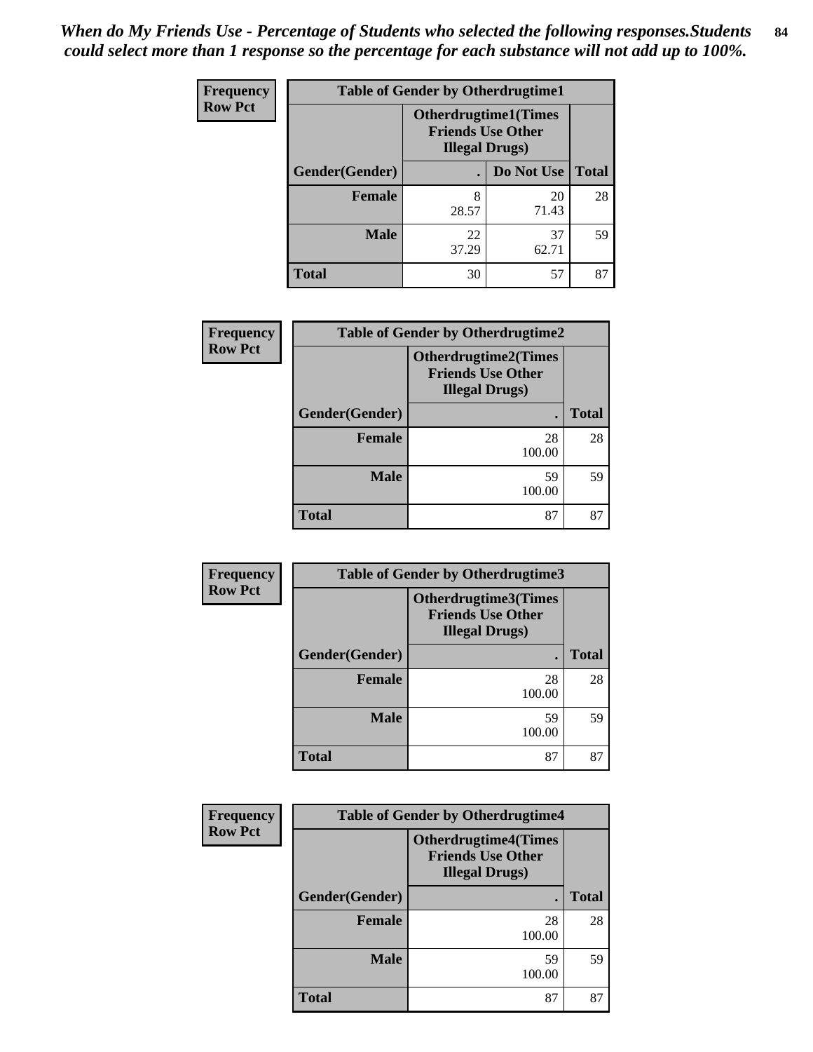*When do My Friends Use - Percentage of Students who selected the following responses.Students could select more than 1 response so the percentage for each substance will not add up to 100%.*

**Frequency**
**Row Pct**

| Table of Gender by Otherdrugtime1 | | | |
|---|---|---|---|
| | Otherdrugtime1(Times Friends Use Other Illegal Drugs) | | |
| Gender(Gender) | . | Do Not Use | Total |
| **Female** | 8<br>28.57 | 20<br>71.43 | 28 |
| **Male** | 22<br>37.29 | 37<br>62.71 | 59 |
| **Total** | 30 | 57 | 87 |

**Frequency**
**Row Pct**

| Table of Gender by Otherdrugtime2 | | |
|---|---|---|
| | Otherdrugtime2(Times Friends Use Other Illegal Drugs) | |
| Gender(Gender) | . | Total |
| **Female** | 28<br>100.00 | 28 |
| **Male** | 59<br>100.00 | 59 |
| **Total** | 87 | 87 |

**Frequency**
**Row Pct**

| Table of Gender by Otherdrugtime3 | | |
|---|---|---|
| | Otherdrugtime3(Times Friends Use Other Illegal Drugs) | |
| Gender(Gender) | . | Total |
| **Female** | 28<br>100.00 | 28 |
| **Male** | 59<br>100.00 | 59 |
| **Total** | 87 | 87 |

**Frequency**
**Row Pct**

| Table of Gender by Otherdrugtime4 | | |
|---|---|---|
| | Otherdrugtime4(Times Friends Use Other Illegal Drugs) | |
| Gender(Gender) | . | Total |
| **Female** | 28<br>100.00 | 28 |
| **Male** | 59<br>100.00 | 59 |
| **Total** | 87 | 87 |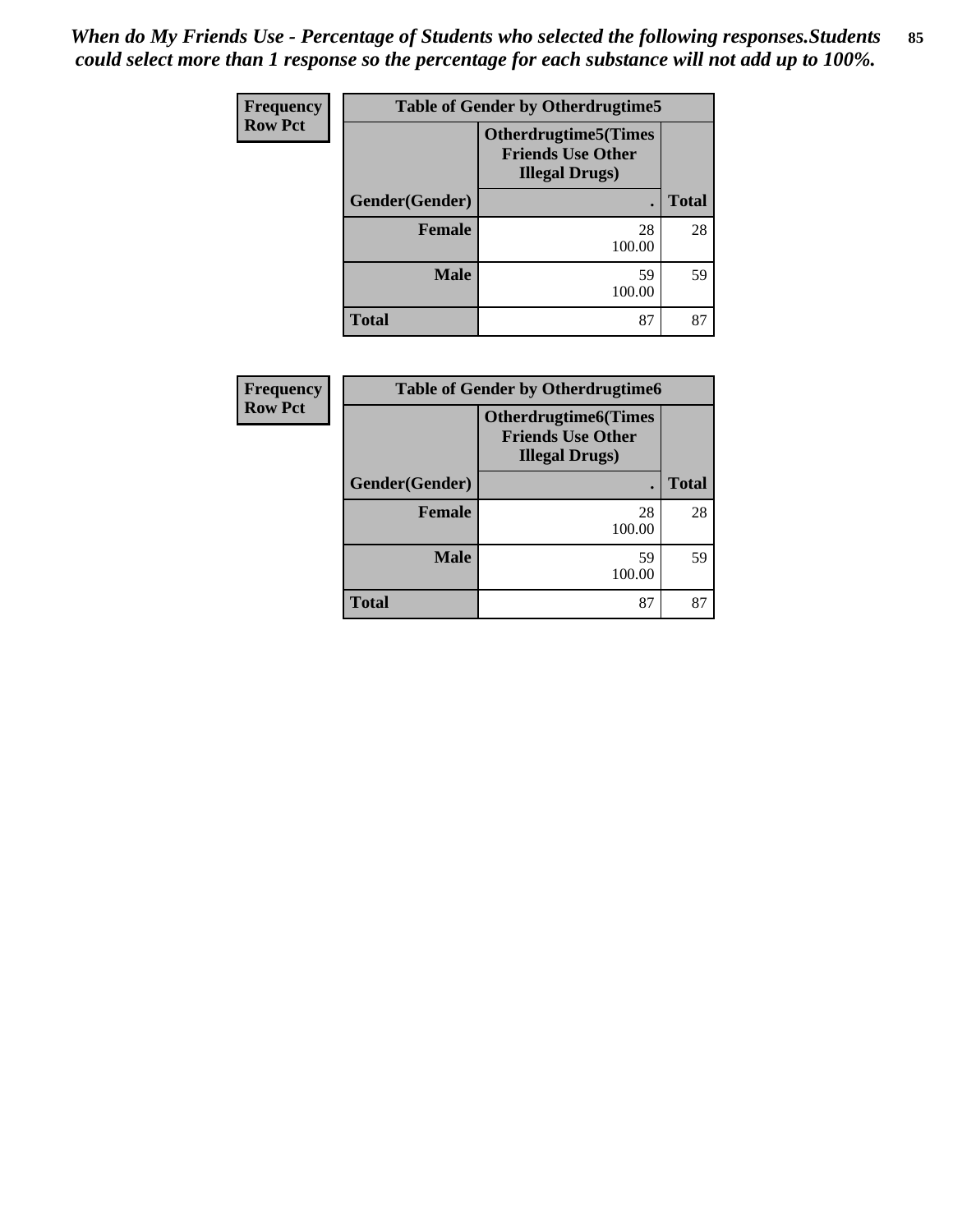*When do My Friends Use - Percentage of Students who selected the following responses.Students could select more than 1 response so the percentage for each substance will not add up to 100%.*

**Frequency**
**Row Pct**

| Table of Gender by Otherdrugtime5 | | |
|---|---|---|
| | **Otherdrugtime5(Times Friends Use Other Illegal Drugs)** | |
| **Gender(Gender)** | **.** | **Total** |
| **Female** | 28<br>100.00 | 28 |
| **Male** | 59<br>100.00 | 59 |
| **Total** | 87 | 87 |

**Frequency**
**Row Pct**

| Table of Gender by Otherdrugtime6 | | |
|---|---|---|
| | **Otherdrugtime6(Times Friends Use Other Illegal Drugs)** | |
| **Gender(Gender)** | **.** | **Total** |
| **Female** | 28<br>100.00 | 28 |
| **Male** | 59<br>100.00 | 59 |
| **Total** | 87 | 87 |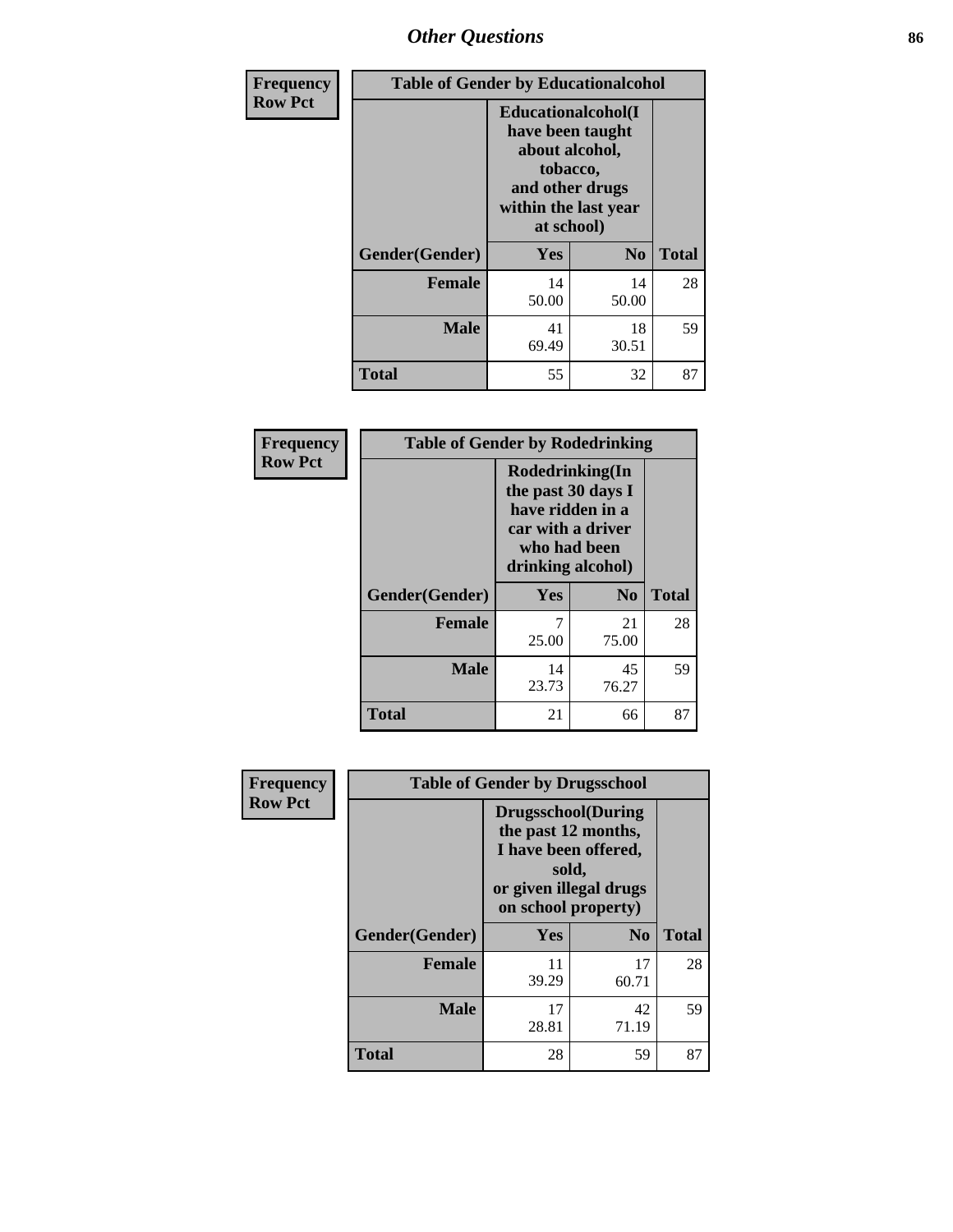## Other Questions

**Frequency**
**Row Pct**

| Table of Gender by Educationalcohol | | | |
|---|---|---|---|
| | Educationalcohol(I have been taught about alcohol, tobacco, and other drugs within the last year at school) | | |
| Gender(Gender) | Yes | No | Total |
| Female | 14<br>50.00 | 14<br>50.00 | 28 |
| Male | 41<br>69.49 | 18<br>30.51 | 59 |
| Total | 55 | 32 | 87 |

**Frequency**
**Row Pct**

| Table of Gender by Rodedrinking | | | |
|---|---|---|---|
| | Rodedrinking(In the past 30 days I have ridden in a car with a driver who had been drinking alcohol) | | |
| Gender(Gender) | Yes | No | Total |
| Female | 7<br>25.00 | 21<br>75.00 | 28 |
| Male | 14<br>23.73 | 45<br>76.27 | 59 |
| Total | 21 | 66 | 87 |

**Frequency**
**Row Pct**

| Table of Gender by Drugsschool | | | |
|---|---|---|---|
| | Drugsschool(During the past 12 months, I have been offered, sold, or given illegal drugs on school property) | | |
| Gender(Gender) | Yes | No | Total |
| Female | 11<br>39.29 | 17<br>60.71 | 28 |
| Male | 17<br>28.81 | 42<br>71.19 | 59 |
| Total | 28 | 59 | 87 |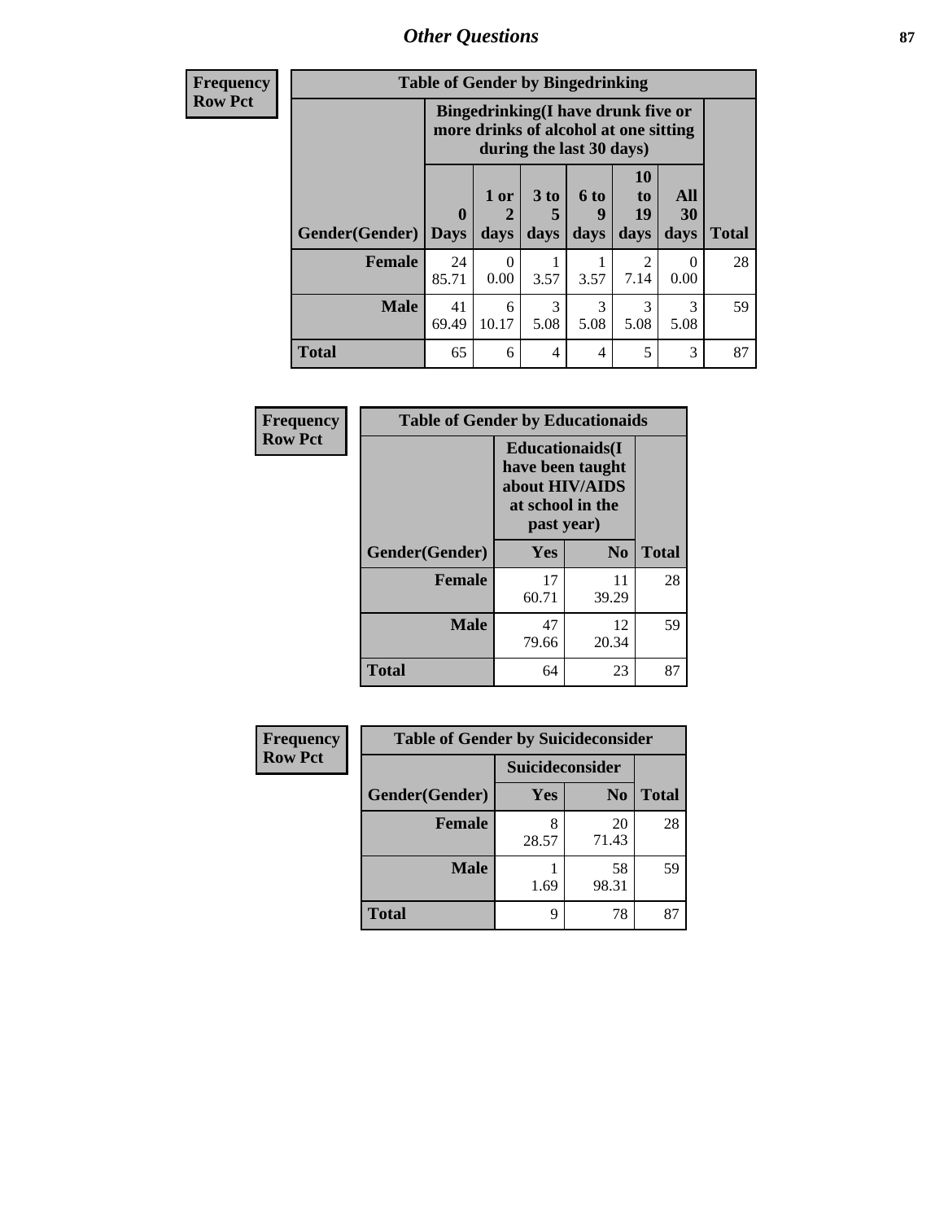## Other Questions

**Frequency**
**Row Pct**

| Table of Gender by Bingedrinking | | | | | | | |
|---|---|---|---|---|---|---|---|
| | Bingedrinking(I have drunk five or more drinks of alcohol at one sitting during the last 30 days) | | | | | | |
| Gender(Gender) | 0 Days | 1 or 2 days | 3 to 5 days | 6 to 9 days | 10 to 19 days | All 30 days | Total |
| **Female** | 24<br>85.71 | 0<br>0.00 | 1<br>3.57 | 1<br>3.57 | 2<br>7.14 | 0<br>0.00 | 28 |
| **Male** | 41<br>69.49 | 6<br>10.17 | 3<br>5.08 | 3<br>5.08 | 3<br>5.08 | 3<br>5.08 | 59 |
| **Total** | 65 | 6 | 4 | 4 | 5 | 3 | 87 |

**Frequency**
**Row Pct**

| Table of Gender by Educationaids | | | |
|---|---|---|---|
| | Educationaids(I have been taught about HIV/AIDS at school in the past year) | | |
| Gender(Gender) | Yes | No | Total |
| **Female** | 17<br>60.71 | 11<br>39.29 | 28 |
| **Male** | 47<br>79.66 | 12<br>20.34 | 59 |
| **Total** | 64 | 23 | 87 |

**Frequency**
**Row Pct**

| Table of Gender by Suicideconsider | | | |
|---|---|---|---|
| | Suicideconsider | | |
| Gender(Gender) | Yes | No | Total |
| **Female** | 8<br>28.57 | 20<br>71.43 | 28 |
| **Male** | 1<br>1.69 | 58<br>98.31 | 59 |
| **Total** | 9 | 78 | 87 |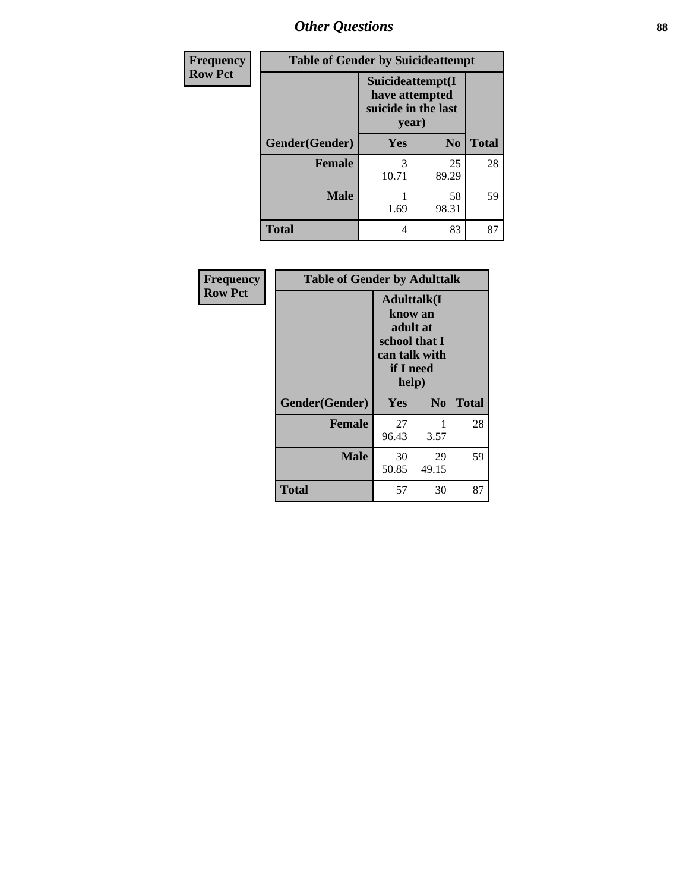## Other Questions

| Frequency Row Pct | Table of Gender by Suicideattempt | | |
|---|---|---|---|
| | Suicideattempt(I have attempted suicide in the last year) | | |
| Gender(Gender) | Yes | No | Total |
| Female | 3<br>10.71 | 25<br>89.29 | 28 |
| Male | 1<br>1.69 | 58<br>98.31 | 59 |
| Total | 4 | 83 | 87 |

| Frequency Row Pct | Table of Gender by Adulttalk | | |
|---|---|---|---|
| | Adulttalk(I know an adult at school that I can talk with if I need help) | | |
| Gender(Gender) | Yes | No | Total |
| Female | 27<br>96.43 | 1<br>3.57 | 28 |
| Male | 30<br>50.85 | 29<br>49.15 | 59 |
| Total | 57 | 30 | 87 |